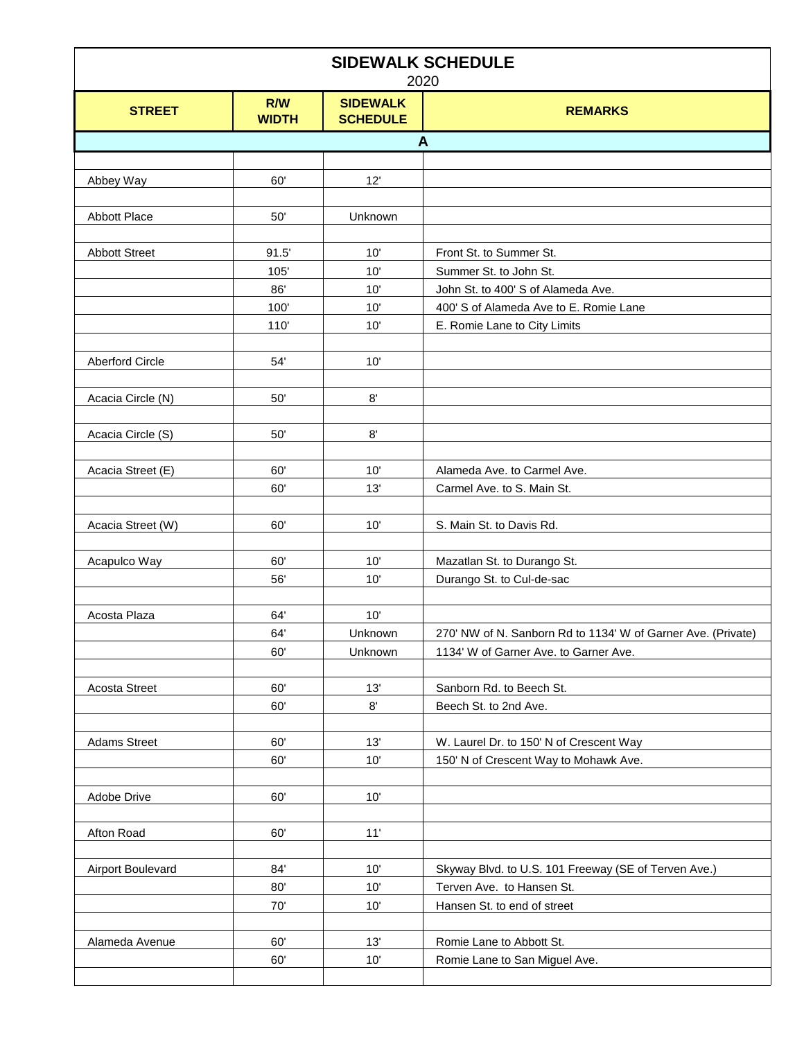# SIDEWALK SCHEDULE

2020

| STREET | R/W WIDTH | SIDEWALK SCHEDULE | REMARKS |
|---|---|---|---|
| **A** | | | |
| Abbey Way | 60' | 12' | |
| Abbott Place | 50' | Unknown | |
| Abbott Street | 91.5' | 10' | Front St. to Summer St. |
| | 105' | 10' | Summer St. to John St. |
| | 86' | 10' | John St. to 400' S of Alameda Ave. |
| | 100' | 10' | 400' S of Alameda Ave to E. Romie Lane |
| | 110' | 10' | E. Romie Lane to City Limits |
| Aberford Circle | 54' | 10' | |
| Acacia Circle (N) | 50' | 8' | |
| Acacia Circle (S) | 50' | 8' | |
| Acacia Street (E) | 60' | 10' | Alameda Ave. to Carmel Ave. |
| | 60' | 13' | Carmel Ave. to S. Main St. |
| Acacia Street (W) | 60' | 10' | S. Main St. to Davis Rd. |
| Acapulco Way | 60' | 10' | Mazatlan St. to Durango St. |
| | 56' | 10' | Durango St. to Cul-de-sac |
| Acosta Plaza | 64' | 10' | |
| | 64' | Unknown | 270' NW of N. Sanborn Rd to 1134' W of Garner Ave. (Private) |
| | 60' | Unknown | 1134' W of Garner Ave. to Garner Ave. |
| Acosta Street | 60' | 13' | Sanborn Rd. to Beech St. |
| | 60' | 8' | Beech St. to 2nd Ave. |
| Adams Street | 60' | 13' | W. Laurel Dr. to 150' N of Crescent Way |
| | 60' | 10' | 150' N of Crescent Way to Mohawk Ave. |
| Adobe Drive | 60' | 10' | |
| Afton Road | 60' | 11' | |
| Airport Boulevard | 84' | 10' | Skyway Blvd. to U.S. 101 Freeway (SE of Terven Ave.) |
| | 80' | 10' | Terven Ave. to Hansen St. |
| | 70' | 10' | Hansen St. to end of street |
| Alameda Avenue | 60' | 13' | Romie Lane to Abbott St. |
| | 60' | 10' | Romie Lane to San Miguel Ave. |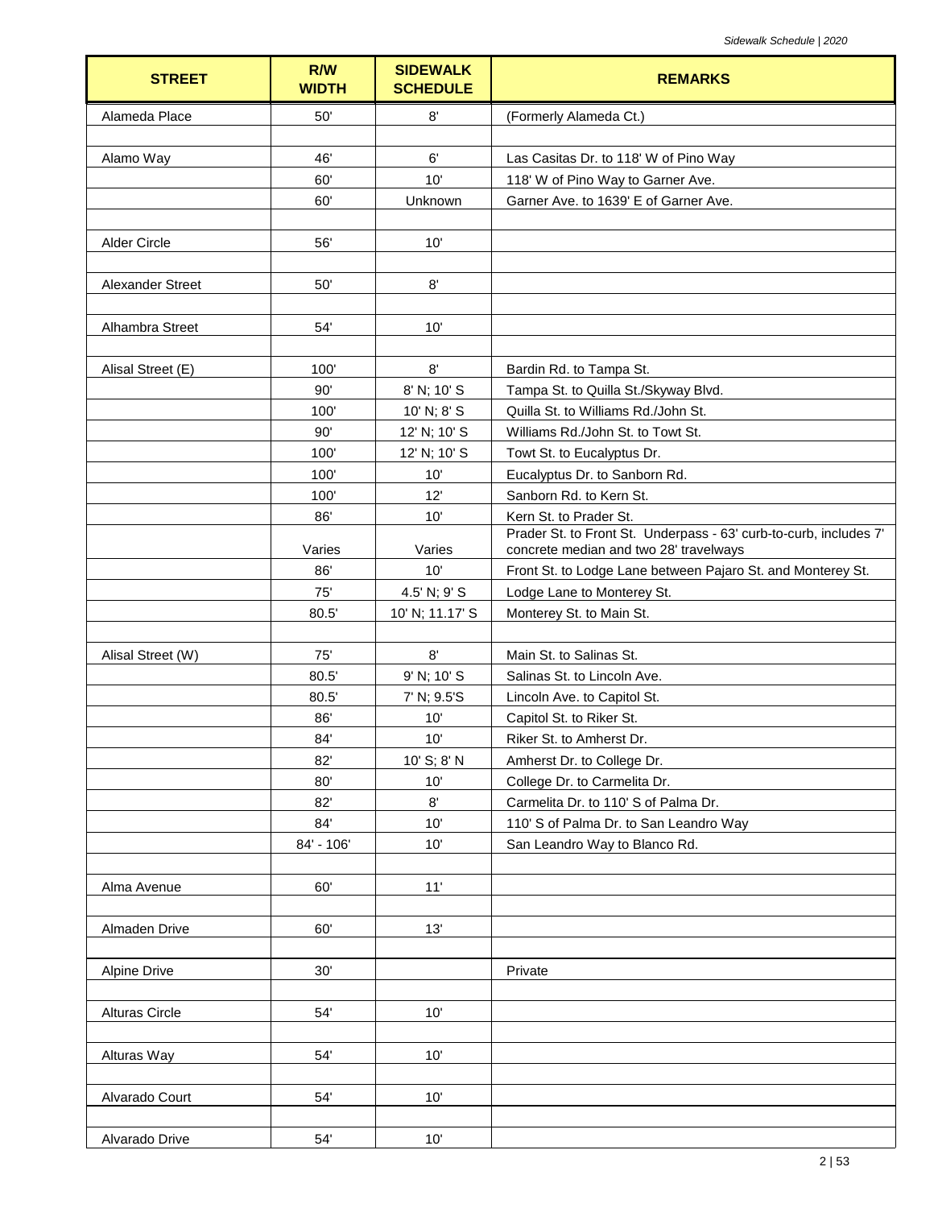| STREET | R/W WIDTH | SIDEWALK SCHEDULE | REMARKS |
|---|---|---|---|
| Alameda Place | 50' | 8' | (Formerly Alameda Ct.) |
| | | | |
| Alamo Way | 46' | 6' | Las Casitas Dr. to 118' W of Pino Way |
| | 60' | 10' | 118' W of Pino Way to Garner Ave. |
| | 60' | Unknown | Garner Ave. to 1639' E of Garner Ave. |
| | | | |
| Alder Circle | 56' | 10' | |
| | | | |
| Alexander Street | 50' | 8' | |
| | | | |
| Alhambra Street | 54' | 10' | |
| | | | |
| Alisal Street (E) | 100' | 8' | Bardin Rd. to Tampa St. |
| | 90' | 8' N; 10' S | Tampa St. to Quilla St./Skyway Blvd. |
| | 100' | 10' N; 8' S | Quilla St. to Williams Rd./John St. |
| | 90' | 12' N; 10' S | Williams Rd./John St. to Towt St. |
| | 100' | 12' N; 10' S | Towt St. to Eucalyptus Dr. |
| | 100' | 10' | Eucalyptus Dr. to Sanborn Rd. |
| | 100' | 12' | Sanborn Rd. to Kern St. |
| | 86' | 10' | Kern St. to Prader St. |
| | Varies | Varies | Prader St. to Front St. Underpass - 63' curb-to-curb, includes 7' concrete median and two 28' travelways |
| | 86' | 10' | Front St. to Lodge Lane between Pajaro St. and Monterey St. |
| | 75' | 4.5' N; 9' S | Lodge Lane to Monterey St. |
| | 80.5' | 10' N; 11.17' S | Monterey St. to Main St. |
| | | | |
| Alisal Street (W) | 75' | 8' | Main St. to Salinas St. |
| | 80.5' | 9' N; 10' S | Salinas St. to Lincoln Ave. |
| | 80.5' | 7' N; 9.5'S | Lincoln Ave. to Capitol St. |
| | 86' | 10' | Capitol St. to Riker St. |
| | 84' | 10' | Riker St. to Amherst Dr. |
| | 82' | 10' S; 8' N | Amherst Dr. to College Dr. |
| | 80' | 10' | College Dr. to Carmelita Dr. |
| | 82' | 8' | Carmelita Dr. to 110' S of Palma Dr. |
| | 84' | 10' | 110' S of Palma Dr. to San Leandro Way |
| | 84' - 106' | 10' | San Leandro Way to Blanco Rd. |
| | | | |
| Alma Avenue | 60' | 11' | |
| | | | |
| Almaden Drive | 60' | 13' | |
| | | | |
| Alpine Drive | 30' | | Private |
| | | | |
| Alturas Circle | 54' | 10' | |
| | | | |
| Alturas Way | 54' | 10' | |
| | | | |
| Alvarado Court | 54' | 10' | |
| | | | |
| Alvarado Drive | 54' | 10' | |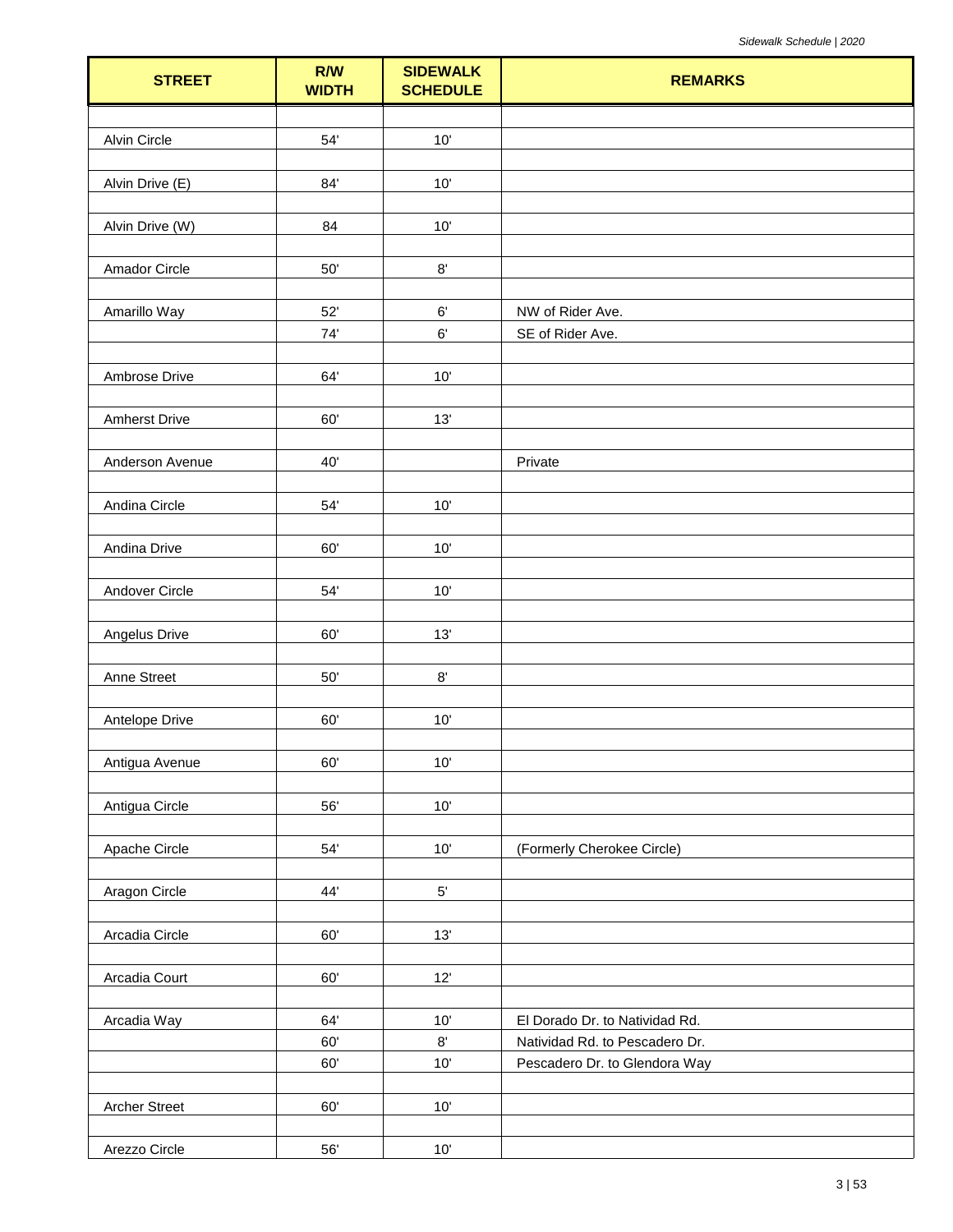| STREET | R/W WIDTH | SIDEWALK SCHEDULE | REMARKS |
|---|---|---|---|
| | | | |
| Alvin Circle | 54' | 10' | |
| | | | |
| Alvin Drive (E) | 84' | 10' | |
| | | | |
| Alvin Drive (W) | 84 | 10' | |
| | | | |
| Amador Circle | 50' | 8' | |
| | | | |
| Amarillo Way | 52' | 6' | NW of Rider Ave. |
| | 74' | 6' | SE of Rider Ave. |
| | | | |
| Ambrose Drive | 64' | 10' | |
| | | | |
| Amherst Drive | 60' | 13' | |
| | | | |
| Anderson Avenue | 40' | | Private |
| | | | |
| Andina Circle | 54' | 10' | |
| | | | |
| Andina Drive | 60' | 10' | |
| | | | |
| Andover Circle | 54' | 10' | |
| | | | |
| Angelus Drive | 60' | 13' | |
| | | | |
| Anne Street | 50' | 8' | |
| | | | |
| Antelope Drive | 60' | 10' | |
| | | | |
| Antigua Avenue | 60' | 10' | |
| | | | |
| Antigua Circle | 56' | 10' | |
| | | | |
| Apache Circle | 54' | 10' | (Formerly Cherokee Circle) |
| | | | |
| Aragon Circle | 44' | 5' | |
| | | | |
| Arcadia Circle | 60' | 13' | |
| | | | |
| Arcadia Court | 60' | 12' | |
| | | | |
| Arcadia Way | 64' | 10' | El Dorado Dr. to Natividad Rd. |
| | 60' | 8' | Natividad Rd. to Pescadero Dr. |
| | 60' | 10' | Pescadero Dr. to Glendora Way |
| | | | |
| Archer Street | 60' | 10' | |
| | | | |
| Arezzo Circle | 56' | 10' | |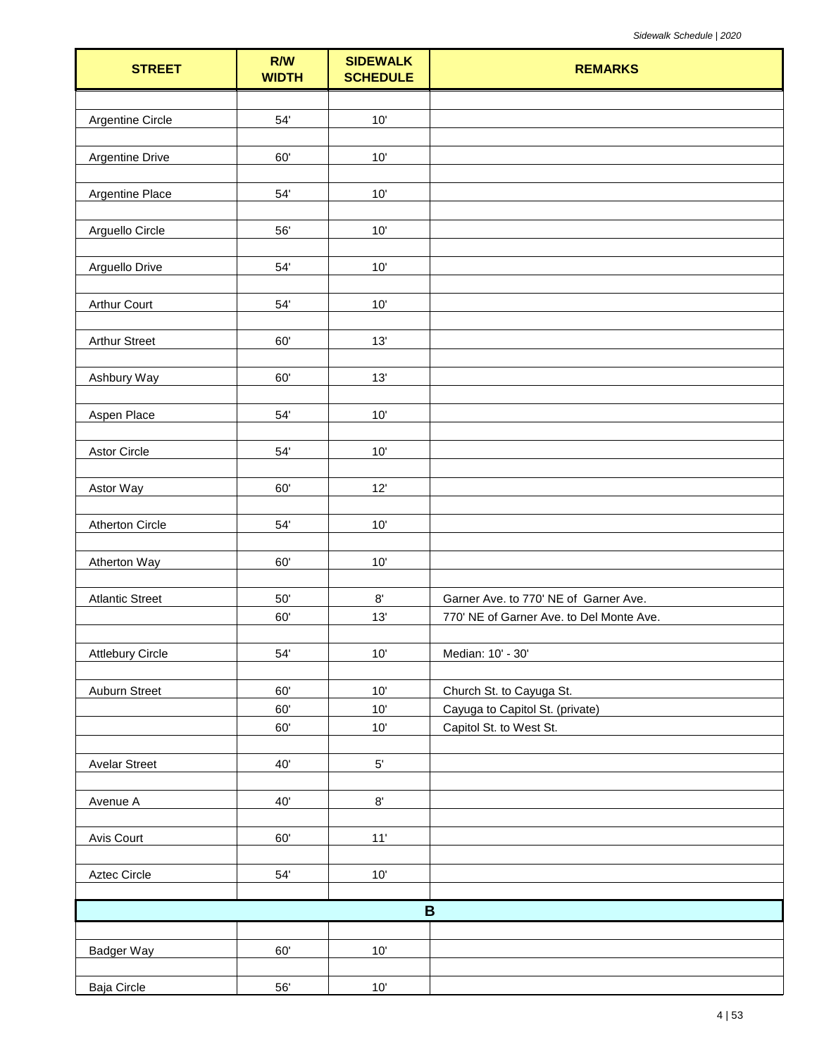| STREET | R/W WIDTH | SIDEWALK SCHEDULE | REMARKS |
|---|---|---|---|
| Argentine Circle | 54' | 10' | |
| Argentine Drive | 60' | 10' | |
| Argentine Place | 54' | 10' | |
| Arguello Circle | 56' | 10' | |
| Arguello Drive | 54' | 10' | |
| Arthur Court | 54' | 10' | |
| Arthur Street | 60' | 13' | |
| Ashbury Way | 60' | 13' | |
| Aspen Place | 54' | 10' | |
| Astor Circle | 54' | 10' | |
| Astor Way | 60' | 12' | |
| Atherton Circle | 54' | 10' | |
| Atherton Way | 60' | 10' | |
| Atlantic Street | 50' | 8' | Garner Ave. to 770' NE of Garner Ave. |
| | 60' | 13' | 770' NE of Garner Ave. to Del Monte Ave. |
| Attlebury Circle | 54' | 10' | Median: 10' - 30' |
| Auburn Street | 60' | 10' | Church St. to Cayuga St. |
| | 60' | 10' | Cayuga to Capitol St. (private) |
| | 60' | 10' | Capitol St. to West St. |
| Avelar Street | 40' | 5' | |
| Avenue A | 40' | 8' | |
| Avis Court | 60' | 11' | |
| Aztec Circle | 54' | 10' | |
| **B** | | | |
| Badger Way | 60' | 10' | |
| Baja Circle | 56' | 10' | |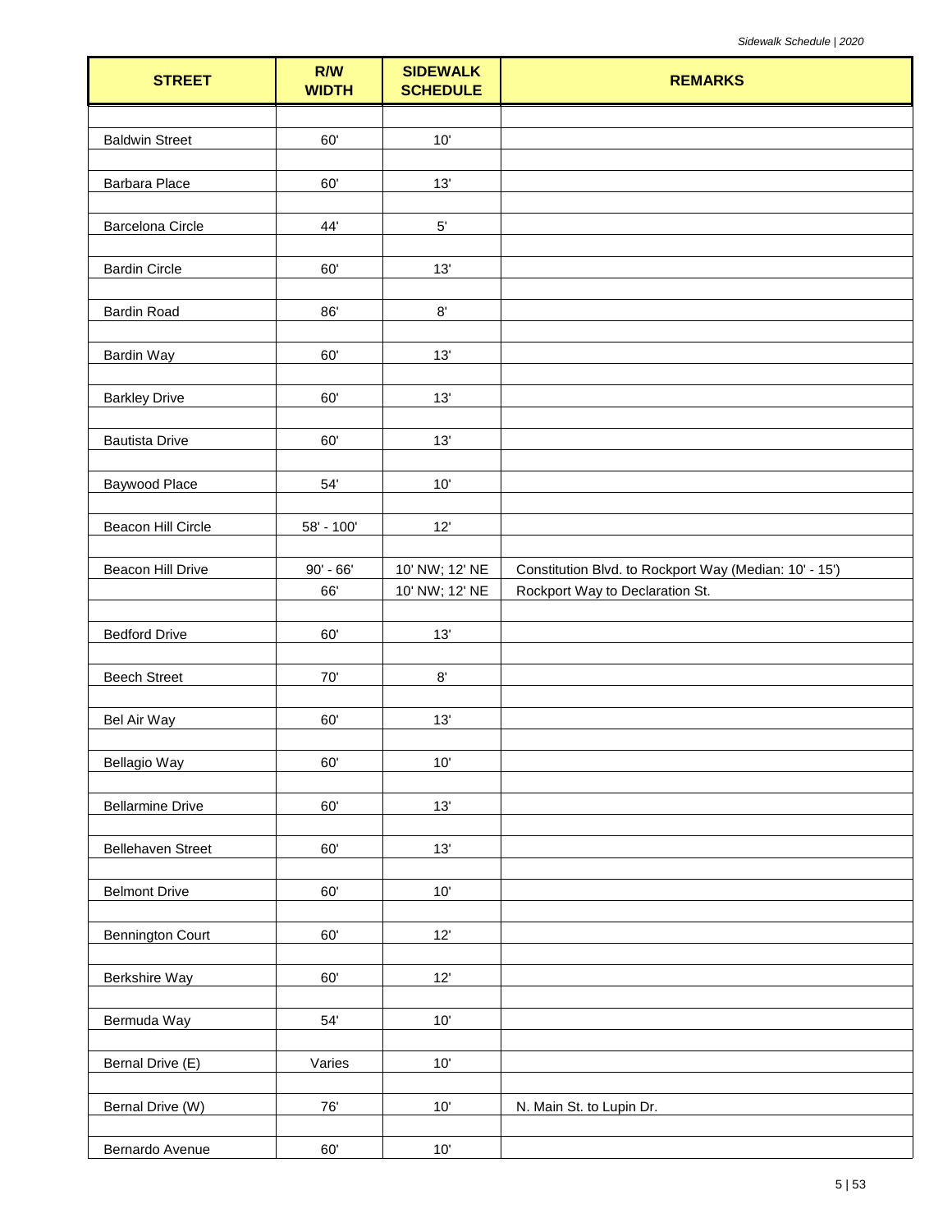| STREET | R/W WIDTH | SIDEWALK SCHEDULE | REMARKS |
|---|---|---|---|
| Baldwin Street | 60' | 10' | |
| Barbara Place | 60' | 13' | |
| Barcelona Circle | 44' | 5' | |
| Bardin Circle | 60' | 13' | |
| Bardin Road | 86' | 8' | |
| Bardin Way | 60' | 13' | |
| Barkley Drive | 60' | 13' | |
| Bautista Drive | 60' | 13' | |
| Baywood Place | 54' | 10' | |
| Beacon Hill Circle | 58' - 100' | 12' | |
| Beacon Hill Drive | 90' - 66' | 10' NW; 12' NE | Constitution Blvd. to Rockport Way (Median: 10' - 15') |
| | 66' | 10' NW; 12' NE | Rockport Way to Declaration St. |
| Bedford Drive | 60' | 13' | |
| Beech Street | 70' | 8' | |
| Bel Air Way | 60' | 13' | |
| Bellagio Way | 60' | 10' | |
| Bellarmine Drive | 60' | 13' | |
| Bellehaven Street | 60' | 13' | |
| Belmont Drive | 60' | 10' | |
| Bennington Court | 60' | 12' | |
| Berkshire Way | 60' | 12' | |
| Bermuda Way | 54' | 10' | |
| Bernal Drive (E) | Varies | 10' | |
| Bernal Drive (W) | 76' | 10' | N. Main St. to Lupin Dr. |
| Bernardo Avenue | 60' | 10' | |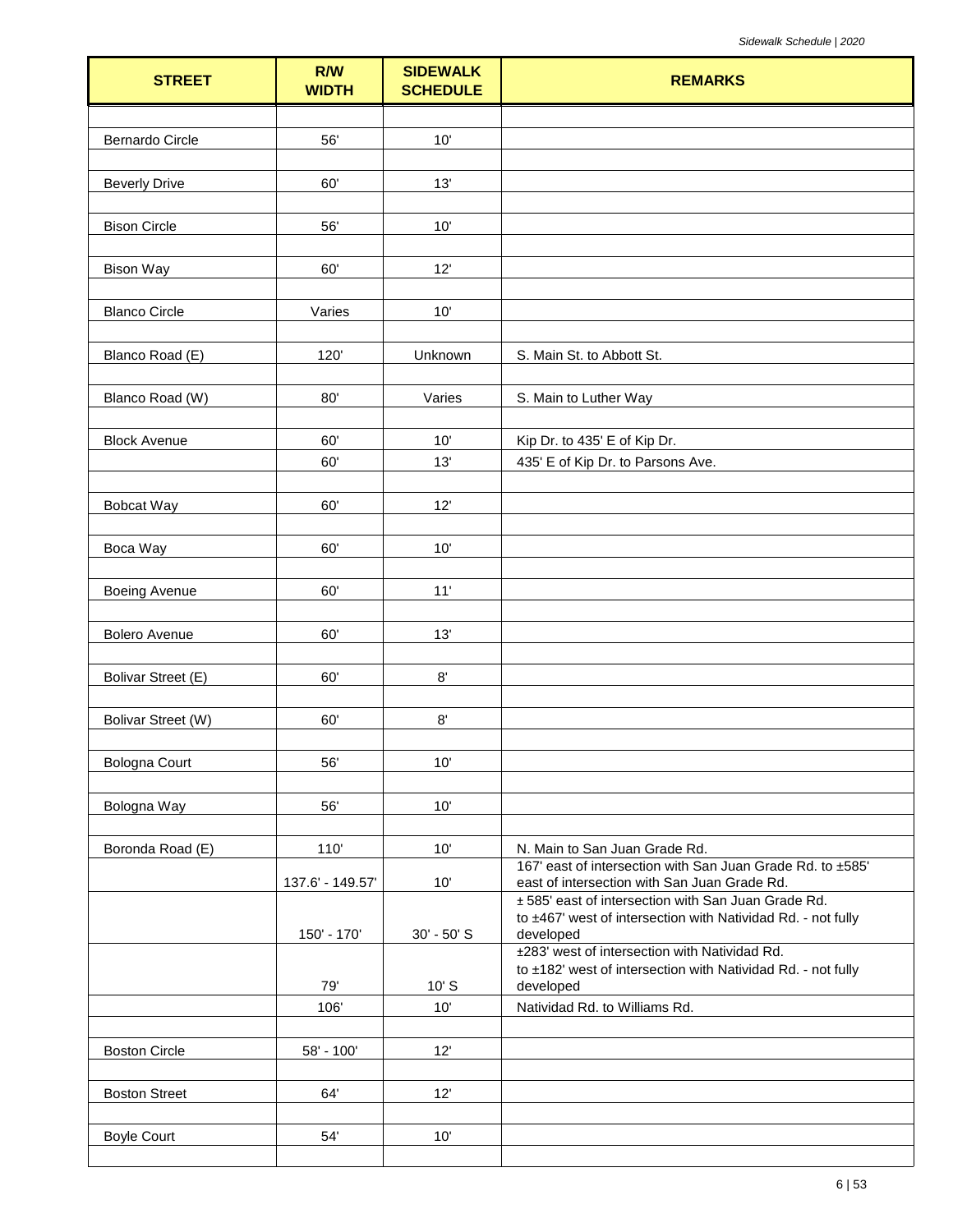| STREET | R/W WIDTH | SIDEWALK SCHEDULE | REMARKS |
|---|---|---|---|
| Bernardo Circle | 56' | 10' | |
| Beverly Drive | 60' | 13' | |
| Bison Circle | 56' | 10' | |
| Bison Way | 60' | 12' | |
| Blanco Circle | Varies | 10' | |
| Blanco Road (E) | 120' | Unknown | S. Main St. to Abbott St. |
| Blanco Road (W) | 80' | Varies | S. Main to Luther Way |
| Block Avenue | 60' | 10' | Kip Dr. to 435' E of Kip Dr. |
| | 60' | 13' | 435' E of Kip Dr. to Parsons Ave. |
| Bobcat Way | 60' | 12' | |
| Boca Way | 60' | 10' | |
| Boeing Avenue | 60' | 11' | |
| Bolero Avenue | 60' | 13' | |
| Bolivar Street (E) | 60' | 8' | |
| Bolivar Street (W) | 60' | 8' | |
| Bologna Court | 56' | 10' | |
| Bologna Way | 56' | 10' | |
| Boronda Road (E) | 110' | 10' | N. Main to San Juan Grade Rd. |
| | 137.6' - 149.57' | 10' | 167' east of intersection with San Juan Grade Rd. to ±585' east of intersection with San Juan Grade Rd. |
| | 150' - 170' | 30' - 50' S | ± 585' east of intersection with San Juan Grade Rd. to ±467' west of intersection with Natividad Rd. - not fully developed |
| | 79' | 10' S | ±283' west of intersection with Natividad Rd. to ±182' west of intersection with Natividad Rd. - not fully developed |
| | 106' | 10' | Natividad Rd. to Williams Rd. |
| Boston Circle | 58' - 100' | 12' | |
| Boston Street | 64' | 12' | |
| Boyle Court | 54' | 10' | |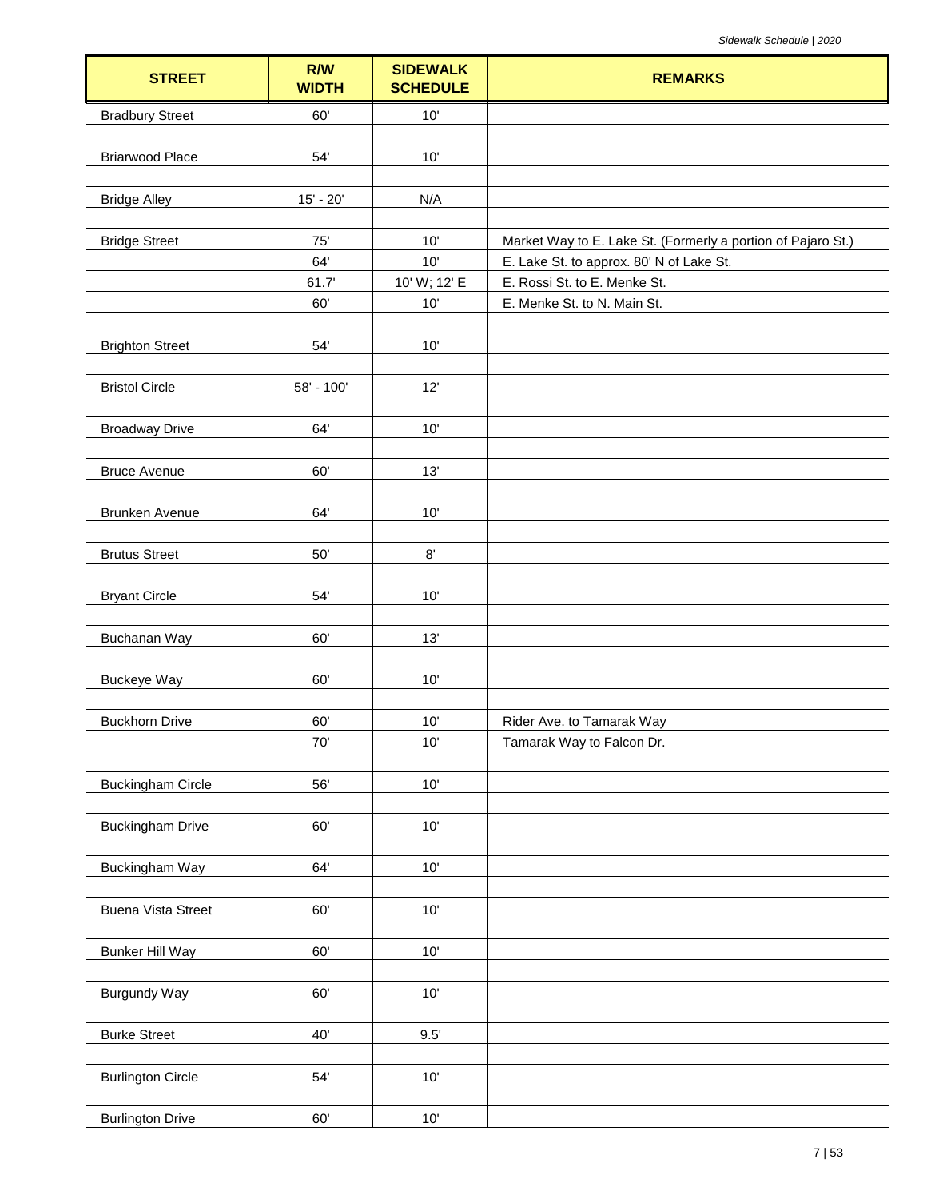| STREET | R/W WIDTH | SIDEWALK SCHEDULE | REMARKS |
|---|---|---|---|
| Bradbury Street | 60' | 10' | |
| | | | |
| Briarwood Place | 54' | 10' | |
| | | | |
| Bridge Alley | 15' - 20' | N/A | |
| | | | |
| Bridge Street | 75' | 10' | Market Way to E. Lake St. (Formerly a portion of Pajaro St.) |
| | 64' | 10' | E. Lake St. to approx. 80' N of Lake St. |
| | 61.7' | 10' W; 12' E | E. Rossi St. to E. Menke St. |
| | 60' | 10' | E. Menke St. to N. Main St. |
| | | | |
| Brighton Street | 54' | 10' | |
| | | | |
| Bristol Circle | 58' - 100' | 12' | |
| | | | |
| Broadway Drive | 64' | 10' | |
| | | | |
| Bruce Avenue | 60' | 13' | |
| | | | |
| Brunken Avenue | 64' | 10' | |
| | | | |
| Brutus Street | 50' | 8' | |
| | | | |
| Bryant Circle | 54' | 10' | |
| | | | |
| Buchanan Way | 60' | 13' | |
| | | | |
| Buckeye Way | 60' | 10' | |
| | | | |
| Buckhorn Drive | 60' | 10' | Rider Ave. to Tamarak Way |
| | 70' | 10' | Tamarak Way to Falcon Dr. |
| | | | |
| Buckingham Circle | 56' | 10' | |
| | | | |
| Buckingham Drive | 60' | 10' | |
| | | | |
| Buckingham Way | 64' | 10' | |
| | | | |
| Buena Vista Street | 60' | 10' | |
| | | | |
| Bunker Hill Way | 60' | 10' | |
| | | | |
| Burgundy Way | 60' | 10' | |
| | | | |
| Burke Street | 40' | 9.5' | |
| | | | |
| Burlington Circle | 54' | 10' | |
| | | | |
| Burlington Drive | 60' | 10' | |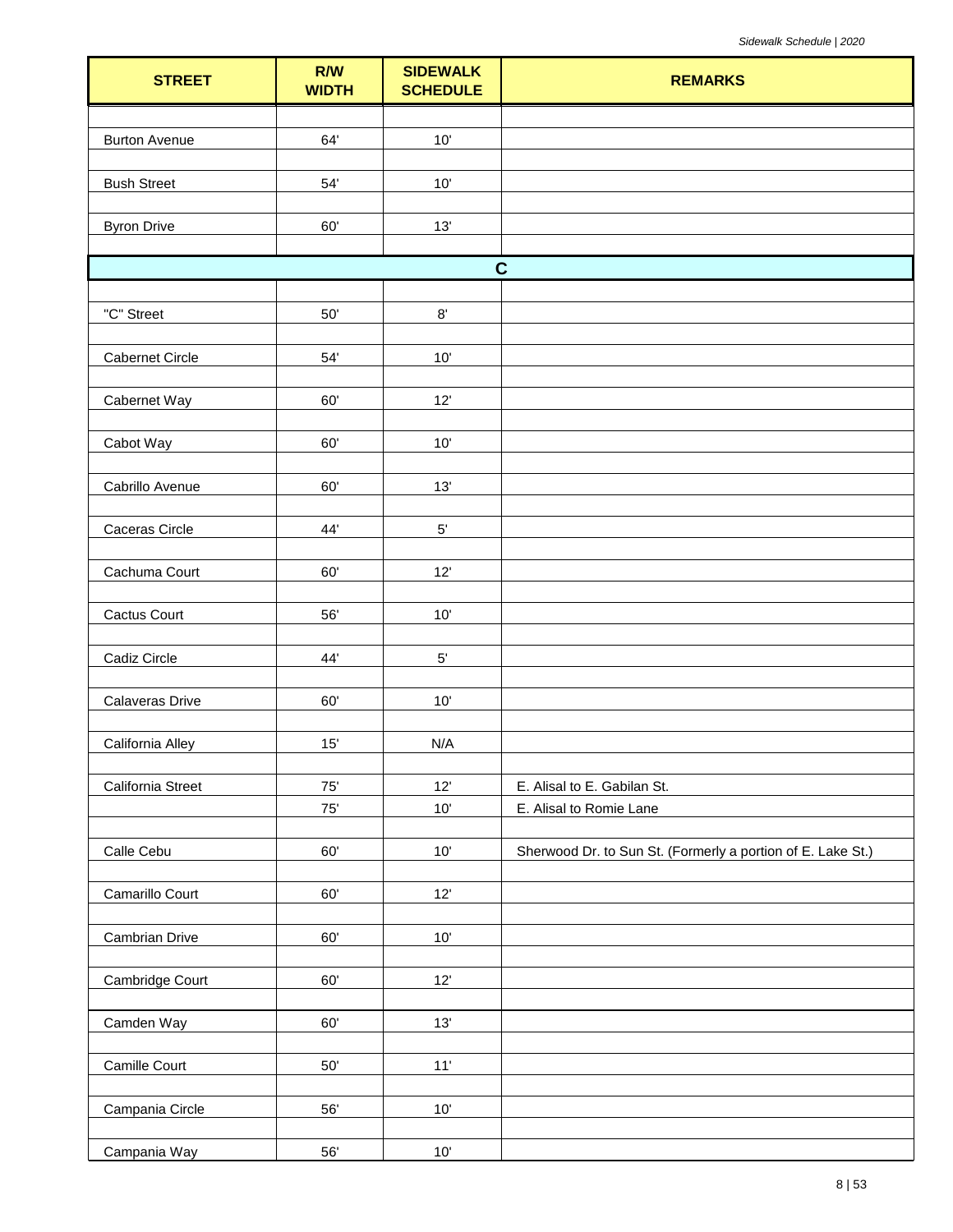| STREET | R/W WIDTH | SIDEWALK SCHEDULE | REMARKS |
|---|---|---|---|
| Burton Avenue | 64' | 10' | |
| Bush Street | 54' | 10' | |
| Byron Drive | 60' | 13' | |
| **C** | | | |
| "C" Street | 50' | 8' | |
| Cabernet Circle | 54' | 10' | |
| Cabernet Way | 60' | 12' | |
| Cabot Way | 60' | 10' | |
| Cabrillo Avenue | 60' | 13' | |
| Caceras Circle | 44' | 5' | |
| Cachuma Court | 60' | 12' | |
| Cactus Court | 56' | 10' | |
| Cadiz Circle | 44' | 5' | |
| Calaveras Drive | 60' | 10' | |
| California Alley | 15' | N/A | |
| California Street | 75' | 12' | E. Alisal to E. Gabilan St. |
| | 75' | 10' | E. Alisal to Romie Lane |
| Calle Cebu | 60' | 10' | Sherwood Dr. to Sun St. (Formerly a portion of E. Lake St.) |
| Camarillo Court | 60' | 12' | |
| Cambrian Drive | 60' | 10' | |
| Cambridge Court | 60' | 12' | |
| Camden Way | 60' | 13' | |
| Camille Court | 50' | 11' | |
| Campania Circle | 56' | 10' | |
| Campania Way | 56' | 10' | |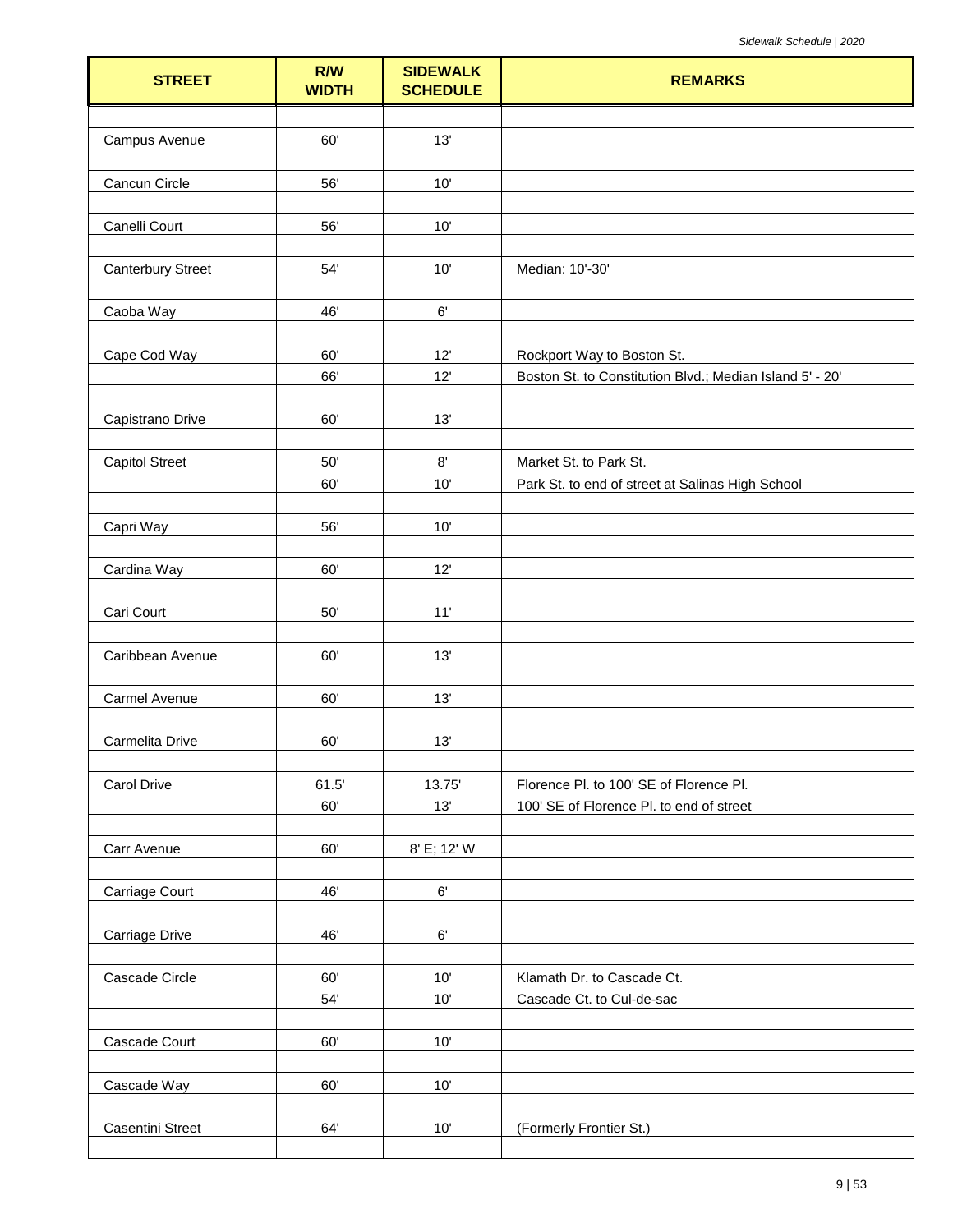| STREET | R/W WIDTH | SIDEWALK SCHEDULE | REMARKS |
|---|---|---|---|
| Campus Avenue | 60' | 13' | |
| Cancun Circle | 56' | 10' | |
| Canelli Court | 56' | 10' | |
| Canterbury Street | 54' | 10' | Median: 10'-30' |
| Caoba Way | 46' | 6' | |
| Cape Cod Way | 60' | 12' | Rockport Way to Boston St. |
| | 66' | 12' | Boston St. to Constitution Blvd.; Median Island 5' - 20' |
| Capistrano Drive | 60' | 13' | |
| Capitol Street | 50' | 8' | Market St. to Park St. |
| | 60' | 10' | Park St. to end of street at Salinas High School |
| Capri Way | 56' | 10' | |
| Cardina Way | 60' | 12' | |
| Cari Court | 50' | 11' | |
| Caribbean Avenue | 60' | 13' | |
| Carmel Avenue | 60' | 13' | |
| Carmelita Drive | 60' | 13' | |
| Carol Drive | 61.5' | 13.75' | Florence Pl. to 100' SE of Florence Pl. |
| | 60' | 13' | 100' SE of Florence Pl. to end of street |
| Carr Avenue | 60' | 8' E; 12' W | |
| Carriage Court | 46' | 6' | |
| Carriage Drive | 46' | 6' | |
| Cascade Circle | 60' | 10' | Klamath Dr. to Cascade Ct. |
| | 54' | 10' | Cascade Ct. to Cul-de-sac |
| Cascade Court | 60' | 10' | |
| Cascade Way | 60' | 10' | |
| Casentini Street | 64' | 10' | (Formerly Frontier St.) |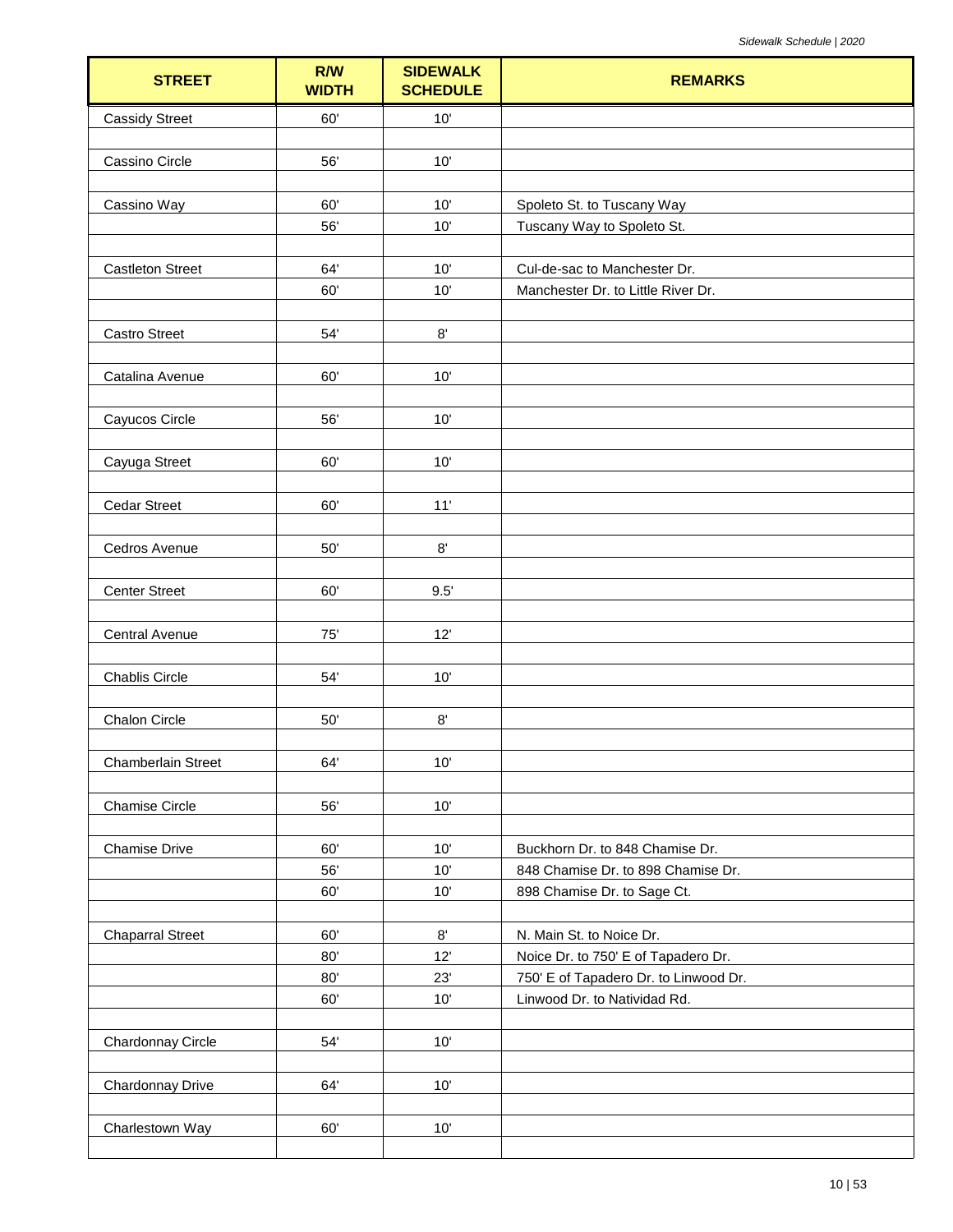| STREET | R/W WIDTH | SIDEWALK SCHEDULE | REMARKS |
|---|---|---|---|
| Cassidy Street | 60' | 10' | |
| | | | |
| Cassino Circle | 56' | 10' | |
| | | | |
| Cassino Way | 60' | 10' | Spoleto St. to Tuscany Way |
| | 56' | 10' | Tuscany Way to Spoleto St. |
| | | | |
| Castleton Street | 64' | 10' | Cul-de-sac to Manchester Dr. |
| | 60' | 10' | Manchester Dr. to Little River Dr. |
| | | | |
| Castro Street | 54' | 8' | |
| | | | |
| Catalina Avenue | 60' | 10' | |
| | | | |
| Cayucos Circle | 56' | 10' | |
| | | | |
| Cayuga Street | 60' | 10' | |
| | | | |
| Cedar Street | 60' | 11' | |
| | | | |
| Cedros Avenue | 50' | 8' | |
| | | | |
| Center Street | 60' | 9.5' | |
| | | | |
| Central Avenue | 75' | 12' | |
| | | | |
| Chablis Circle | 54' | 10' | |
| | | | |
| Chalon Circle | 50' | 8' | |
| | | | |
| Chamberlain Street | 64' | 10' | |
| | | | |
| Chamise Circle | 56' | 10' | |
| | | | |
| Chamise Drive | 60' | 10' | Buckhorn Dr. to 848 Chamise Dr. |
| | 56' | 10' | 848 Chamise Dr. to 898 Chamise Dr. |
| | 60' | 10' | 898 Chamise Dr. to Sage Ct. |
| | | | |
| Chaparral Street | 60' | 8' | N. Main St. to Noice Dr. |
| | 80' | 12' | Noice Dr. to 750' E of Tapadero Dr. |
| | 80' | 23' | 750' E of Tapadero Dr. to Linwood Dr. |
| | 60' | 10' | Linwood Dr. to Natividad Rd. |
| | | | |
| Chardonnay Circle | 54' | 10' | |
| | | | |
| Chardonnay Drive | 64' | 10' | |
| | | | |
| Charlestown Way | 60' | 10' | |
| | | | |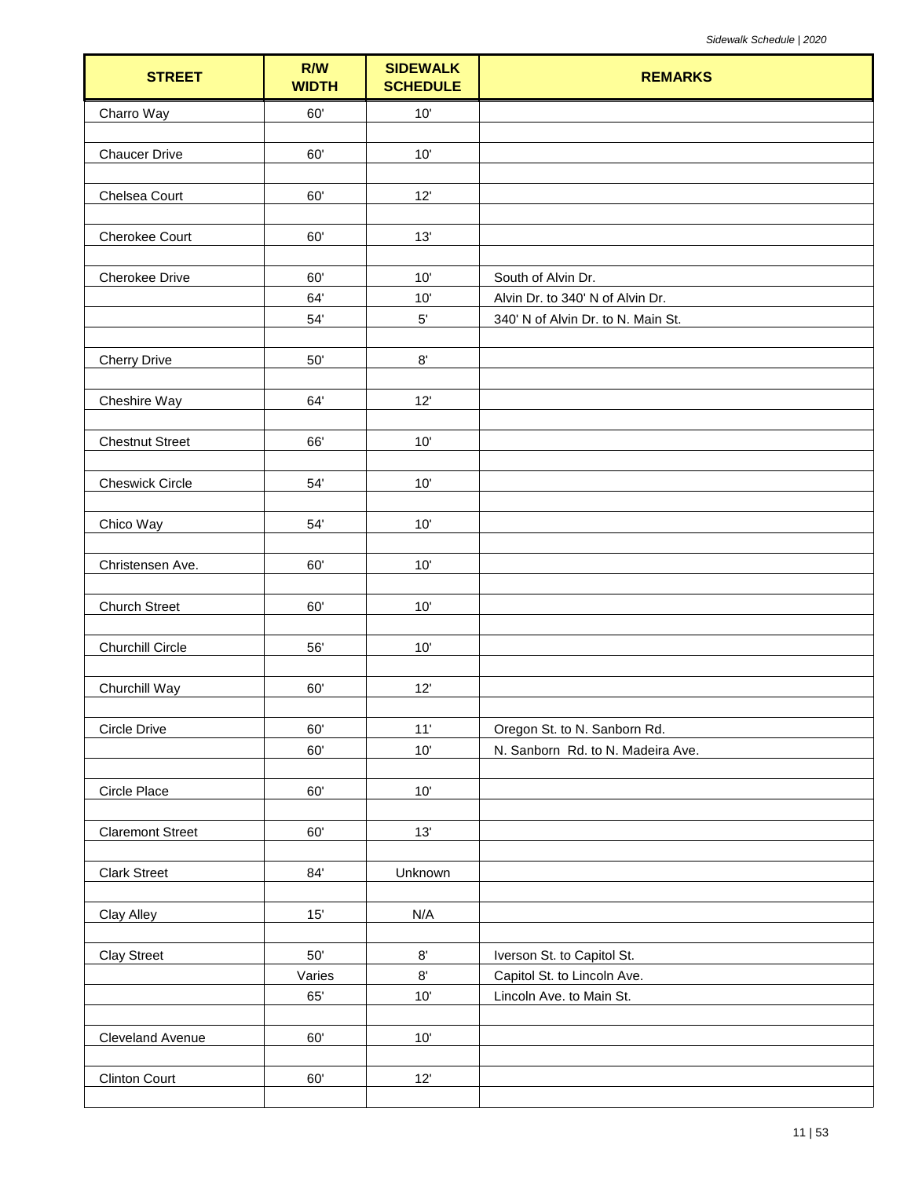| STREET | R/W WIDTH | SIDEWALK SCHEDULE | REMARKS |
|---|---|---|---|
| Charro Way | 60' | 10' | |
| | | | |
| Chaucer Drive | 60' | 10' | |
| | | | |
| Chelsea Court | 60' | 12' | |
| | | | |
| Cherokee Court | 60' | 13' | |
| | | | |
| Cherokee Drive | 60' | 10' | South of Alvin Dr. |
| | 64' | 10' | Alvin Dr. to 340' N of Alvin Dr. |
| | 54' | 5' | 340' N of Alvin Dr. to N. Main St. |
| | | | |
| Cherry Drive | 50' | 8' | |
| | | | |
| Cheshire Way | 64' | 12' | |
| | | | |
| Chestnut Street | 66' | 10' | |
| | | | |
| Cheswick Circle | 54' | 10' | |
| | | | |
| Chico Way | 54' | 10' | |
| | | | |
| Christensen Ave. | 60' | 10' | |
| | | | |
| Church Street | 60' | 10' | |
| | | | |
| Churchill Circle | 56' | 10' | |
| | | | |
| Churchill Way | 60' | 12' | |
| | | | |
| Circle Drive | 60' | 11' | Oregon St. to N. Sanborn Rd. |
| | 60' | 10' | N. Sanborn Rd. to N. Madeira Ave. |
| | | | |
| Circle Place | 60' | 10' | |
| | | | |
| Claremont Street | 60' | 13' | |
| | | | |
| Clark Street | 84' | Unknown | |
| | | | |
| Clay Alley | 15' | N/A | |
| | | | |
| Clay Street | 50' | 8' | Iverson St. to Capitol St. |
| | Varies | 8' | Capitol St. to Lincoln Ave. |
| | 65' | 10' | Lincoln Ave. to Main St. |
| | | | |
| Cleveland Avenue | 60' | 10' | |
| | | | |
| Clinton Court | 60' | 12' | |
| | | | |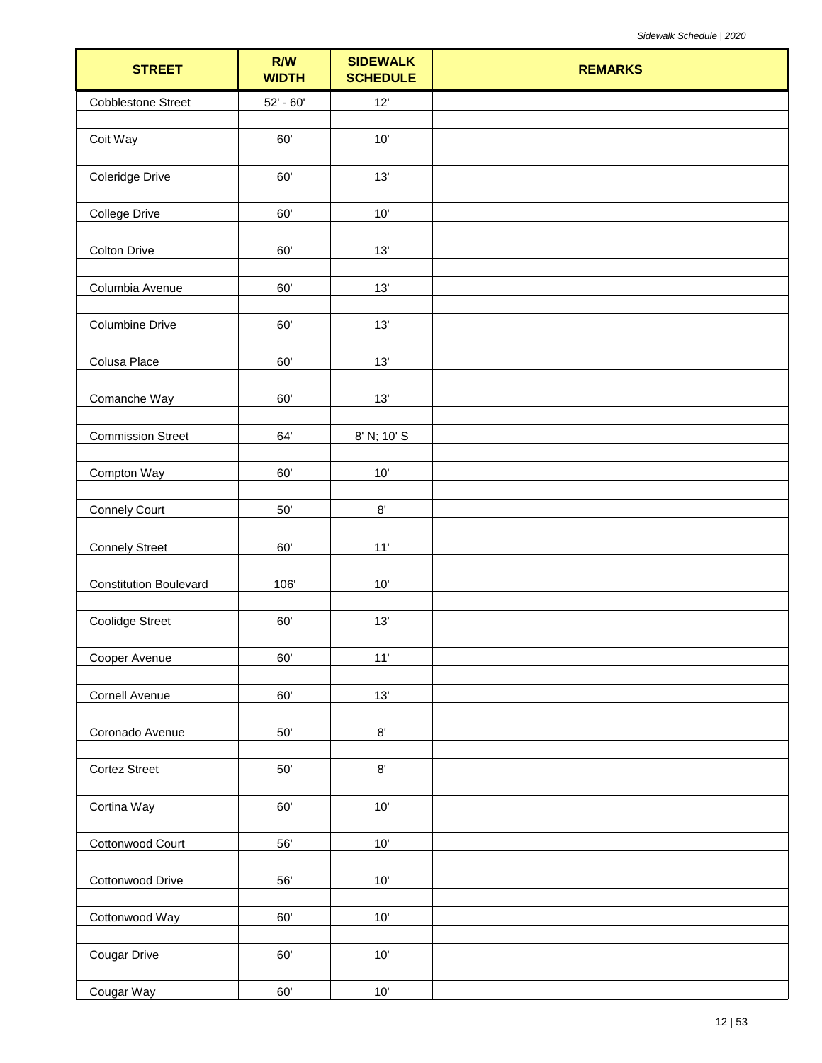| STREET | R/W WIDTH | SIDEWALK SCHEDULE | REMARKS |
|---|---|---|---|
| Cobblestone Street | 52' - 60' | 12' | |
| Coit Way | 60' | 10' | |
| Coleridge Drive | 60' | 13' | |
| College Drive | 60' | 10' | |
| Colton Drive | 60' | 13' | |
| Columbia Avenue | 60' | 13' | |
| Columbine Drive | 60' | 13' | |
| Colusa Place | 60' | 13' | |
| Comanche Way | 60' | 13' | |
| Commission Street | 64' | 8' N; 10' S | |
| Compton Way | 60' | 10' | |
| Connely Court | 50' | 8' | |
| Connely Street | 60' | 11' | |
| Constitution Boulevard | 106' | 10' | |
| Coolidge Street | 60' | 13' | |
| Cooper Avenue | 60' | 11' | |
| Cornell Avenue | 60' | 13' | |
| Coronado Avenue | 50' | 8' | |
| Cortez Street | 50' | 8' | |
| Cortina Way | 60' | 10' | |
| Cottonwood Court | 56' | 10' | |
| Cottonwood Drive | 56' | 10' | |
| Cottonwood Way | 60' | 10' | |
| Cougar Drive | 60' | 10' | |
| Cougar Way | 60' | 10' | |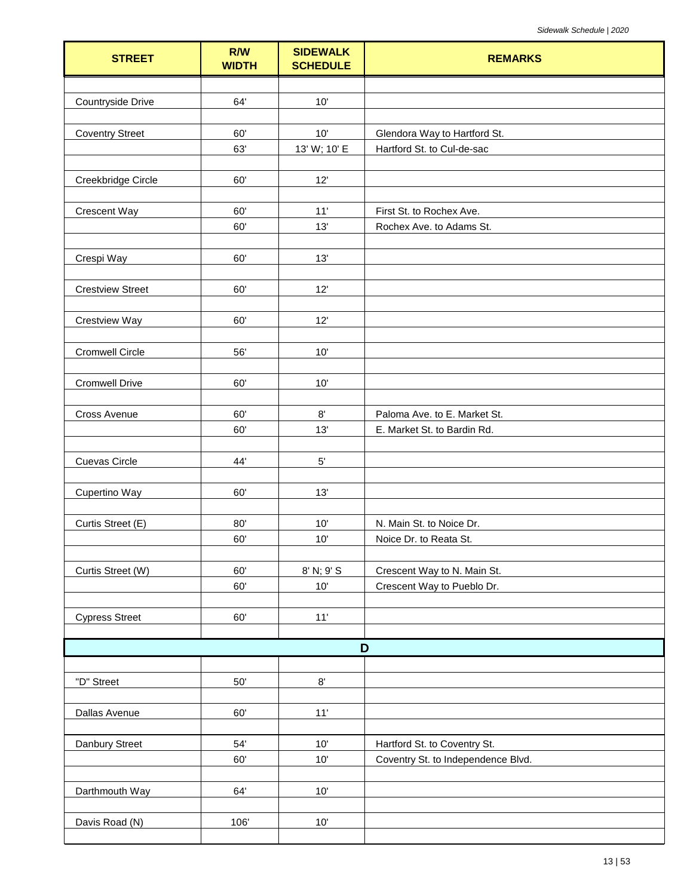| STREET | R/W WIDTH | SIDEWALK SCHEDULE | REMARKS |
|---|---|---|---|
| Countryside Drive | 64' | 10' | |
| Coventry Street | 60' | 10' | Glendora Way to Hartford St. |
| | 63' | 13' W; 10' E | Hartford St. to Cul-de-sac |
| Creekbridge Circle | 60' | 12' | |
| Crescent Way | 60' | 11' | First St. to Rochex Ave. |
| | 60' | 13' | Rochex Ave. to Adams St. |
| Crespi Way | 60' | 13' | |
| Crestview Street | 60' | 12' | |
| Crestview Way | 60' | 12' | |
| Cromwell Circle | 56' | 10' | |
| Cromwell Drive | 60' | 10' | |
| Cross Avenue | 60' | 8' | Paloma Ave. to E. Market St. |
| | 60' | 13' | E. Market St. to Bardin Rd. |
| Cuevas Circle | 44' | 5' | |
| Cupertino Way | 60' | 13' | |
| Curtis Street (E) | 80' | 10' | N. Main St. to Noice Dr. |
| | 60' | 10' | Noice Dr. to Reata St. |
| Curtis Street (W) | 60' | 8' N; 9' S | Crescent Way to N. Main St. |
| | 60' | 10' | Crescent Way to Pueblo Dr. |
| Cypress Street | 60' | 11' | |
| **D** | | | |
| "D" Street | 50' | 8' | |
| Dallas Avenue | 60' | 11' | |
| Danbury Street | 54' | 10' | Hartford St. to Coventry St. |
| | 60' | 10' | Coventry St. to Independence Blvd. |
| Darthmouth Way | 64' | 10' | |
| Davis Road (N) | 106' | 10' | |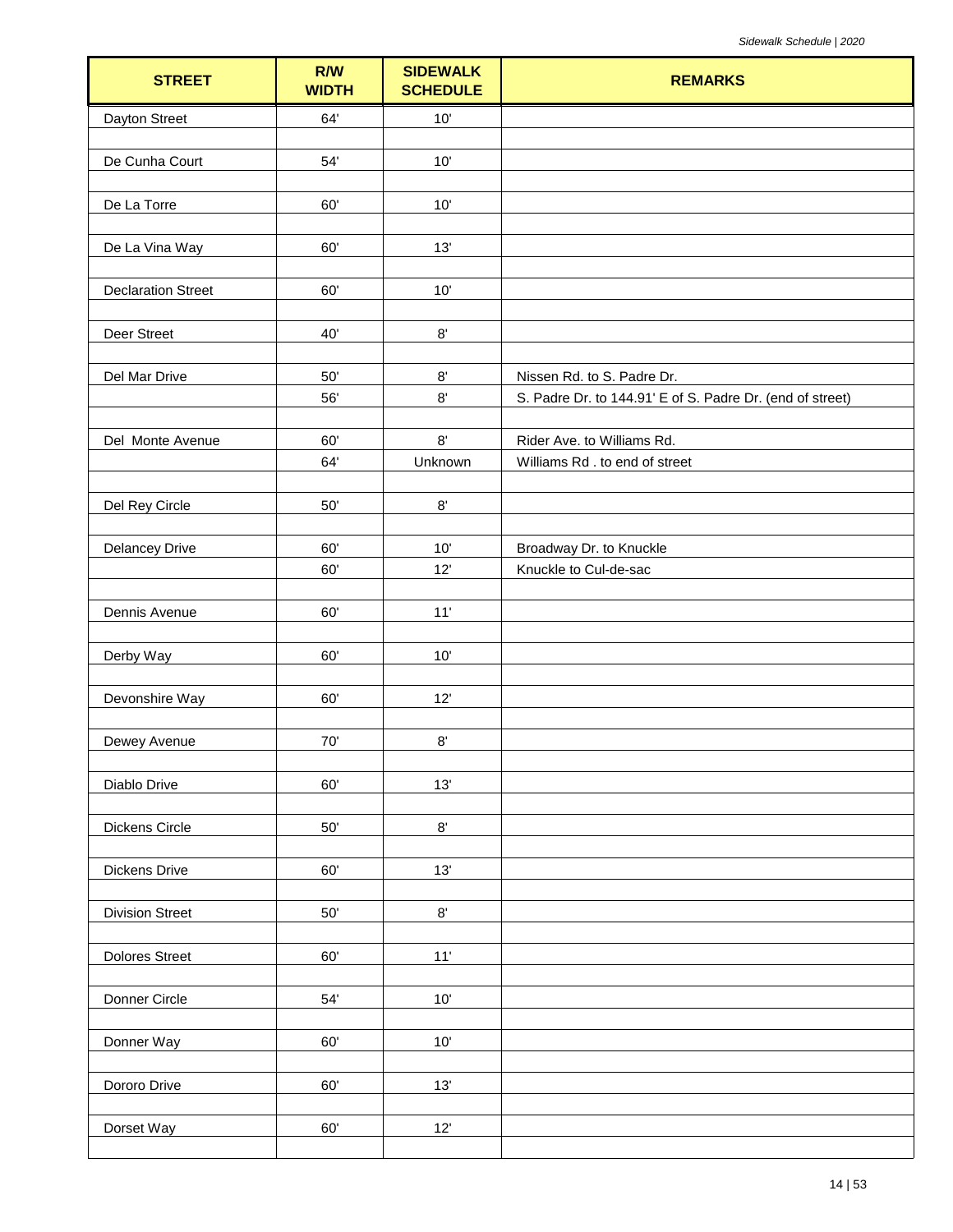| STREET | R/W WIDTH | SIDEWALK SCHEDULE | REMARKS |
|---|---|---|---|
| Dayton Street | 64' | 10' | |
| | | | |
| De Cunha Court | 54' | 10' | |
| | | | |
| De La Torre | 60' | 10' | |
| | | | |
| De La Vina Way | 60' | 13' | |
| | | | |
| Declaration Street | 60' | 10' | |
| | | | |
| Deer Street | 40' | 8' | |
| | | | |
| Del Mar Drive | 50' | 8' | Nissen Rd. to S. Padre Dr. |
| | 56' | 8' | S. Padre Dr. to 144.91' E of S. Padre Dr. (end of street) |
| | | | |
| Del Monte Avenue | 60' | 8' | Rider Ave. to Williams Rd. |
| | 64' | Unknown | Williams Rd . to end of street |
| | | | |
| Del Rey Circle | 50' | 8' | |
| | | | |
| Delancey Drive | 60' | 10' | Broadway Dr. to Knuckle |
| | 60' | 12' | Knuckle to Cul-de-sac |
| | | | |
| Dennis Avenue | 60' | 11' | |
| | | | |
| Derby Way | 60' | 10' | |
| | | | |
| Devonshire Way | 60' | 12' | |
| | | | |
| Dewey Avenue | 70' | 8' | |
| | | | |
| Diablo Drive | 60' | 13' | |
| | | | |
| Dickens Circle | 50' | 8' | |
| | | | |
| Dickens Drive | 60' | 13' | |
| | | | |
| Division Street | 50' | 8' | |
| | | | |
| Dolores Street | 60' | 11' | |
| | | | |
| Donner Circle | 54' | 10' | |
| | | | |
| Donner Way | 60' | 10' | |
| | | | |
| Dororo Drive | 60' | 13' | |
| | | | |
| Dorset Way | 60' | 12' | |
| | | | |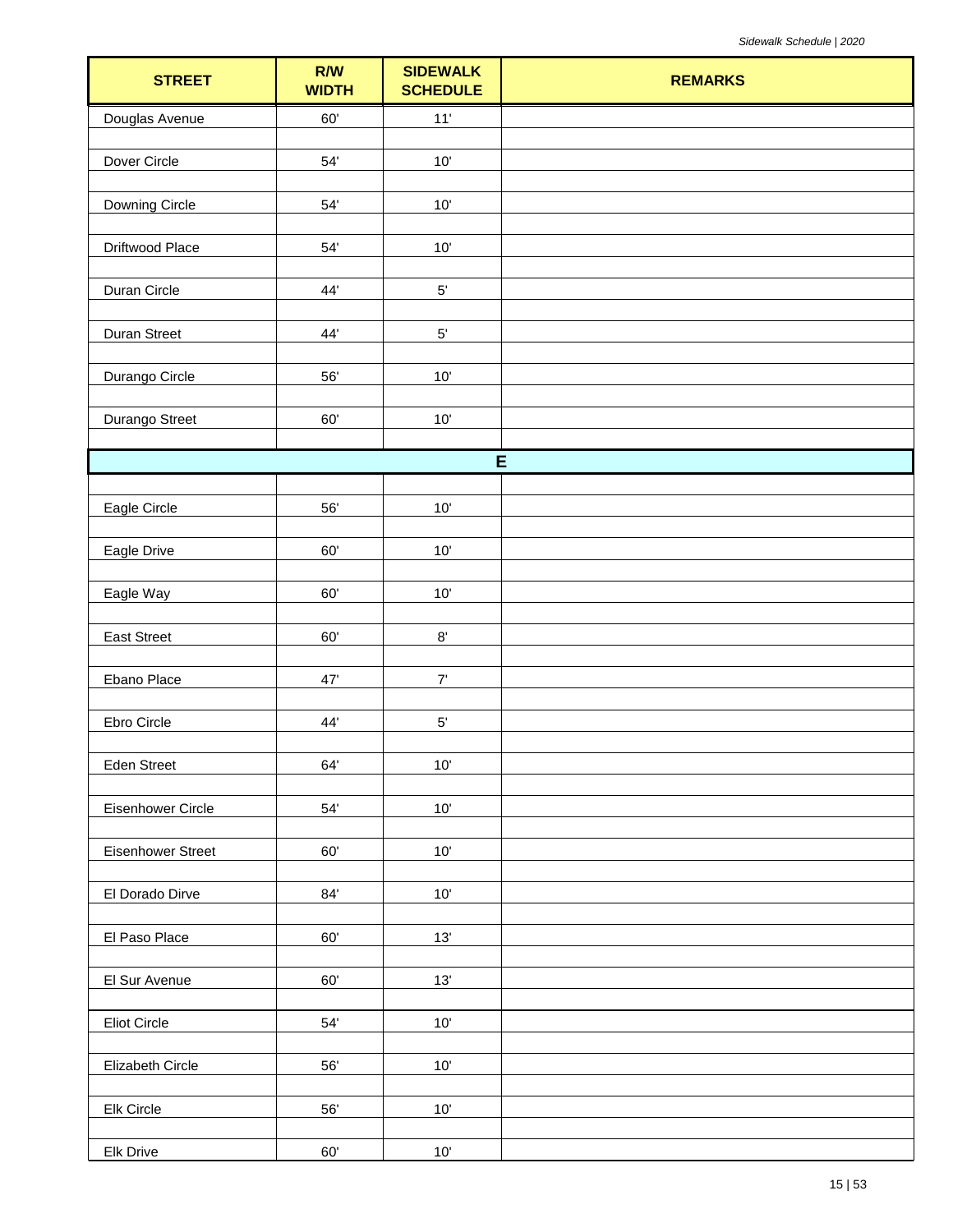| STREET | R/W WIDTH | SIDEWALK SCHEDULE | REMARKS |
|---|---|---|---|
| Douglas Avenue | 60' | 11' | |
| Dover Circle | 54' | 10' | |
| Downing Circle | 54' | 10' | |
| Driftwood Place | 54' | 10' | |
| Duran Circle | 44' | 5' | |
| Duran Street | 44' | 5' | |
| Durango Circle | 56' | 10' | |
| Durango Street | 60' | 10' | |
| **E** | | | |
| Eagle Circle | 56' | 10' | |
| Eagle Drive | 60' | 10' | |
| Eagle Way | 60' | 10' | |
| East Street | 60' | 8' | |
| Ebano Place | 47' | 7' | |
| Ebro Circle | 44' | 5' | |
| Eden Street | 64' | 10' | |
| Eisenhower Circle | 54' | 10' | |
| Eisenhower Street | 60' | 10' | |
| El Dorado Dirve | 84' | 10' | |
| El Paso Place | 60' | 13' | |
| El Sur Avenue | 60' | 13' | |
| Eliot Circle | 54' | 10' | |
| Elizabeth Circle | 56' | 10' | |
| Elk Circle | 56' | 10' | |
| Elk Drive | 60' | 10' | |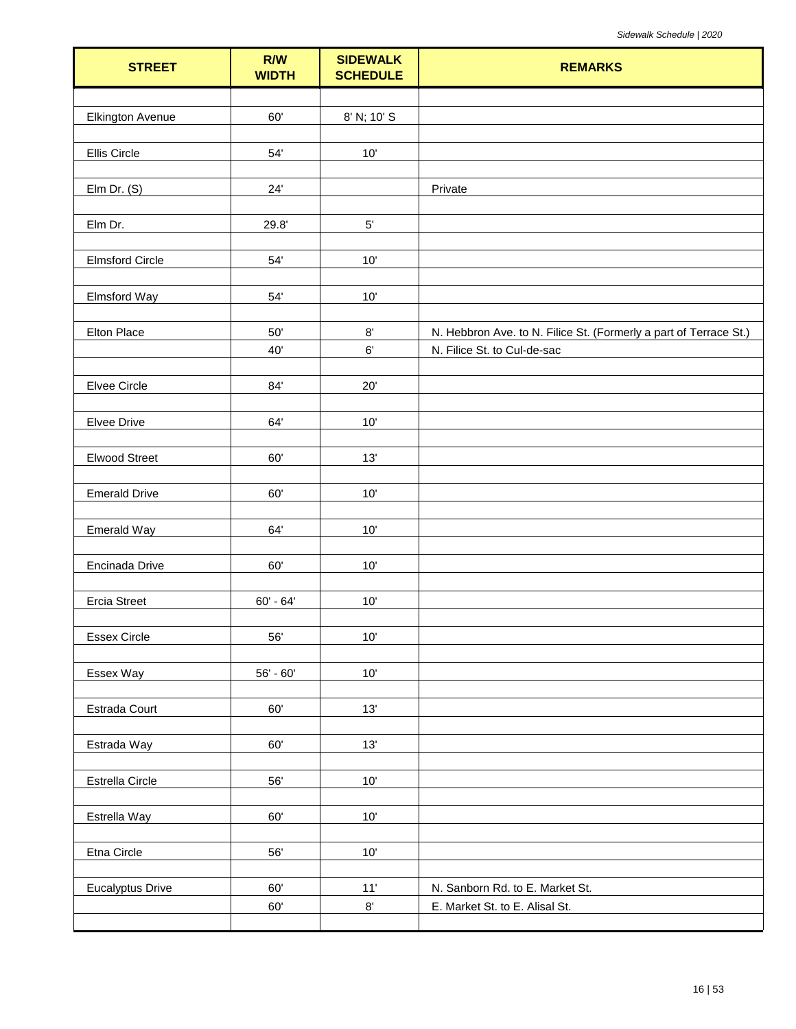| STREET | R/W WIDTH | SIDEWALK SCHEDULE | REMARKS |
|---|---|---|---|
| Elkington Avenue | 60' | 8' N; 10' S | |
| Ellis Circle | 54' | 10' | |
| Elm Dr. (S) | 24' | | Private |
| Elm Dr. | 29.8' | 5' | |
| Elmsford Circle | 54' | 10' | |
| Elmsford Way | 54' | 10' | |
| Elton Place | 50' | 8' | N. Hebbron Ave. to N. Filice St. (Formerly a part of Terrace St.) |
| | 40' | 6' | N. Filice St. to Cul-de-sac |
| Elvee Circle | 84' | 20' | |
| Elvee Drive | 64' | 10' | |
| Elwood Street | 60' | 13' | |
| Emerald Drive | 60' | 10' | |
| Emerald Way | 64' | 10' | |
| Encinada Drive | 60' | 10' | |
| Ercia Street | 60' - 64' | 10' | |
| Essex Circle | 56' | 10' | |
| Essex Way | 56' - 60' | 10' | |
| Estrada Court | 60' | 13' | |
| Estrada Way | 60' | 13' | |
| Estrella Circle | 56' | 10' | |
| Estrella Way | 60' | 10' | |
| Etna Circle | 56' | 10' | |
| Eucalyptus Drive | 60' | 11' | N. Sanborn Rd. to E. Market St. |
| | 60' | 8' | E. Market St. to E. Alisal St. |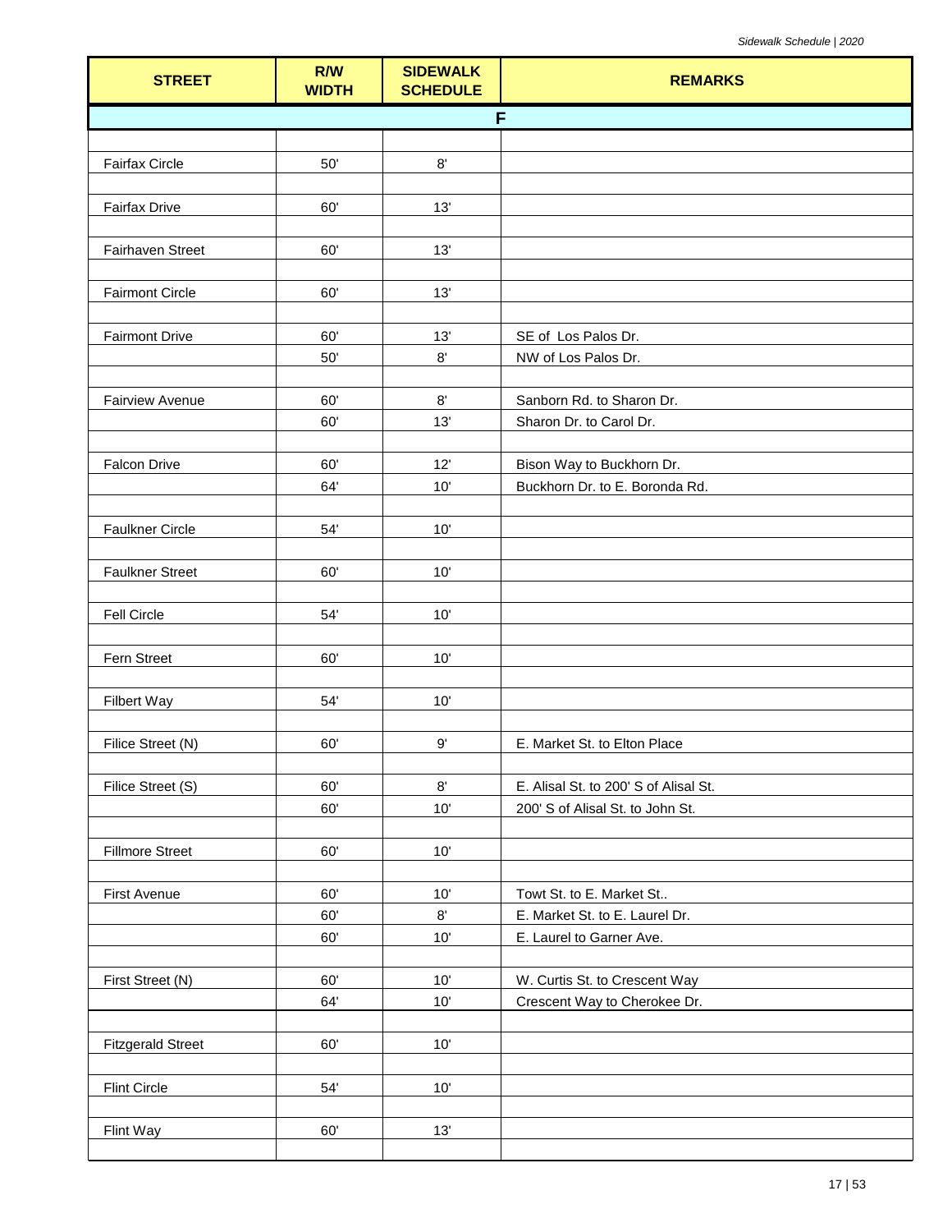| STREET | R/W WIDTH | SIDEWALK SCHEDULE | REMARKS |
|---|---|---|---|
| **F** | | | |
| Fairfax Circle | 50' | 8' | |
| Fairfax Drive | 60' | 13' | |
| Fairhaven Street | 60' | 13' | |
| Fairmont Circle | 60' | 13' | |
| Fairmont Drive | 60' | 13' | SE of Los Palos Dr. |
| | 50' | 8' | NW of Los Palos Dr. |
| Fairview Avenue | 60' | 8' | Sanborn Rd. to Sharon Dr. |
| | 60' | 13' | Sharon Dr. to Carol Dr. |
| Falcon Drive | 60' | 12' | Bison Way to Buckhorn Dr. |
| | 64' | 10' | Buckhorn Dr. to E. Boronda Rd. |
| Faulkner Circle | 54' | 10' | |
| Faulkner Street | 60' | 10' | |
| Fell Circle | 54' | 10' | |
| Fern Street | 60' | 10' | |
| Filbert Way | 54' | 10' | |
| Filice Street (N) | 60' | 9' | E. Market St. to Elton Place |
| Filice Street (S) | 60' | 8' | E. Alisal St. to 200' S of Alisal St. |
| | 60' | 10' | 200' S of Alisal St. to John St. |
| Fillmore Street | 60' | 10' | |
| First Avenue | 60' | 10' | Towt St. to E. Market St.. |
| | 60' | 8' | E. Market St. to E. Laurel Dr. |
| | 60' | 10' | E. Laurel to Garner Ave. |
| First Street (N) | 60' | 10' | W. Curtis St. to Crescent Way |
| | 64' | 10' | Crescent Way to Cherokee Dr. |
| Fitzgerald Street | 60' | 10' | |
| Flint Circle | 54' | 10' | |
| Flint Way | 60' | 13' | |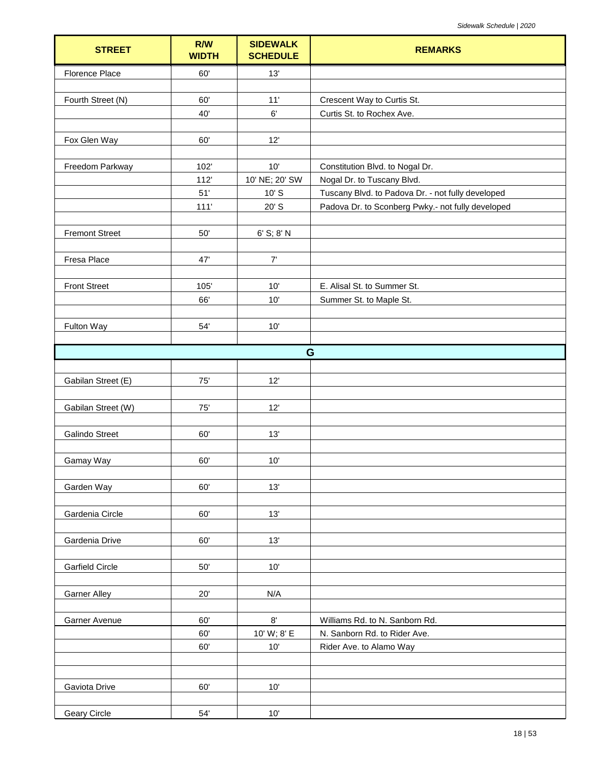| STREET | R/W WIDTH | SIDEWALK SCHEDULE | REMARKS |
|---|---|---|---|
| Florence Place | 60' | 13' | |
| | | | |
| Fourth Street (N) | 60' | 11' | Crescent Way to Curtis St. |
| | 40' | 6' | Curtis St. to Rochex Ave. |
| | | | |
| Fox Glen Way | 60' | 12' | |
| | | | |
| Freedom Parkway | 102' | 10' | Constitution Blvd. to Nogal Dr. |
| | 112' | 10' NE; 20' SW | Nogal Dr. to Tuscany Blvd. |
| | 51' | 10' S | Tuscany Blvd. to Padova Dr. - not fully developed |
| | 111' | 20' S | Padova Dr. to Sconberg Pwky.- not fully developed |
| | | | |
| Fremont Street | 50' | 6' S; 8' N | |
| | | | |
| Fresa Place | 47' | 7' | |
| | | | |
| Front Street | 105' | 10' | E. Alisal St. to Summer St. |
| | 66' | 10' | Summer St. to Maple St. |
| | | | |
| Fulton Way | 54' | 10' | |
| | | | |
| **G** | | | |
| | | | |
| Gabilan Street (E) | 75' | 12' | |
| | | | |
| Gabilan Street (W) | 75' | 12' | |
| | | | |
| Galindo Street | 60' | 13' | |
| | | | |
| Gamay Way | 60' | 10' | |
| | | | |
| Garden Way | 60' | 13' | |
| | | | |
| Gardenia Circle | 60' | 13' | |
| | | | |
| Gardenia Drive | 60' | 13' | |
| | | | |
| Garfield Circle | 50' | 10' | |
| | | | |
| Garner Alley | 20' | N/A | |
| | | | |
| Garner Avenue | 60' | 8' | Williams Rd. to N. Sanborn Rd. |
| | 60' | 10' W; 8' E | N. Sanborn Rd. to Rider Ave. |
| | 60' | 10' | Rider Ave. to Alamo Way |
| | | | |
| | | | |
| Gaviota Drive | 60' | 10' | |
| | | | |
| Geary Circle | 54' | 10' | |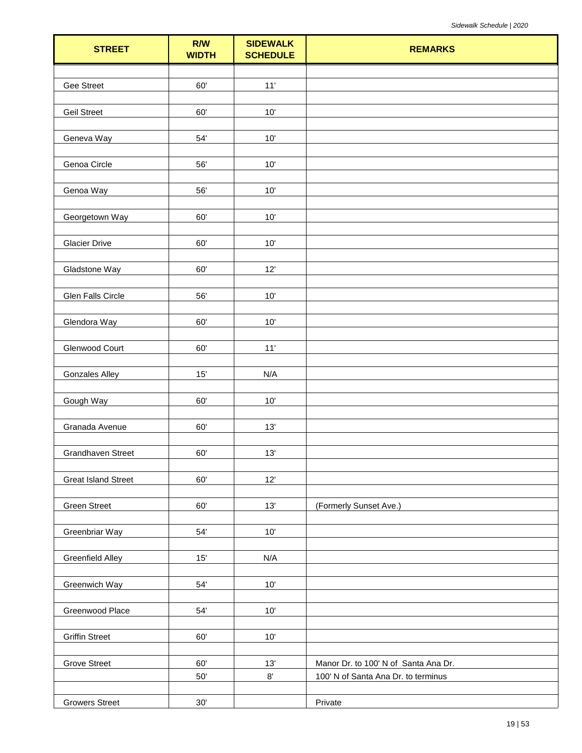| STREET | R/W WIDTH | SIDEWALK SCHEDULE | REMARKS |
|---|---|---|---|
| Gee Street | 60' | 11' | |
| Geil Street | 60' | 10' | |
| Geneva Way | 54' | 10' | |
| Genoa Circle | 56' | 10' | |
| Genoa Way | 56' | 10' | |
| Georgetown Way | 60' | 10' | |
| Glacier Drive | 60' | 10' | |
| Gladstone Way | 60' | 12' | |
| Glen Falls Circle | 56' | 10' | |
| Glendora Way | 60' | 10' | |
| Glenwood Court | 60' | 11' | |
| Gonzales Alley | 15' | N/A | |
| Gough Way | 60' | 10' | |
| Granada Avenue | 60' | 13' | |
| Grandhaven Street | 60' | 13' | |
| Great Island Street | 60' | 12' | |
| Green Street | 60' | 13' | (Formerly Sunset Ave.) |
| Greenbriar Way | 54' | 10' | |
| Greenfield Alley | 15' | N/A | |
| Greenwich Way | 54' | 10' | |
| Greenwood Place | 54' | 10' | |
| Griffin Street | 60' | 10' | |
| Grove Street | 60' | 13' | Manor Dr. to 100' N of Santa Ana Dr. |
| | 50' | 8' | 100' N of Santa Ana Dr. to terminus |
| Growers Street | 30' | | Private |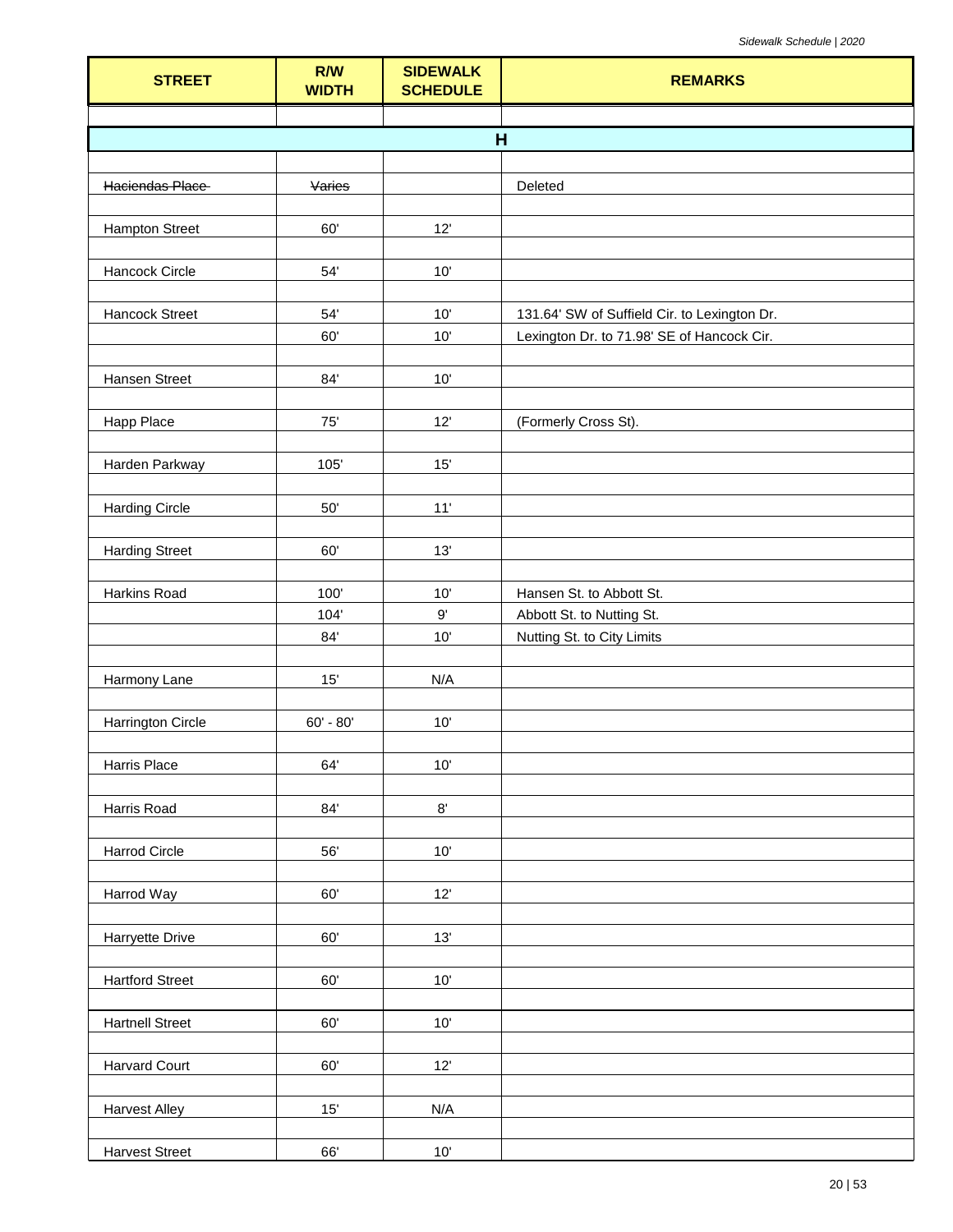| STREET | R/W WIDTH | SIDEWALK SCHEDULE | REMARKS |
|---|---|---|---|
| **H** | | | |
| ~~Haciendas Place~~ | ~~Varies~~ | | Deleted |
| Hampton Street | 60' | 12' | |
| Hancock Circle | 54' | 10' | |
| Hancock Street | 54' | 10' | 131.64' SW of Suffield Cir. to Lexington Dr. |
| | 60' | 10' | Lexington Dr. to 71.98' SE of Hancock Cir. |
| Hansen Street | 84' | 10' | |
| Happ Place | 75' | 12' | (Formerly Cross St). |
| Harden Parkway | 105' | 15' | |
| Harding Circle | 50' | 11' | |
| Harding Street | 60' | 13' | |
| Harkins Road | 100' | 10' | Hansen St. to Abbott St. |
| | 104' | 9' | Abbott St. to Nutting St. |
| | 84' | 10' | Nutting St. to City Limits |
| Harmony Lane | 15' | N/A | |
| Harrington Circle | 60' - 80' | 10' | |
| Harris Place | 64' | 10' | |
| Harris Road | 84' | 8' | |
| Harrod Circle | 56' | 10' | |
| Harrod Way | 60' | 12' | |
| Harryette Drive | 60' | 13' | |
| Hartford Street | 60' | 10' | |
| Hartnell Street | 60' | 10' | |
| Harvard Court | 60' | 12' | |
| Harvest Alley | 15' | N/A | |
| Harvest Street | 66' | 10' | |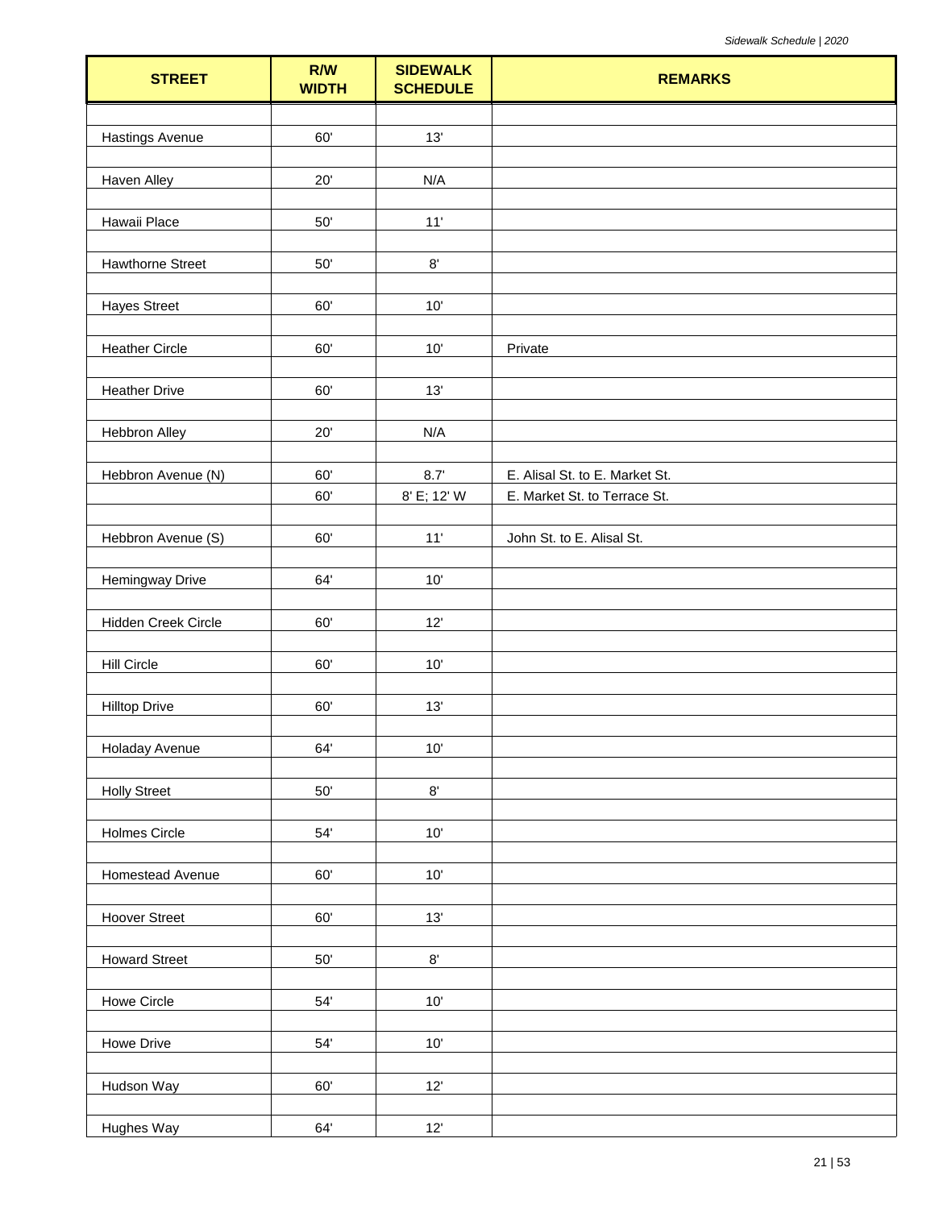| STREET | R/W WIDTH | SIDEWALK SCHEDULE | REMARKS |
|---|---|---|---|
| Hastings Avenue | 60' | 13' | |
| Haven Alley | 20' | N/A | |
| Hawaii Place | 50' | 11' | |
| Hawthorne Street | 50' | 8' | |
| Hayes Street | 60' | 10' | |
| Heather Circle | 60' | 10' | Private |
| Heather Drive | 60' | 13' | |
| Hebbron Alley | 20' | N/A | |
| Hebbron Avenue (N) | 60' | 8.7' | E. Alisal St. to E. Market St. |
| | 60' | 8' E; 12' W | E. Market St. to Terrace St. |
| Hebbron Avenue (S) | 60' | 11' | John St. to E. Alisal St. |
| Hemingway Drive | 64' | 10' | |
| Hidden Creek Circle | 60' | 12' | |
| Hill Circle | 60' | 10' | |
| Hilltop Drive | 60' | 13' | |
| Holaday Avenue | 64' | 10' | |
| Holly Street | 50' | 8' | |
| Holmes Circle | 54' | 10' | |
| Homestead Avenue | 60' | 10' | |
| Hoover Street | 60' | 13' | |
| Howard Street | 50' | 8' | |
| Howe Circle | 54' | 10' | |
| Howe Drive | 54' | 10' | |
| Hudson Way | 60' | 12' | |
| Hughes Way | 64' | 12' | |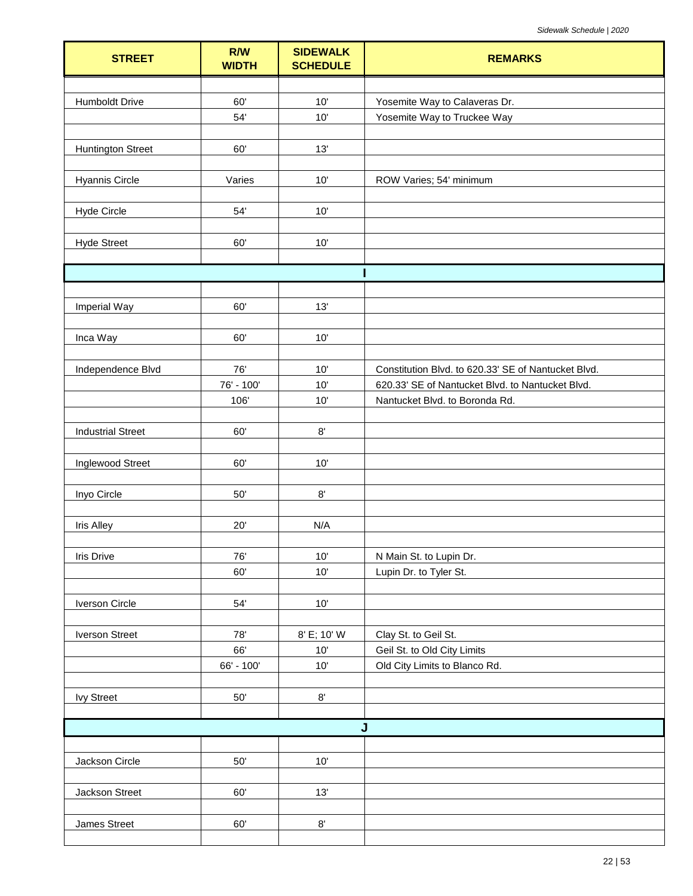| STREET | R/W WIDTH | SIDEWALK SCHEDULE | REMARKS |
|---|---|---|---|
| Humboldt Drive | 60' | 10' | Yosemite Way to Calaveras Dr. |
| | 54' | 10' | Yosemite Way to Truckee Way |
| Huntington Street | 60' | 13' | |
| Hyannis Circle | Varies | 10' | ROW Varies; 54' minimum |
| Hyde Circle | 54' | 10' | |
| Hyde Street | 60' | 10' | |
| **I** | | | |
| Imperial Way | 60' | 13' | |
| Inca Way | 60' | 10' | |
| Independence Blvd | 76' | 10' | Constitution Blvd. to 620.33' SE of Nantucket Blvd. |
| | 76' - 100' | 10' | 620.33' SE of Nantucket Blvd. to Nantucket Blvd. |
| | 106' | 10' | Nantucket Blvd. to Boronda Rd. |
| Industrial Street | 60' | 8' | |
| Inglewood Street | 60' | 10' | |
| Inyo Circle | 50' | 8' | |
| Iris Alley | 20' | N/A | |
| Iris Drive | 76' | 10' | N Main St. to Lupin Dr. |
| | 60' | 10' | Lupin Dr. to Tyler St. |
| Iverson Circle | 54' | 10' | |
| Iverson Street | 78' | 8' E; 10' W | Clay St. to Geil St. |
| | 66' | 10' | Geil St. to Old City Limits |
| | 66' - 100' | 10' | Old City Limits to Blanco Rd. |
| Ivy Street | 50' | 8' | |
| **J** | | | |
| Jackson Circle | 50' | 10' | |
| Jackson Street | 60' | 13' | |
| James Street | 60' | 8' | |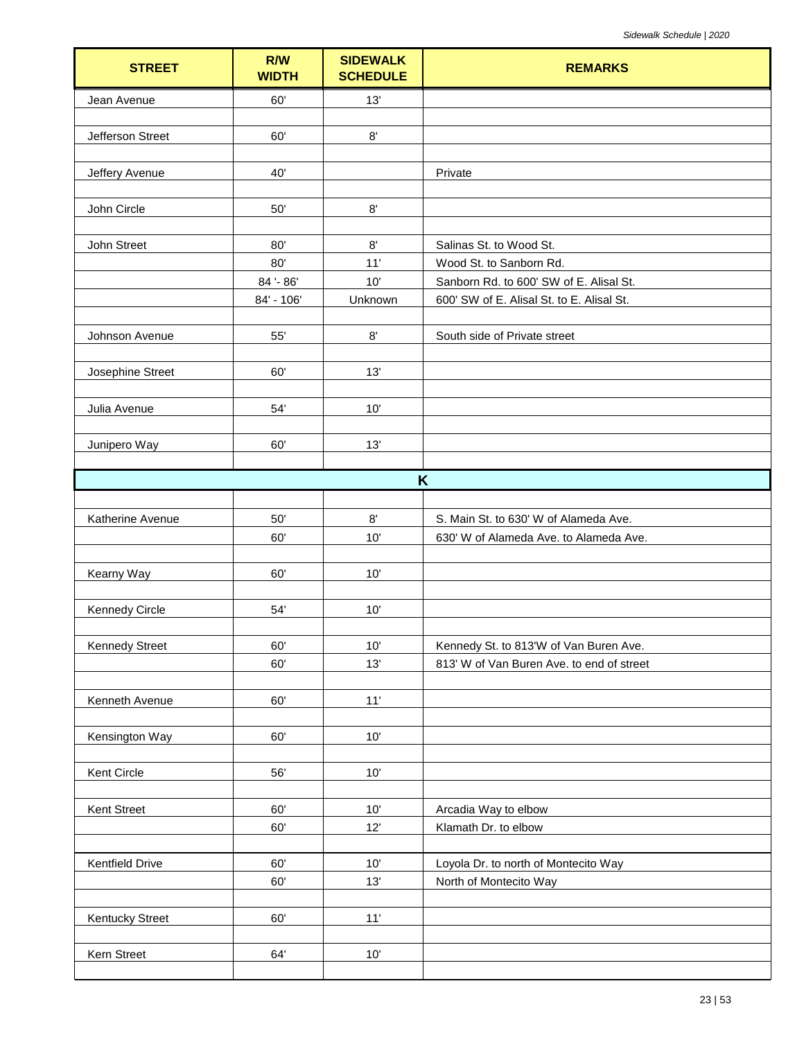| STREET | R/W WIDTH | SIDEWALK SCHEDULE | REMARKS |
|---|---|---|---|
| Jean Avenue | 60' | 13' | |
| | | | |
| Jefferson Street | 60' | 8' | |
| | | | |
| Jeffery Avenue | 40' | | Private |
| | | | |
| John Circle | 50' | 8' | |
| | | | |
| John Street | 80' | 8' | Salinas St. to Wood St. |
| | 80' | 11' | Wood St. to Sanborn Rd. |
| | 84 '- 86' | 10' | Sanborn Rd. to 600' SW of E. Alisal St. |
| | 84' - 106' | Unknown | 600' SW of E. Alisal St. to E. Alisal St. |
| | | | |
| Johnson Avenue | 55' | 8' | South side of Private street |
| | | | |
| Josephine Street | 60' | 13' | |
| | | | |
| Julia Avenue | 54' | 10' | |
| | | | |
| Junipero Way | 60' | 13' | |
| | | | |
| **K** | | | |
| | | | |
| Katherine Avenue | 50' | 8' | S. Main St. to 630' W of Alameda Ave. |
| | 60' | 10' | 630' W of Alameda Ave. to Alameda Ave. |
| | | | |
| Kearny Way | 60' | 10' | |
| | | | |
| Kennedy Circle | 54' | 10' | |
| | | | |
| Kennedy Street | 60' | 10' | Kennedy St. to 813'W of Van Buren Ave. |
| | 60' | 13' | 813' W of Van Buren Ave. to end of street |
| | | | |
| Kenneth Avenue | 60' | 11' | |
| | | | |
| Kensington Way | 60' | 10' | |
| | | | |
| Kent Circle | 56' | 10' | |
| | | | |
| Kent Street | 60' | 10' | Arcadia Way to elbow |
| | 60' | 12' | Klamath Dr. to elbow |
| | | | |
| Kentfield Drive | 60' | 10' | Loyola Dr. to north of Montecito Way |
| | 60' | 13' | North of Montecito Way |
| | | | |
| Kentucky Street | 60' | 11' | |
| | | | |
| Kern Street | 64' | 10' | |
| | | | |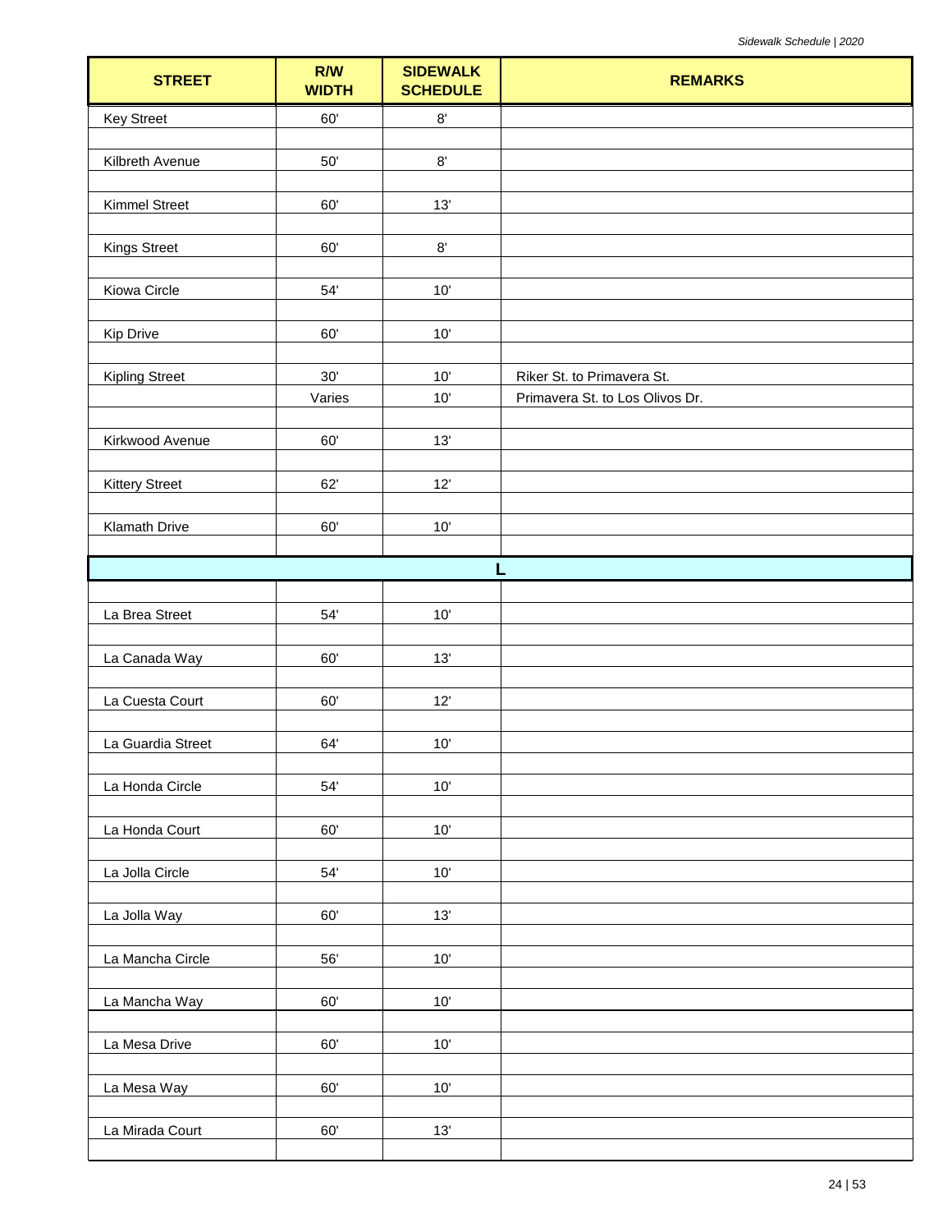| STREET | R/W WIDTH | SIDEWALK SCHEDULE | REMARKS |
|---|---|---|---|
| Key Street | 60' | 8' | |
| Kilbreth Avenue | 50' | 8' | |
| Kimmel Street | 60' | 13' | |
| Kings Street | 60' | 8' | |
| Kiowa Circle | 54' | 10' | |
| Kip Drive | 60' | 10' | |
| Kipling Street | 30' | 10' | Riker St. to Primavera St. |
| | Varies | 10' | Primavera St. to Los Olivos Dr. |
| Kirkwood Avenue | 60' | 13' | |
| Kittery Street | 62' | 12' | |
| Klamath Drive | 60' | 10' | |
| **L** | | | |
| La Brea Street | 54' | 10' | |
| La Canada Way | 60' | 13' | |
| La Cuesta Court | 60' | 12' | |
| La Guardia Street | 64' | 10' | |
| La Honda Circle | 54' | 10' | |
| La Honda Court | 60' | 10' | |
| La Jolla Circle | 54' | 10' | |
| La Jolla Way | 60' | 13' | |
| La Mancha Circle | 56' | 10' | |
| La Mancha Way | 60' | 10' | |
| La Mesa Drive | 60' | 10' | |
| La Mesa Way | 60' | 10' | |
| La Mirada Court | 60' | 13' | |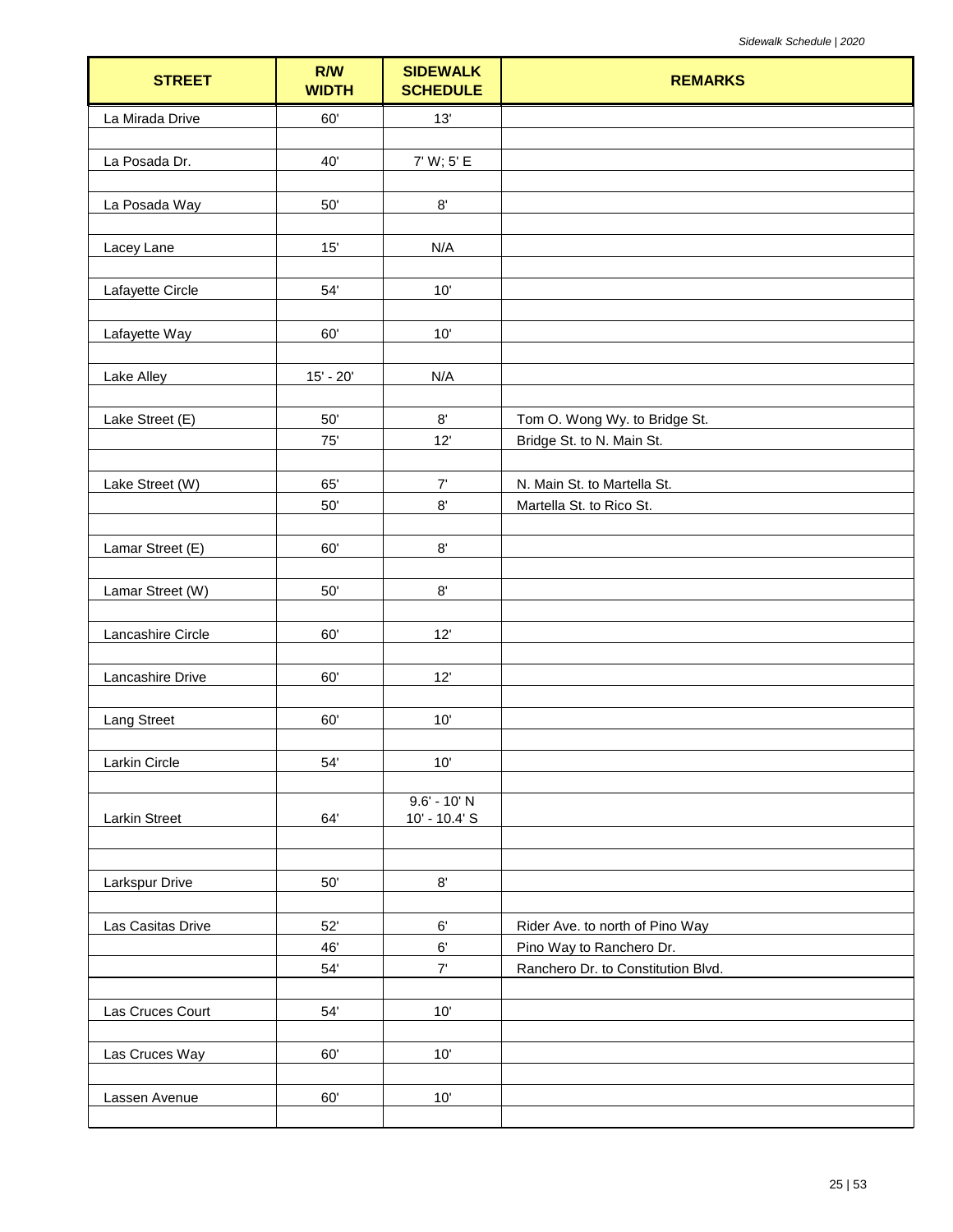| STREET | R/W WIDTH | SIDEWALK SCHEDULE | REMARKS |
|---|---|---|---|
| La Mirada Drive | 60' | 13' | |
| | | | |
| La Posada Dr. | 40' | 7' W; 5' E | |
| | | | |
| La Posada Way | 50' | 8' | |
| | | | |
| Lacey Lane | 15' | N/A | |
| | | | |
| Lafayette Circle | 54' | 10' | |
| | | | |
| Lafayette Way | 60' | 10' | |
| | | | |
| Lake Alley | 15' - 20' | N/A | |
| | | | |
| Lake Street (E) | 50' | 8' | Tom O. Wong Wy. to Bridge St. |
| | 75' | 12' | Bridge St. to N. Main St. |
| | | | |
| Lake Street (W) | 65' | 7' | N. Main St. to Martella St. |
| | 50' | 8' | Martella St. to Rico St. |
| | | | |
| Lamar Street (E) | 60' | 8' | |
| | | | |
| Lamar Street (W) | 50' | 8' | |
| | | | |
| Lancashire Circle | 60' | 12' | |
| | | | |
| Lancashire Drive | 60' | 12' | |
| | | | |
| Lang Street | 60' | 10' | |
| | | | |
| Larkin Circle | 54' | 10' | |
| | | | |
| Larkin Street | 64' | 9.6' - 10' N<br>10' - 10.4' S | |
| | | | |
| | | | |
| Larkspur Drive | 50' | 8' | |
| | | | |
| Las Casitas Drive | 52' | 6' | Rider Ave. to north of Pino Way |
| | 46' | 6' | Pino Way to Ranchero Dr. |
| | 54' | 7' | Ranchero Dr. to Constitution Blvd. |
| | | | |
| Las Cruces Court | 54' | 10' | |
| | | | |
| Las Cruces Way | 60' | 10' | |
| | | | |
| Lassen Avenue | 60' | 10' | |
| | | | |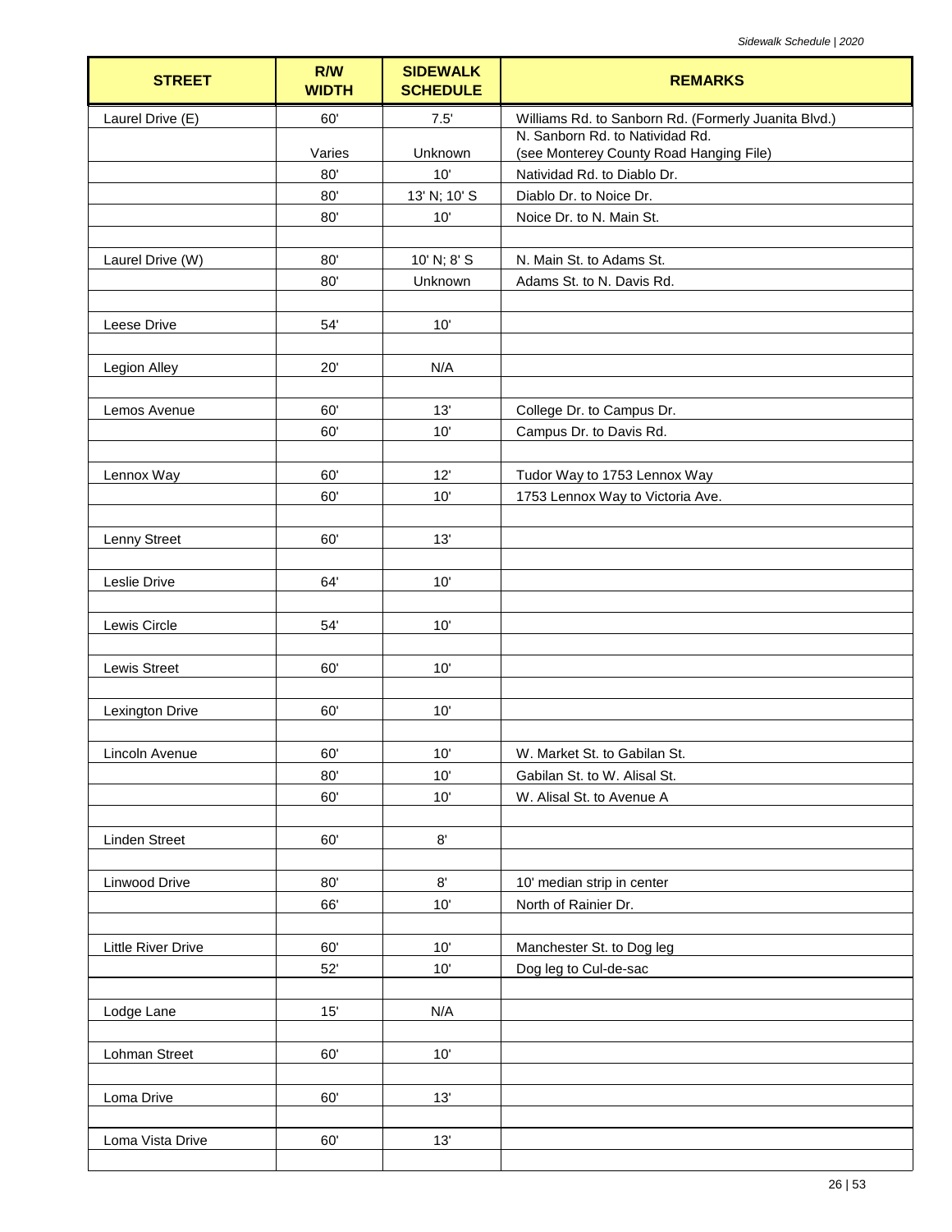| STREET | R/W WIDTH | SIDEWALK SCHEDULE | REMARKS |
|---|---|---|---|
| Laurel Drive (E) | 60' | 7.5' | Williams Rd. to Sanborn Rd. (Formerly Juanita Blvd.) |
| | Varies | Unknown | N. Sanborn Rd. to Natividad Rd. (see Monterey County Road Hanging File) |
| | 80' | 10' | Natividad Rd. to Diablo Dr. |
| | 80' | 13' N; 10' S | Diablo Dr. to Noice Dr. |
| | 80' | 10' | Noice Dr. to N. Main St. |
| | | | |
| Laurel Drive (W) | 80' | 10' N; 8' S | N. Main St. to Adams St. |
| | 80' | Unknown | Adams St. to N. Davis Rd. |
| | | | |
| Leese Drive | 54' | 10' | |
| | | | |
| Legion Alley | 20' | N/A | |
| | | | |
| Lemos Avenue | 60' | 13' | College Dr. to Campus Dr. |
| | 60' | 10' | Campus Dr. to Davis Rd. |
| | | | |
| Lennox Way | 60' | 12' | Tudor Way to 1753 Lennox Way |
| | 60' | 10' | 1753 Lennox Way to Victoria Ave. |
| | | | |
| Lenny Street | 60' | 13' | |
| | | | |
| Leslie Drive | 64' | 10' | |
| | | | |
| Lewis Circle | 54' | 10' | |
| | | | |
| Lewis Street | 60' | 10' | |
| | | | |
| Lexington Drive | 60' | 10' | |
| | | | |
| Lincoln Avenue | 60' | 10' | W. Market St. to Gabilan St. |
| | 80' | 10' | Gabilan St. to W. Alisal St. |
| | 60' | 10' | W. Alisal St. to Avenue A |
| | | | |
| Linden Street | 60' | 8' | |
| | | | |
| Linwood Drive | 80' | 8' | 10' median strip in center |
| | 66' | 10' | North of Rainier Dr. |
| | | | |
| Little River Drive | 60' | 10' | Manchester St. to Dog leg |
| | 52' | 10' | Dog leg to Cul-de-sac |
| | | | |
| Lodge Lane | 15' | N/A | |
| | | | |
| Lohman Street | 60' | 10' | |
| | | | |
| Loma Drive | 60' | 13' | |
| | | | |
| Loma Vista Drive | 60' | 13' | |
| | | | |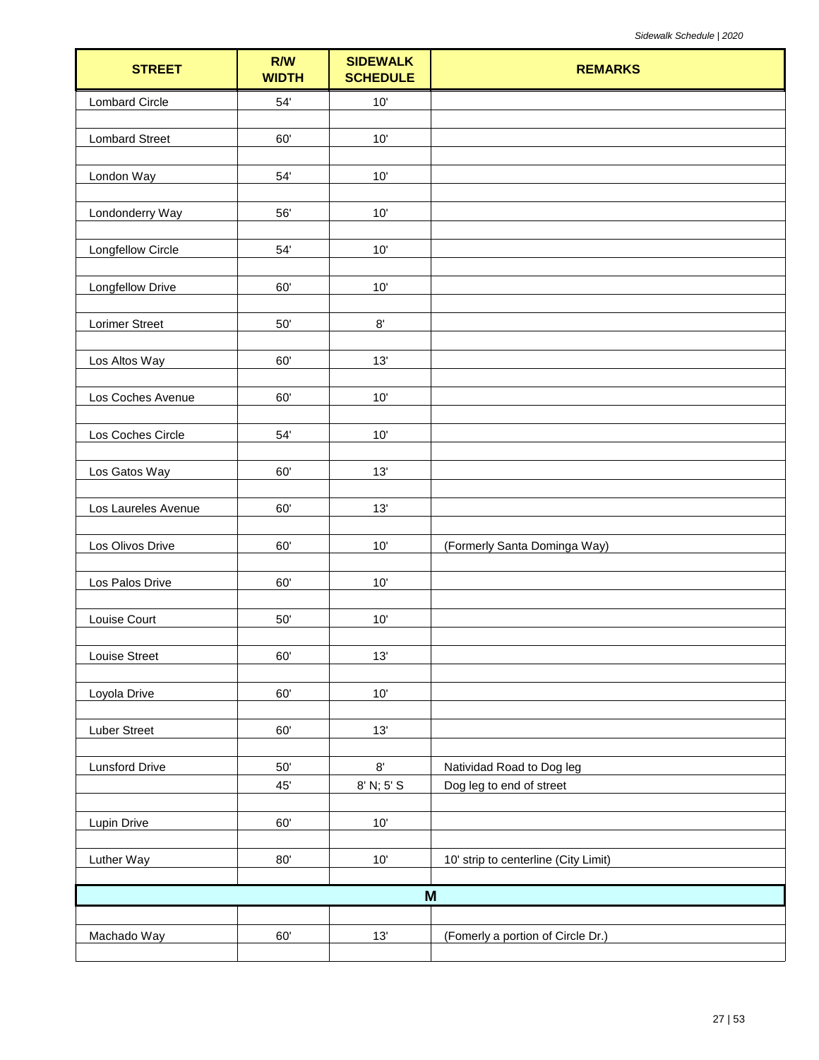| STREET | R/W WIDTH | SIDEWALK SCHEDULE | REMARKS |
|---|---|---|---|
| Lombard Circle | 54' | 10' | |
| Lombard Street | 60' | 10' | |
| London Way | 54' | 10' | |
| Londonderry Way | 56' | 10' | |
| Longfellow Circle | 54' | 10' | |
| Longfellow Drive | 60' | 10' | |
| Lorimer Street | 50' | 8' | |
| Los Altos Way | 60' | 13' | |
| Los Coches Avenue | 60' | 10' | |
| Los Coches Circle | 54' | 10' | |
| Los Gatos Way | 60' | 13' | |
| Los Laureles Avenue | 60' | 13' | |
| Los Olivos Drive | 60' | 10' | (Formerly Santa Dominga Way) |
| Los Palos Drive | 60' | 10' | |
| Louise Court | 50' | 10' | |
| Louise Street | 60' | 13' | |
| Loyola Drive | 60' | 10' | |
| Luber Street | 60' | 13' | |
| Lunsford Drive | 50' | 8' | Natividad Road to Dog leg |
| | 45' | 8' N; 5' S | Dog leg to end of street |
| Lupin Drive | 60' | 10' | |
| Luther Way | 80' | 10' | 10' strip to centerline (City Limit) |
| **M** | | | |
| Machado Way | 60' | 13' | (Fomerly a portion of Circle Dr.) |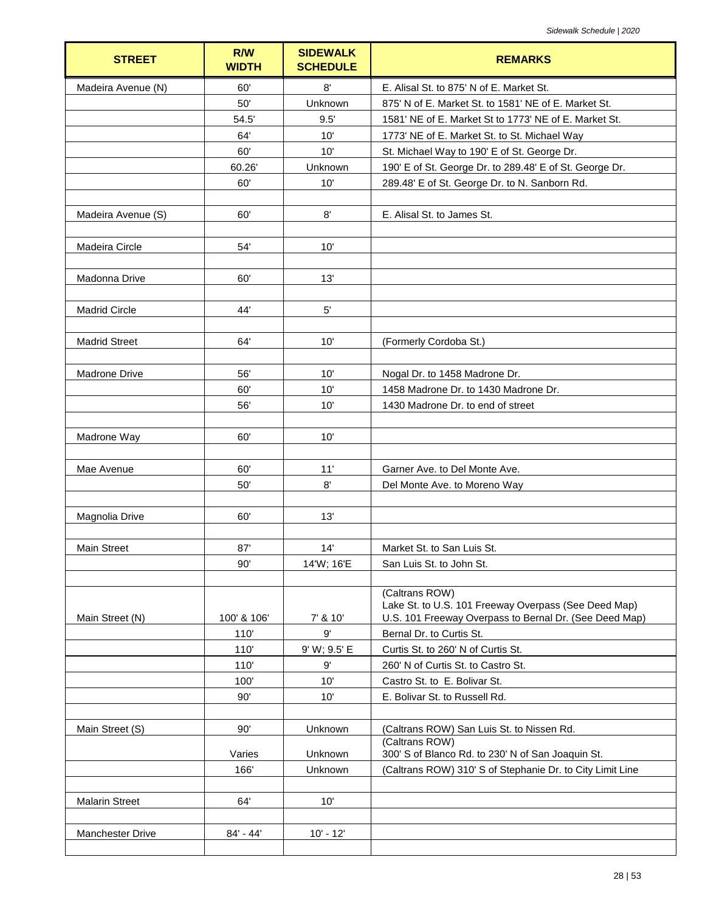| STREET | R/W WIDTH | SIDEWALK SCHEDULE | REMARKS |
|---|---|---|---|
| Madeira Avenue (N) | 60' | 8' | E. Alisal St. to 875' N of E. Market St. |
| | 50' | Unknown | 875' N of E. Market St. to 1581' NE of E. Market St. |
| | 54.5' | 9.5' | 1581' NE of E. Market St to 1773' NE of E. Market St. |
| | 64' | 10' | 1773' NE of E. Market St. to St. Michael Way |
| | 60' | 10' | St. Michael Way to 190' E of St. George Dr. |
| | 60.26' | Unknown | 190' E of St. George Dr. to 289.48' E of St. George Dr. |
| | 60' | 10' | 289.48' E of St. George Dr. to N. Sanborn Rd. |
| | | | |
| Madeira Avenue (S) | 60' | 8' | E. Alisal St. to James St. |
| | | | |
| Madeira Circle | 54' | 10' | |
| | | | |
| Madonna Drive | 60' | 13' | |
| | | | |
| Madrid Circle | 44' | 5' | |
| | | | |
| Madrid Street | 64' | 10' | (Formerly Cordoba St.) |
| | | | |
| Madrone Drive | 56' | 10' | Nogal Dr. to 1458 Madrone Dr. |
| | 60' | 10' | 1458 Madrone Dr. to 1430 Madrone Dr. |
| | 56' | 10' | 1430 Madrone Dr. to end of street |
| | | | |
| Madrone Way | 60' | 10' | |
| | | | |
| Mae Avenue | 60' | 11' | Garner Ave. to Del Monte Ave. |
| | 50' | 8' | Del Monte Ave. to Moreno Way |
| | | | |
| Magnolia Drive | 60' | 13' | |
| | | | |
| Main Street | 87' | 14' | Market St. to San Luis St. |
| | 90' | 14'W; 16'E | San Luis St. to John St. |
| | | | |
| Main Street (N) | 100' & 106' | 7' & 10' | (Caltrans ROW) Lake St. to U.S. 101 Freeway Overpass (See Deed Map) U.S. 101 Freeway Overpass to Bernal Dr. (See Deed Map) |
| | 110' | 9' | Bernal Dr. to Curtis St. |
| | 110' | 9' W; 9.5' E | Curtis St. to 260' N of Curtis St. |
| | 110' | 9' | 260' N of Curtis St. to Castro St. |
| | 100' | 10' | Castro St. to E. Bolivar St. |
| | 90' | 10' | E. Bolivar St. to Russell Rd. |
| | | | |
| Main Street (S) | 90' | Unknown | (Caltrans ROW) San Luis St. to Nissen Rd. |
| | Varies | Unknown | (Caltrans ROW) 300' S of Blanco Rd. to 230' N of San Joaquin St. |
| | 166' | Unknown | (Caltrans ROW) 310' S of Stephanie Dr. to City Limit Line |
| | | | |
| Malarin Street | 64' | 10' | |
| | | | |
| Manchester Drive | 84' - 44' | 10' - 12' | |
| | | | |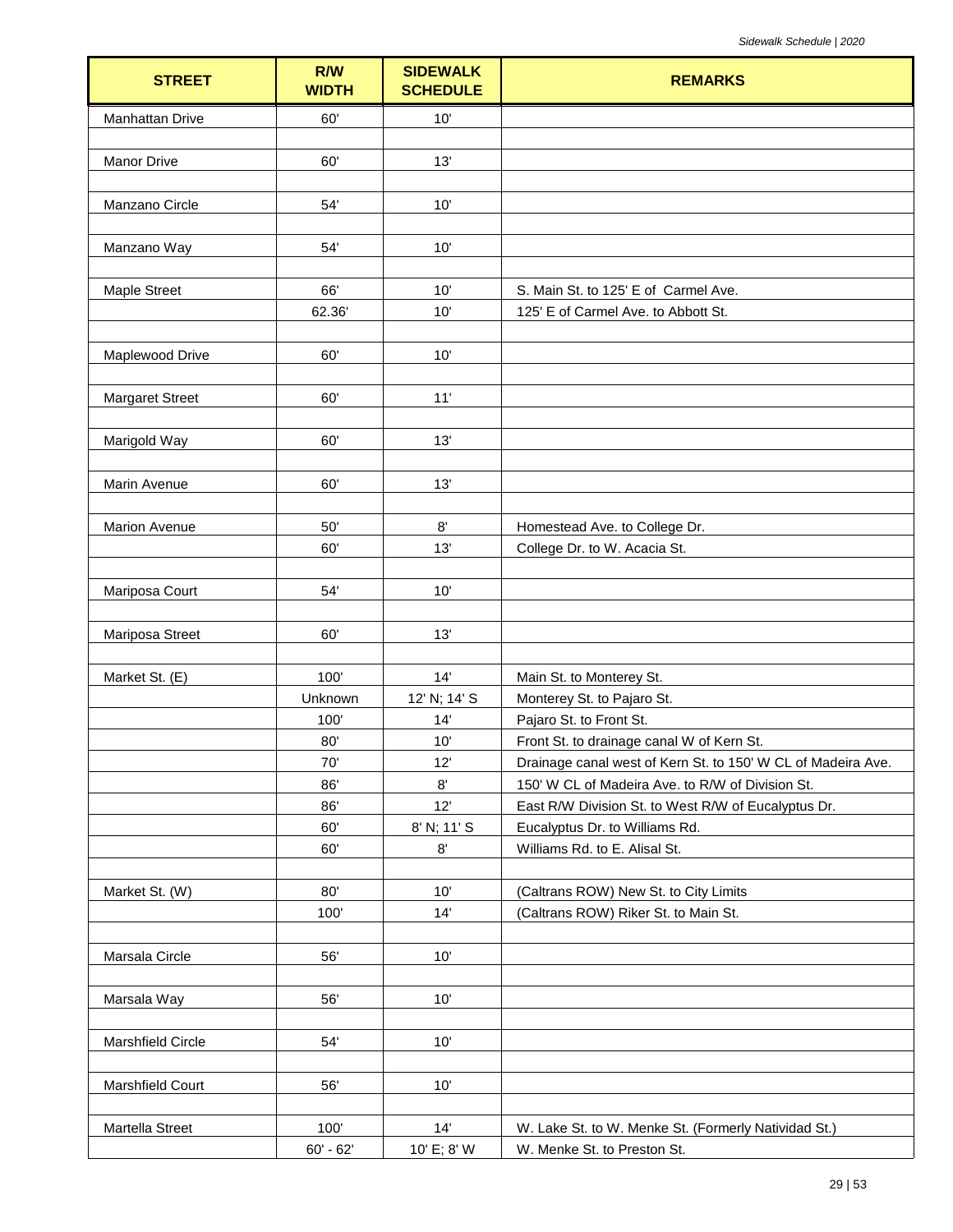| STREET | R/W WIDTH | SIDEWALK SCHEDULE | REMARKS |
| --- | --- | --- | --- |
| Manhattan Drive | 60' | 10' | |
| | | | |
| Manor Drive | 60' | 13' | |
| | | | |
| Manzano Circle | 54' | 10' | |
| | | | |
| Manzano Way | 54' | 10' | |
| | | | |
| Maple Street | 66' | 10' | S. Main St. to 125' E of Carmel Ave. |
| | 62.36' | 10' | 125' E of Carmel Ave. to Abbott St. |
| | | | |
| Maplewood Drive | 60' | 10' | |
| | | | |
| Margaret Street | 60' | 11' | |
| | | | |
| Marigold Way | 60' | 13' | |
| | | | |
| Marin Avenue | 60' | 13' | |
| | | | |
| Marion Avenue | 50' | 8' | Homestead Ave. to College Dr. |
| | 60' | 13' | College Dr. to W. Acacia St. |
| | | | |
| Mariposa Court | 54' | 10' | |
| | | | |
| Mariposa Street | 60' | 13' | |
| | | | |
| Market St. (E) | 100' | 14' | Main St. to Monterey St. |
| | Unknown | 12' N; 14' S | Monterey St. to Pajaro St. |
| | 100' | 14' | Pajaro St. to Front St. |
| | 80' | 10' | Front St. to drainage canal W of Kern St. |
| | 70' | 12' | Drainage canal west of Kern St. to 150' W CL of Madeira Ave. |
| | 86' | 8' | 150' W CL of Madeira Ave. to R/W of Division St. |
| | 86' | 12' | East R/W Division St. to West R/W of Eucalyptus Dr. |
| | 60' | 8' N; 11' S | Eucalyptus Dr. to Williams Rd. |
| | 60' | 8' | Williams Rd. to E. Alisal St. |
| | | | |
| Market St. (W) | 80' | 10' | (Caltrans ROW) New St. to City Limits |
| | 100' | 14' | (Caltrans ROW) Riker St. to Main St. |
| | | | |
| Marsala Circle | 56' | 10' | |
| | | | |
| Marsala Way | 56' | 10' | |
| | | | |
| Marshfield Circle | 54' | 10' | |
| | | | |
| Marshfield Court | 56' | 10' | |
| | | | |
| Martella Street | 100' | 14' | W. Lake St. to W. Menke St. (Formerly Natividad St.) |
| | 60' - 62' | 10' E; 8' W | W. Menke St. to Preston St. |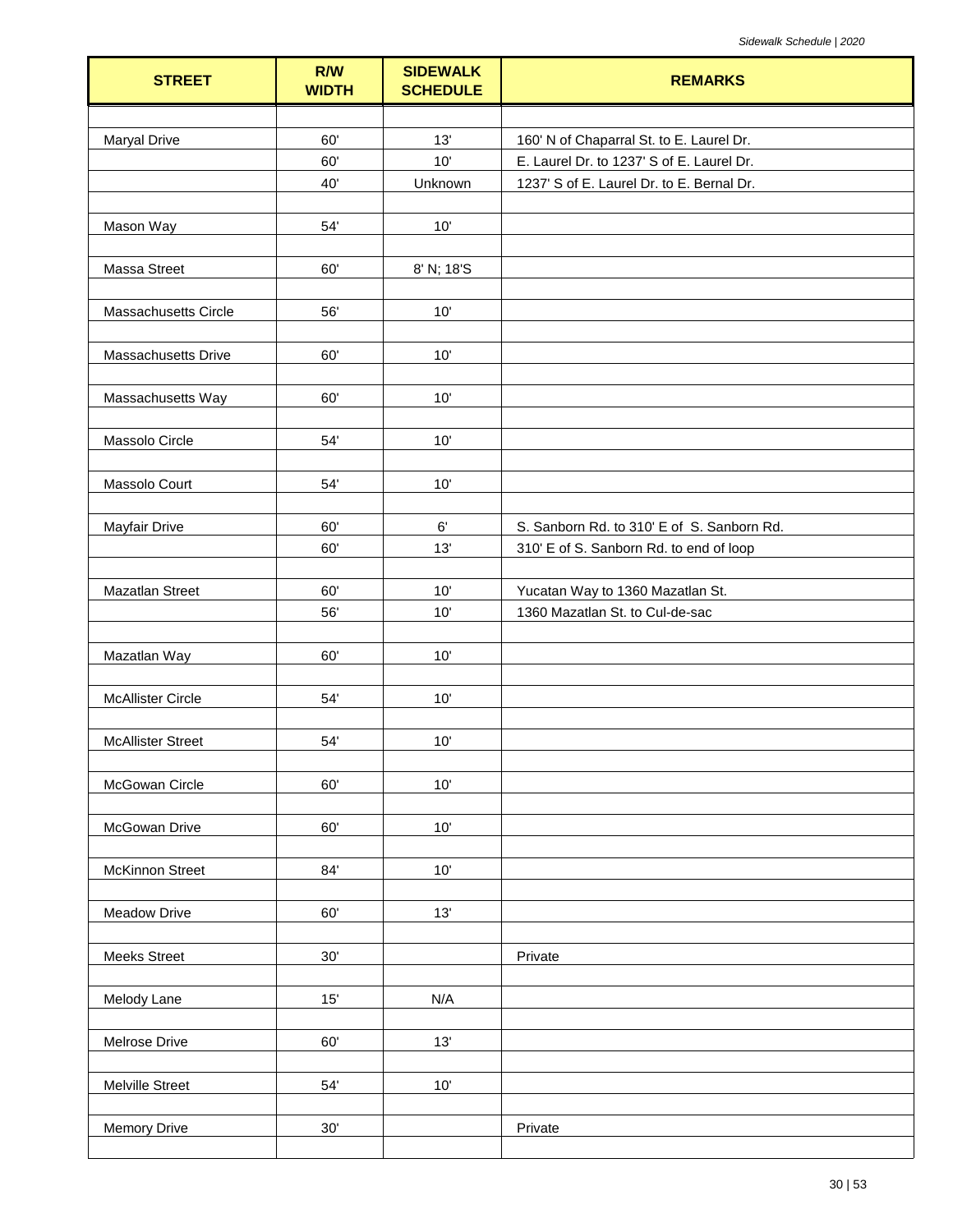| STREET | R/W WIDTH | SIDEWALK SCHEDULE | REMARKS |
|---|---|---|---|
| Maryal Drive | 60' | 13' | 160' N of Chaparral St. to E. Laurel Dr. |
| | 60' | 10' | E. Laurel Dr. to 1237' S of E. Laurel Dr. |
| | 40' | Unknown | 1237' S of E. Laurel Dr. to E. Bernal Dr. |
| Mason Way | 54' | 10' | |
| Massa Street | 60' | 8' N; 18'S | |
| Massachusetts Circle | 56' | 10' | |
| Massachusetts Drive | 60' | 10' | |
| Massachusetts Way | 60' | 10' | |
| Massolo Circle | 54' | 10' | |
| Massolo Court | 54' | 10' | |
| Mayfair Drive | 60' | 6' | S. Sanborn Rd. to 310' E of S. Sanborn Rd. |
| | 60' | 13' | 310' E of S. Sanborn Rd. to end of loop |
| Mazatlan Street | 60' | 10' | Yucatan Way to 1360 Mazatlan St. |
| | 56' | 10' | 1360 Mazatlan St. to Cul-de-sac |
| Mazatlan Way | 60' | 10' | |
| McAllister Circle | 54' | 10' | |
| McAllister Street | 54' | 10' | |
| McGowan Circle | 60' | 10' | |
| McGowan Drive | 60' | 10' | |
| McKinnon Street | 84' | 10' | |
| Meadow Drive | 60' | 13' | |
| Meeks Street | 30' | | Private |
| Melody Lane | 15' | N/A | |
| Melrose Drive | 60' | 13' | |
| Melville Street | 54' | 10' | |
| Memory Drive | 30' | | Private |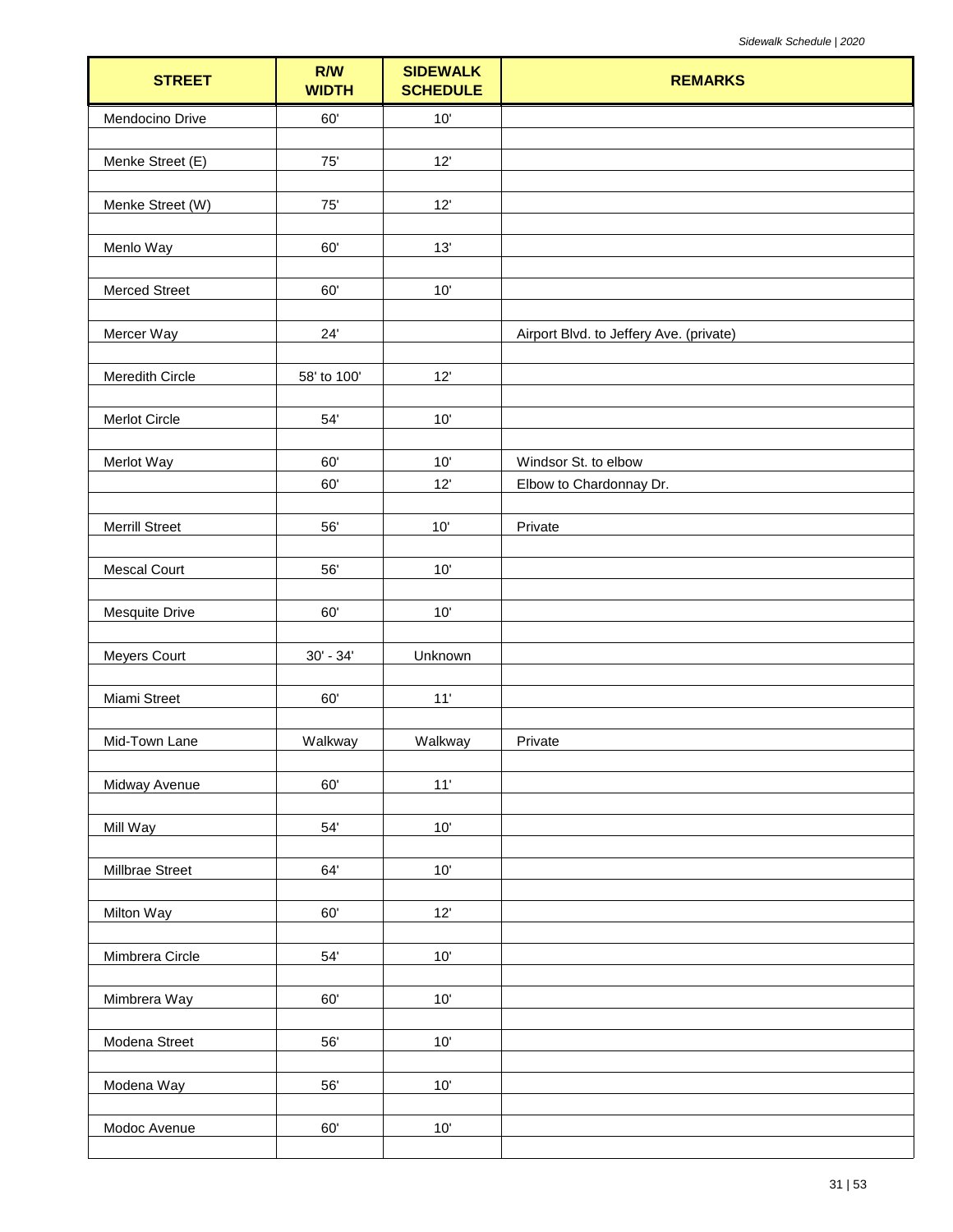| STREET | R/W WIDTH | SIDEWALK SCHEDULE | REMARKS |
|---|---|---|---|
| Mendocino Drive | 60' | 10' | |
| | | | |
| Menke Street (E) | 75' | 12' | |
| | | | |
| Menke Street (W) | 75' | 12' | |
| | | | |
| Menlo Way | 60' | 13' | |
| | | | |
| Merced Street | 60' | 10' | |
| | | | |
| Mercer Way | 24' | | Airport Blvd. to Jeffery Ave. (private) |
| | | | |
| Meredith Circle | 58' to 100' | 12' | |
| | | | |
| Merlot Circle | 54' | 10' | |
| | | | |
| Merlot Way | 60' | 10' | Windsor St. to elbow |
| | 60' | 12' | Elbow to Chardonnay Dr. |
| | | | |
| Merrill Street | 56' | 10' | Private |
| | | | |
| Mescal Court | 56' | 10' | |
| | | | |
| Mesquite Drive | 60' | 10' | |
| | | | |
| Meyers Court | 30' - 34' | Unknown | |
| | | | |
| Miami Street | 60' | 11' | |
| | | | |
| Mid-Town Lane | Walkway | Walkway | Private |
| | | | |
| Midway Avenue | 60' | 11' | |
| | | | |
| Mill Way | 54' | 10' | |
| | | | |
| Millbrae Street | 64' | 10' | |
| | | | |
| Milton Way | 60' | 12' | |
| | | | |
| Mimbrera Circle | 54' | 10' | |
| | | | |
| Mimbrera Way | 60' | 10' | |
| | | | |
| Modena Street | 56' | 10' | |
| | | | |
| Modena Way | 56' | 10' | |
| | | | |
| Modoc Avenue | 60' | 10' | |
| | | | |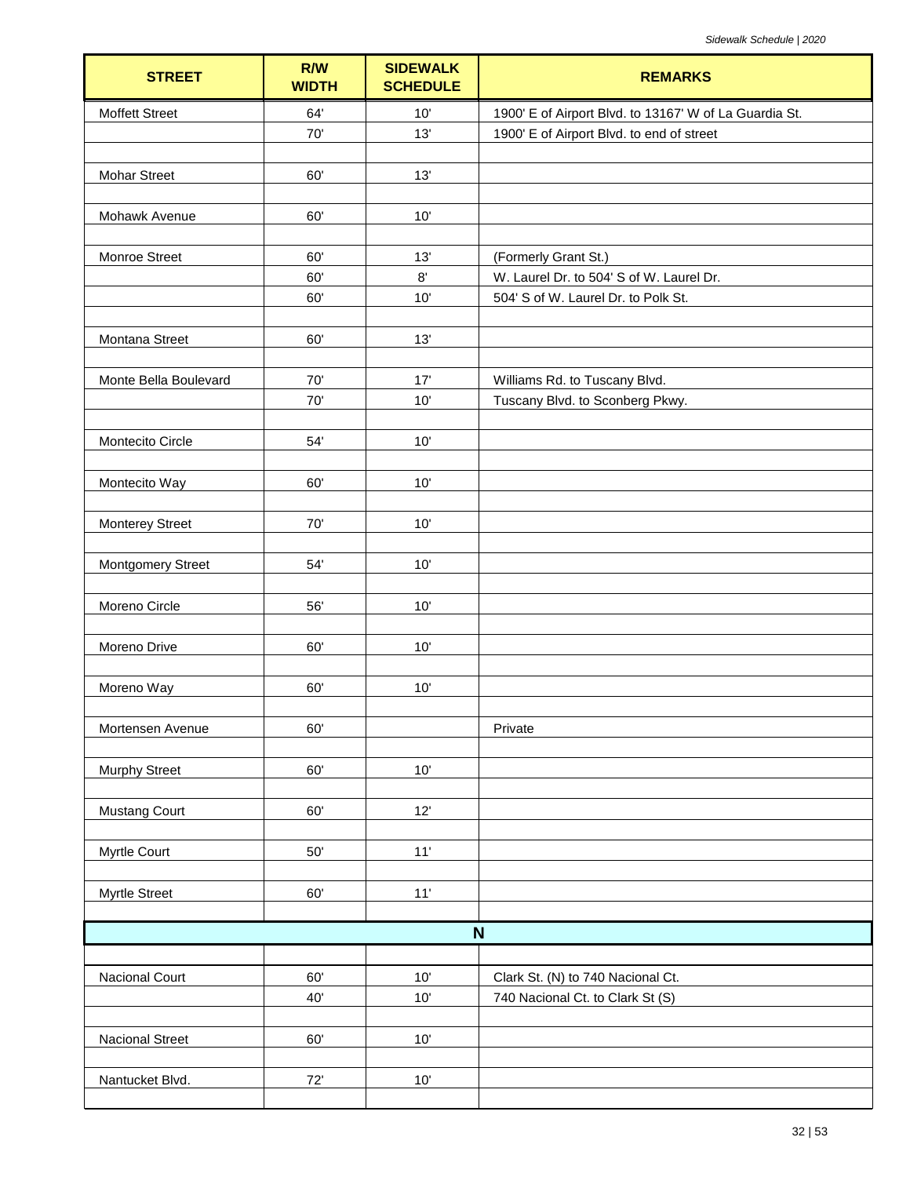| STREET | R/W WIDTH | SIDEWALK SCHEDULE | REMARKS |
|---|---|---|---|
| Moffett Street | 64' | 10' | 1900' E of Airport Blvd. to 13167' W of La Guardia St. |
| | 70' | 13' | 1900' E of Airport Blvd. to end of street |
| | | | |
| Mohar Street | 60' | 13' | |
| | | | |
| Mohawk Avenue | 60' | 10' | |
| | | | |
| Monroe Street | 60' | 13' | (Formerly Grant St.) |
| | 60' | 8' | W. Laurel Dr. to 504' S of W. Laurel Dr. |
| | 60' | 10' | 504' S of W. Laurel Dr. to Polk St. |
| | | | |
| Montana Street | 60' | 13' | |
| | | | |
| Monte Bella Boulevard | 70' | 17' | Williams Rd. to Tuscany Blvd. |
| | 70' | 10' | Tuscany Blvd. to Sconberg Pkwy. |
| | | | |
| Montecito Circle | 54' | 10' | |
| | | | |
| Montecito Way | 60' | 10' | |
| | | | |
| Monterey Street | 70' | 10' | |
| | | | |
| Montgomery Street | 54' | 10' | |
| | | | |
| Moreno Circle | 56' | 10' | |
| | | | |
| Moreno Drive | 60' | 10' | |
| | | | |
| Moreno Way | 60' | 10' | |
| | | | |
| Mortensen Avenue | 60' | | Private |
| | | | |
| Murphy Street | 60' | 10' | |
| | | | |
| Mustang Court | 60' | 12' | |
| | | | |
| Myrtle Court | 50' | 11' | |
| | | | |
| Myrtle Street | 60' | 11' | |
| | | | |
| **N** | | | |
| | | | |
| Nacional Court | 60' | 10' | Clark St. (N) to 740 Nacional Ct. |
| | 40' | 10' | 740 Nacional Ct. to Clark St (S) |
| | | | |
| Nacional Street | 60' | 10' | |
| | | | |
| Nantucket Blvd. | 72' | 10' | |
| | | | |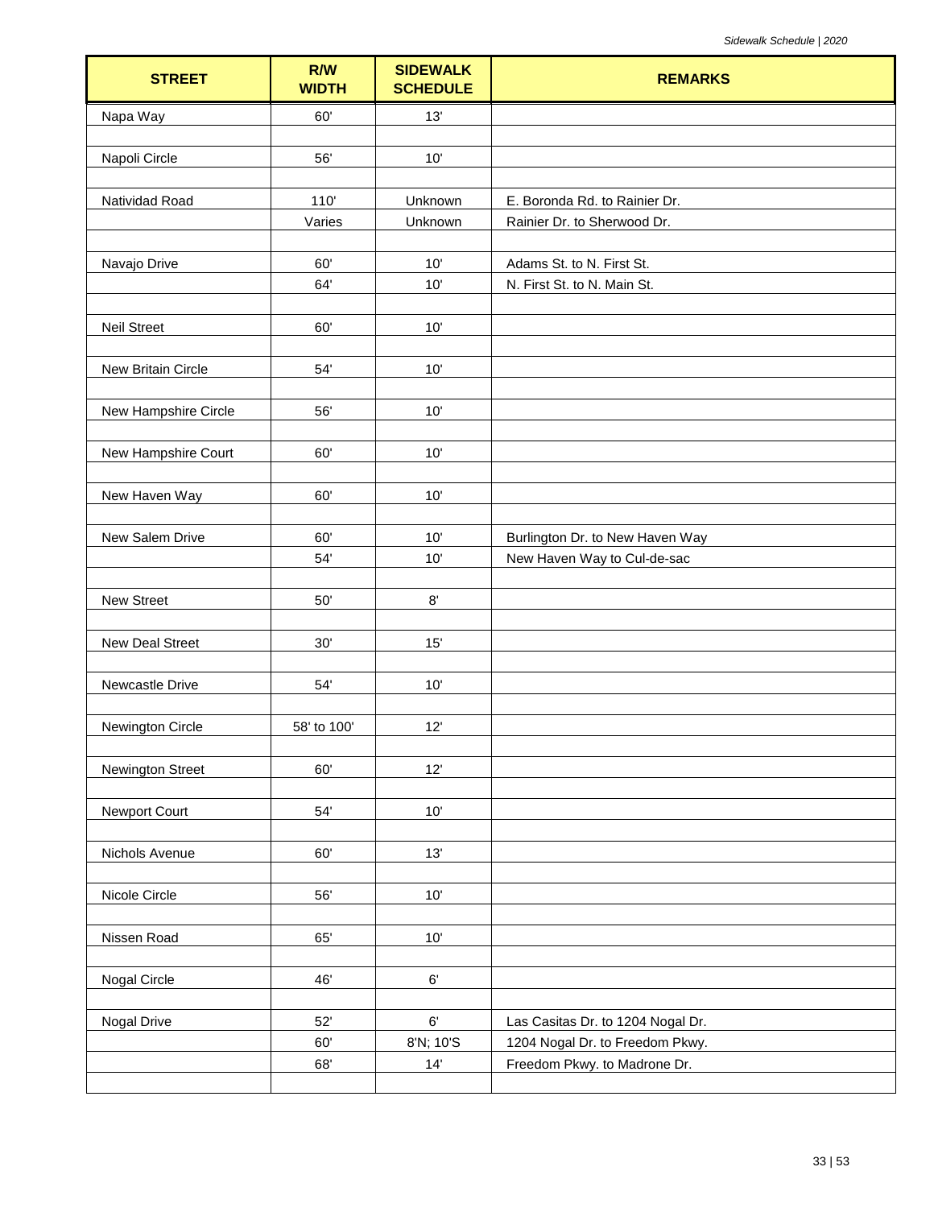| STREET | R/W WIDTH | SIDEWALK SCHEDULE | REMARKS |
|---|---|---|---|
| Napa Way | 60' | 13' | |
| | | | |
| Napoli Circle | 56' | 10' | |
| | | | |
| Natividad Road | 110' | Unknown | E. Boronda Rd. to Rainier Dr. |
| | Varies | Unknown | Rainier Dr. to Sherwood Dr. |
| | | | |
| Navajo Drive | 60' | 10' | Adams St. to N. First St. |
| | 64' | 10' | N. First St. to N. Main St. |
| | | | |
| Neil Street | 60' | 10' | |
| | | | |
| New Britain Circle | 54' | 10' | |
| | | | |
| New Hampshire Circle | 56' | 10' | |
| | | | |
| New Hampshire Court | 60' | 10' | |
| | | | |
| New Haven Way | 60' | 10' | |
| | | | |
| New Salem Drive | 60' | 10' | Burlington Dr. to New Haven Way |
| | 54' | 10' | New Haven Way to Cul-de-sac |
| | | | |
| New Street | 50' | 8' | |
| | | | |
| New Deal Street | 30' | 15' | |
| | | | |
| Newcastle Drive | 54' | 10' | |
| | | | |
| Newington Circle | 58' to 100' | 12' | |
| | | | |
| Newington Street | 60' | 12' | |
| | | | |
| Newport Court | 54' | 10' | |
| | | | |
| Nichols Avenue | 60' | 13' | |
| | | | |
| Nicole Circle | 56' | 10' | |
| | | | |
| Nissen Road | 65' | 10' | |
| | | | |
| Nogal Circle | 46' | 6' | |
| | | | |
| Nogal Drive | 52' | 6' | Las Casitas Dr. to 1204 Nogal Dr. |
| | 60' | 8'N; 10'S | 1204 Nogal Dr. to Freedom Pkwy. |
| | 68' | 14' | Freedom Pkwy. to Madrone Dr. |
| | | | |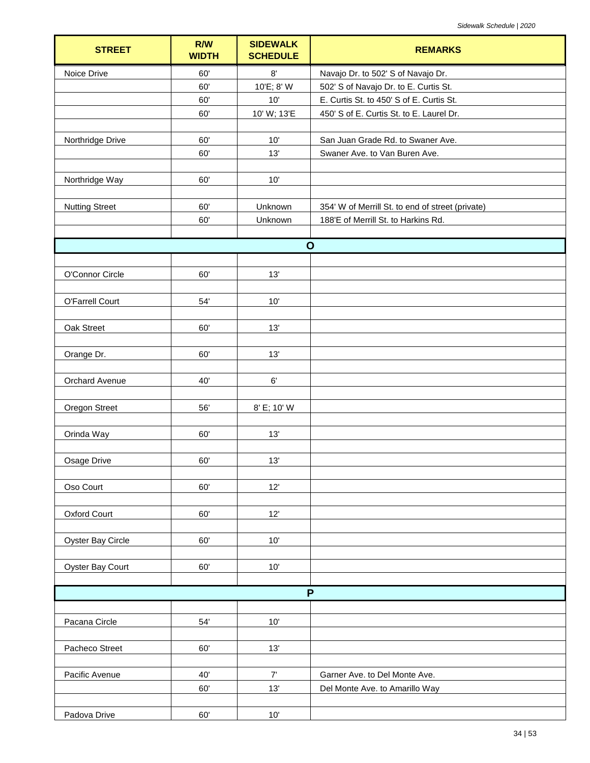| STREET | R/W WIDTH | SIDEWALK SCHEDULE | REMARKS |
|---|---|---|---|
| Noice Drive | 60' | 8' | Navajo Dr. to 502' S of Navajo Dr. |
| | 60' | 10'E; 8' W | 502' S of Navajo Dr. to E. Curtis St. |
| | 60' | 10' | E. Curtis St. to 450' S of E. Curtis St. |
| | 60' | 10' W; 13'E | 450' S of E. Curtis St. to E. Laurel Dr. |
| | | | |
| Northridge Drive | 60' | 10' | San Juan Grade Rd. to Swaner Ave. |
| | 60' | 13' | Swaner Ave. to Van Buren Ave. |
| | | | |
| Northridge Way | 60' | 10' | |
| | | | |
| Nutting Street | 60' | Unknown | 354' W of Merrill St. to end of street (private) |
| | 60' | Unknown | 188'E of Merrill St. to Harkins Rd. |
| | | | |
| **O** | | | |
| | | | |
| O'Connor Circle | 60' | 13' | |
| | | | |
| O'Farrell Court | 54' | 10' | |
| | | | |
| Oak Street | 60' | 13' | |
| | | | |
| Orange Dr. | 60' | 13' | |
| | | | |
| Orchard Avenue | 40' | 6' | |
| | | | |
| Oregon Street | 56' | 8' E; 10' W | |
| | | | |
| Orinda Way | 60' | 13' | |
| | | | |
| Osage Drive | 60' | 13' | |
| | | | |
| Oso Court | 60' | 12' | |
| | | | |
| Oxford Court | 60' | 12' | |
| | | | |
| Oyster Bay Circle | 60' | 10' | |
| | | | |
| Oyster Bay Court | 60' | 10' | |
| | | | |
| **P** | | | |
| | | | |
| Pacana Circle | 54' | 10' | |
| | | | |
| Pacheco Street | 60' | 13' | |
| | | | |
| Pacific Avenue | 40' | 7' | Garner Ave. to Del Monte Ave. |
| | 60' | 13' | Del Monte Ave. to Amarillo Way |
| | | | |
| Padova Drive | 60' | 10' | |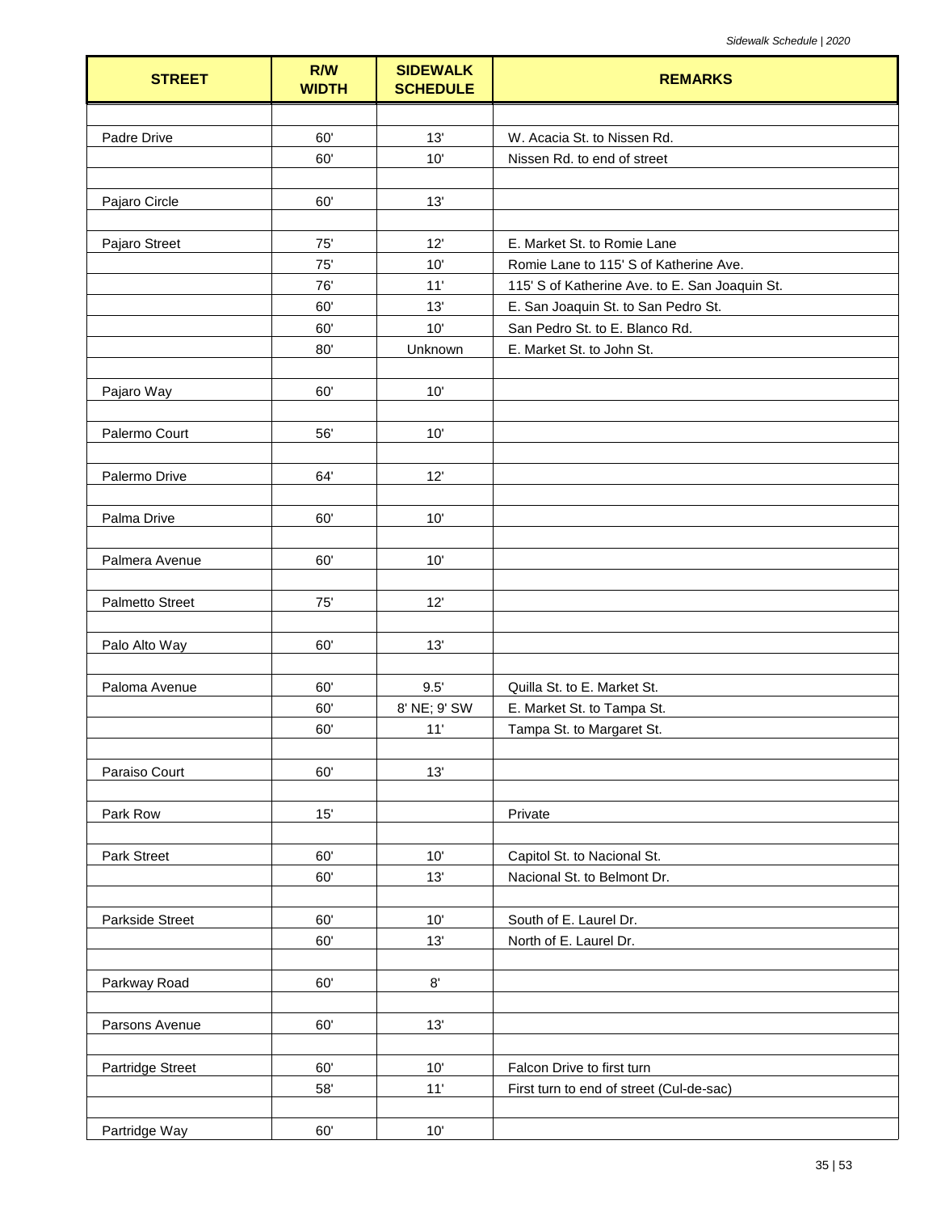| STREET | R/W WIDTH | SIDEWALK SCHEDULE | REMARKS |
|---|---|---|---|
| | | | |
| Padre Drive | 60' | 13' | W. Acacia St. to Nissen Rd. |
| | 60' | 10' | Nissen Rd. to end of street |
| | | | |
| Pajaro Circle | 60' | 13' | |
| | | | |
| Pajaro Street | 75' | 12' | E. Market St. to Romie Lane |
| | 75' | 10' | Romie Lane to 115' S of Katherine Ave. |
| | 76' | 11' | 115' S of Katherine Ave. to E. San Joaquin St. |
| | 60' | 13' | E. San Joaquin St. to San Pedro St. |
| | 60' | 10' | San Pedro St. to E. Blanco Rd. |
| | 80' | Unknown | E. Market St. to John St. |
| | | | |
| Pajaro Way | 60' | 10' | |
| | | | |
| Palermo Court | 56' | 10' | |
| | | | |
| Palermo Drive | 64' | 12' | |
| | | | |
| Palma Drive | 60' | 10' | |
| | | | |
| Palmera Avenue | 60' | 10' | |
| | | | |
| Palmetto Street | 75' | 12' | |
| | | | |
| Palo Alto Way | 60' | 13' | |
| | | | |
| Paloma Avenue | 60' | 9.5' | Quilla St. to E. Market St. |
| | 60' | 8' NE; 9' SW | E. Market St. to Tampa St. |
| | 60' | 11' | Tampa St. to Margaret St. |
| | | | |
| Paraiso Court | 60' | 13' | |
| | | | |
| Park Row | 15' | | Private |
| | | | |
| Park Street | 60' | 10' | Capitol St. to Nacional St. |
| | 60' | 13' | Nacional St. to Belmont Dr. |
| | | | |
| Parkside Street | 60' | 10' | South of E. Laurel Dr. |
| | 60' | 13' | North of E. Laurel Dr. |
| | | | |
| Parkway Road | 60' | 8' | |
| | | | |
| Parsons Avenue | 60' | 13' | |
| | | | |
| Partridge Street | 60' | 10' | Falcon Drive to first turn |
| | 58' | 11' | First turn to end of street (Cul-de-sac) |
| | | | |
| Partridge Way | 60' | 10' | |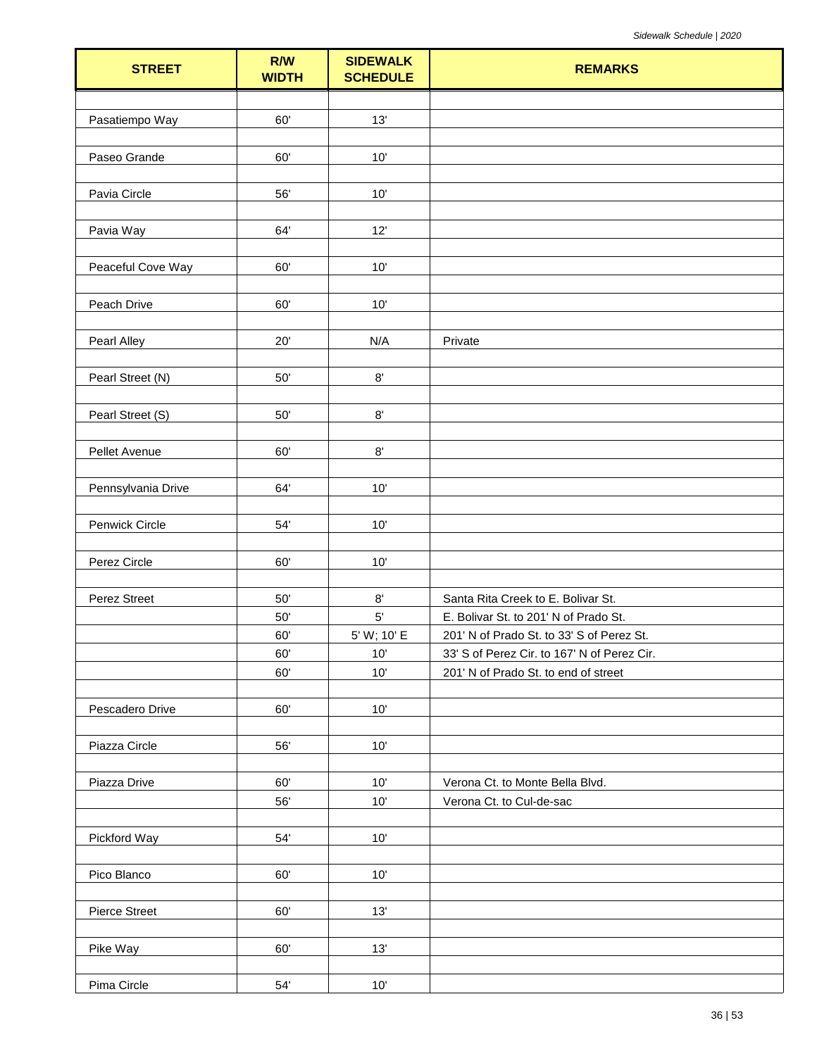| STREET | R/W WIDTH | SIDEWALK SCHEDULE | REMARKS |
|---|---|---|---|
| Pasatiempo Way | 60' | 13' | |
| Paseo Grande | 60' | 10' | |
| Pavia Circle | 56' | 10' | |
| Pavia Way | 64' | 12' | |
| Peaceful Cove Way | 60' | 10' | |
| Peach Drive | 60' | 10' | |
| Pearl Alley | 20' | N/A | Private |
| Pearl Street (N) | 50' | 8' | |
| Pearl Street (S) | 50' | 8' | |
| Pellet Avenue | 60' | 8' | |
| Pennsylvania Drive | 64' | 10' | |
| Penwick Circle | 54' | 10' | |
| Perez Circle | 60' | 10' | |
| Perez Street | 50' | 8' | Santa Rita Creek to E. Bolivar St. |
| | 50' | 5' | E. Bolivar St. to 201' N of Prado St. |
| | 60' | 5' W; 10' E | 201' N of Prado St. to 33' S of Perez St. |
| | 60' | 10' | 33' S of Perez Cir. to 167' N of Perez Cir. |
| | 60' | 10' | 201' N of Prado St. to end of street |
| Pescadero Drive | 60' | 10' | |
| Piazza Circle | 56' | 10' | |
| Piazza Drive | 60' | 10' | Verona Ct. to Monte Bella Blvd. |
| | 56' | 10' | Verona Ct. to Cul-de-sac |
| Pickford Way | 54' | 10' | |
| Pico Blanco | 60' | 10' | |
| Pierce Street | 60' | 13' | |
| Pike Way | 60' | 13' | |
| Pima Circle | 54' | 10' | |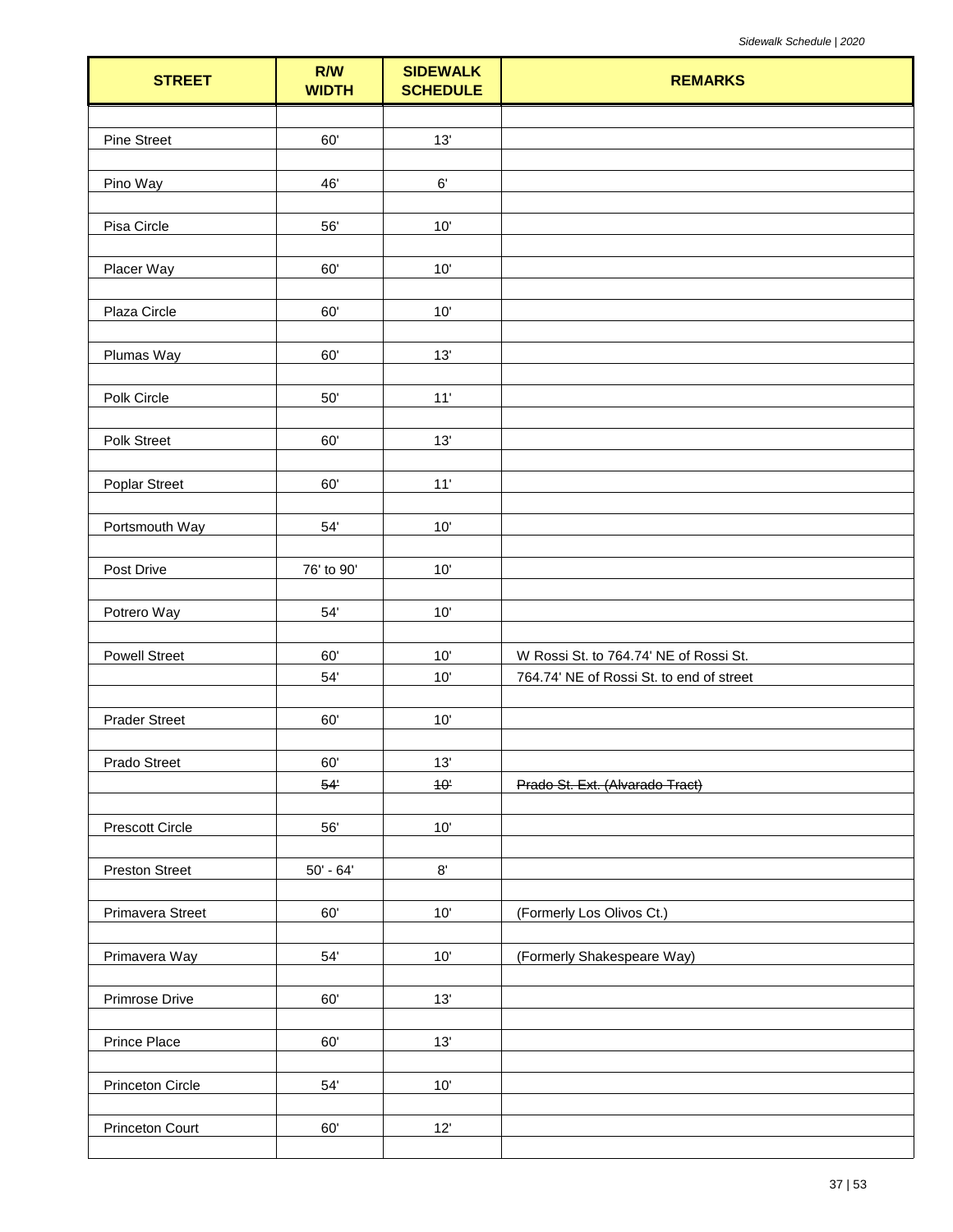| STREET | R/W WIDTH | SIDEWALK SCHEDULE | REMARKS |
|---|---|---|---|
| Pine Street | 60' | 13' | |
| Pino Way | 46' | 6' | |
| Pisa Circle | 56' | 10' | |
| Placer Way | 60' | 10' | |
| Plaza Circle | 60' | 10' | |
| Plumas Way | 60' | 13' | |
| Polk Circle | 50' | 11' | |
| Polk Street | 60' | 13' | |
| Poplar Street | 60' | 11' | |
| Portsmouth Way | 54' | 10' | |
| Post Drive | 76' to 90' | 10' | |
| Potrero Way | 54' | 10' | |
| Powell Street | 60' | 10' | W Rossi St. to 764.74' NE of Rossi St. |
| | 54' | 10' | 764.74' NE of Rossi St. to end of street |
| Prader Street | 60' | 10' | |
| Prado Street | 60' | 13' | |
| | ~~54'~~ | ~~10'~~ | ~~Prado St. Ext. (Alvarado Tract)~~ |
| Prescott Circle | 56' | 10' | |
| Preston Street | 50' - 64' | 8' | |
| Primavera Street | 60' | 10' | (Formerly Los Olivos Ct.) |
| Primavera Way | 54' | 10' | (Formerly Shakespeare Way) |
| Primrose Drive | 60' | 13' | |
| Prince Place | 60' | 13' | |
| Princeton Circle | 54' | 10' | |
| Princeton Court | 60' | 12' | |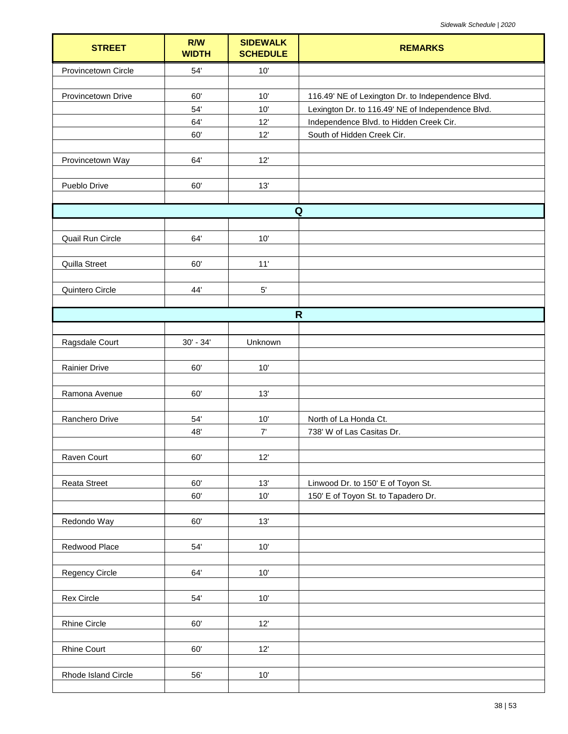| STREET | R/W WIDTH | SIDEWALK SCHEDULE | REMARKS |
|---|---|---|---|
| Provincetown Circle | 54' | 10' | |
| | | | |
| Provincetown Drive | 60' | 10' | 116.49' NE of Lexington Dr. to Independence Blvd. |
| | 54' | 10' | Lexington Dr. to 116.49' NE of Independence Blvd. |
| | 64' | 12' | Independence Blvd. to Hidden Creek Cir. |
| | 60' | 12' | South of Hidden Creek Cir. |
| | | | |
| Provincetown Way | 64' | 12' | |
| | | | |
| Pueblo Drive | 60' | 13' | |
| | | | |
| **Q** | | | |
| | | | |
| Quail Run Circle | 64' | 10' | |
| | | | |
| Quilla Street | 60' | 11' | |
| | | | |
| Quintero Circle | 44' | 5' | |
| | | | |
| **R** | | | |
| | | | |
| Ragsdale Court | 30' - 34' | Unknown | |
| | | | |
| Rainier Drive | 60' | 10' | |
| | | | |
| Ramona Avenue | 60' | 13' | |
| | | | |
| Ranchero Drive | 54' | 10' | North of La Honda Ct. |
| | 48' | 7' | 738' W of Las Casitas Dr. |
| | | | |
| Raven Court | 60' | 12' | |
| | | | |
| Reata Street | 60' | 13' | Linwood Dr. to 150' E of Toyon St. |
| | 60' | 10' | 150' E of Toyon St. to Tapadero Dr. |
| | | | |
| Redondo Way | 60' | 13' | |
| | | | |
| Redwood Place | 54' | 10' | |
| | | | |
| Regency Circle | 64' | 10' | |
| | | | |
| Rex Circle | 54' | 10' | |
| | | | |
| Rhine Circle | 60' | 12' | |
| | | | |
| Rhine Court | 60' | 12' | |
| | | | |
| Rhode Island Circle | 56' | 10' | |
| | | | |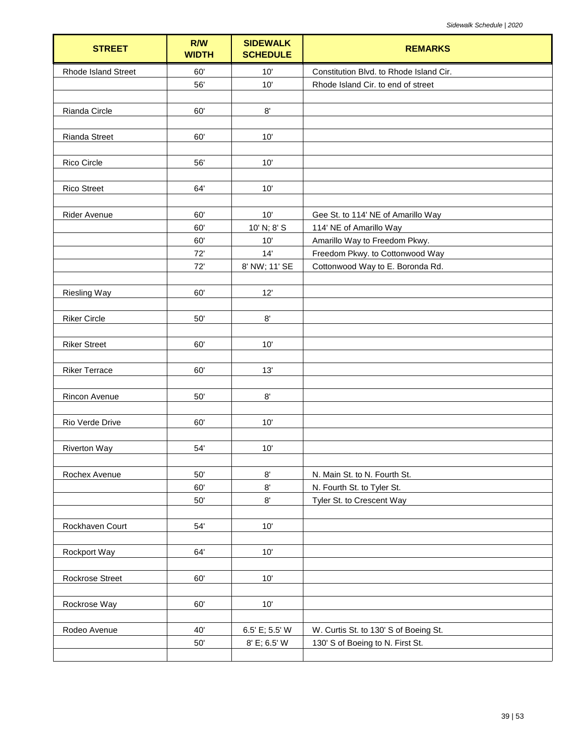| STREET | R/W WIDTH | SIDEWALK SCHEDULE | REMARKS |
|---|---|---|---|
| Rhode Island Street | 60' | 10' | Constitution Blvd. to Rhode Island Cir. |
| | 56' | 10' | Rhode Island Cir. to end of street |
| | | | |
| Rianda Circle | 60' | 8' | |
| | | | |
| Rianda Street | 60' | 10' | |
| | | | |
| Rico Circle | 56' | 10' | |
| | | | |
| Rico Street | 64' | 10' | |
| | | | |
| Rider Avenue | 60' | 10' | Gee St. to 114' NE of Amarillo Way |
| | 60' | 10' N; 8' S | 114' NE of Amarillo Way |
| | 60' | 10' | Amarillo Way to Freedom Pkwy. |
| | 72' | 14' | Freedom Pkwy. to Cottonwood Way |
| | 72' | 8' NW; 11' SE | Cottonwood Way to E. Boronda Rd. |
| | | | |
| Riesling Way | 60' | 12' | |
| | | | |
| Riker Circle | 50' | 8' | |
| | | | |
| Riker Street | 60' | 10' | |
| | | | |
| Riker Terrace | 60' | 13' | |
| | | | |
| Rincon Avenue | 50' | 8' | |
| | | | |
| Rio Verde Drive | 60' | 10' | |
| | | | |
| Riverton Way | 54' | 10' | |
| | | | |
| Rochex Avenue | 50' | 8' | N. Main St. to N. Fourth St. |
| | 60' | 8' | N. Fourth St. to Tyler St. |
| | 50' | 8' | Tyler St. to Crescent Way |
| | | | |
| Rockhaven Court | 54' | 10' | |
| | | | |
| Rockport Way | 64' | 10' | |
| | | | |
| Rockrose Street | 60' | 10' | |
| | | | |
| Rockrose Way | 60' | 10' | |
| | | | |
| Rodeo Avenue | 40' | 6.5' E; 5.5' W | W. Curtis St. to 130' S of Boeing St. |
| | 50' | 8' E; 6.5' W | 130' S of Boeing to N. First St. |
| | | | |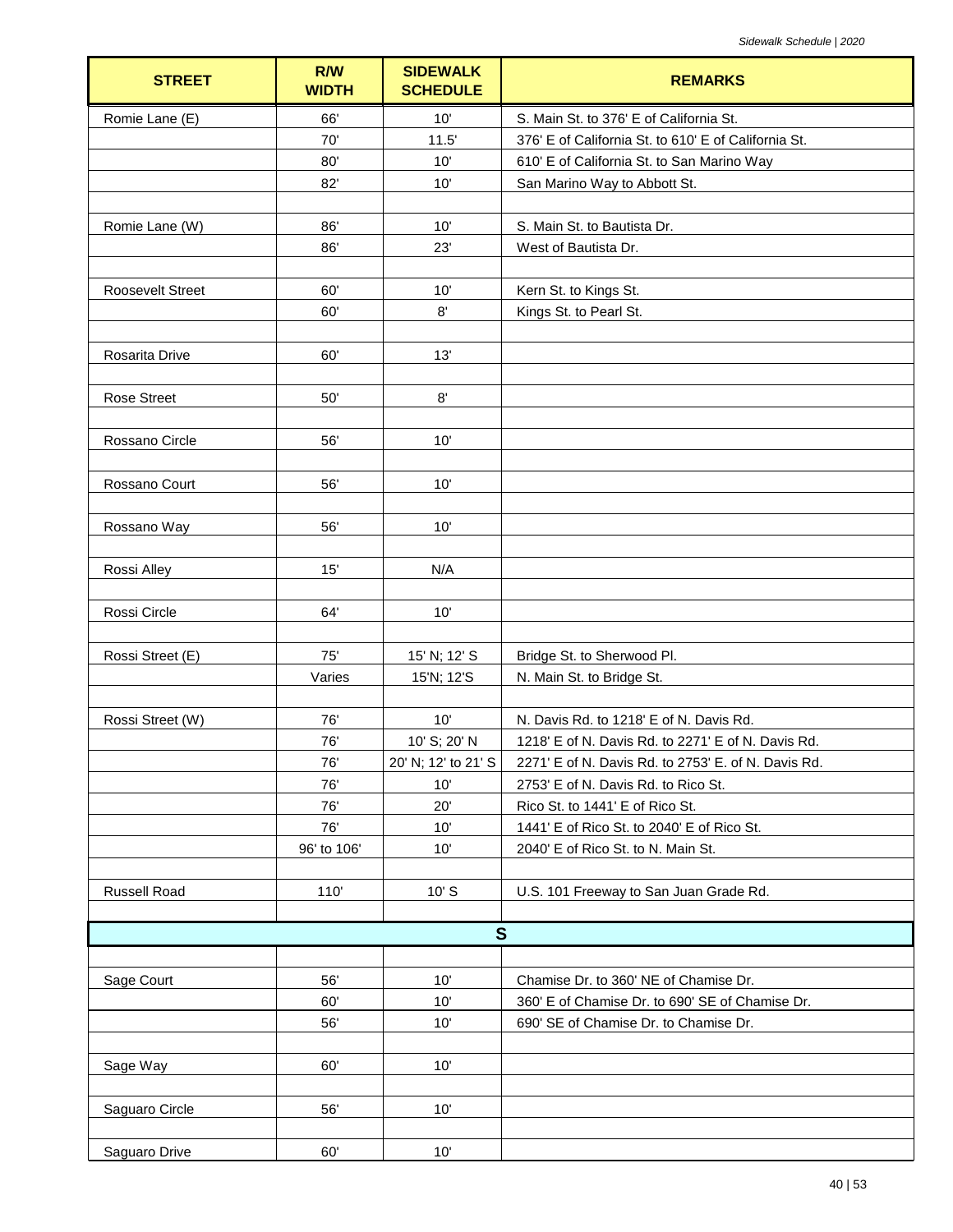| STREET | R/W WIDTH | SIDEWALK SCHEDULE | REMARKS |
|---|---|---|---|
| Romie Lane (E) | 66' | 10' | S. Main St. to 376' E of California St. |
| | 70' | 11.5' | 376' E of California St. to 610' E of California St. |
| | 80' | 10' | 610' E of California St. to San Marino Way |
| | 82' | 10' | San Marino Way to Abbott St. |
| | | | |
| Romie Lane (W) | 86' | 10' | S. Main St. to Bautista Dr. |
| | 86' | 23' | West of Bautista Dr. |
| | | | |
| Roosevelt Street | 60' | 10' | Kern St. to Kings St. |
| | 60' | 8' | Kings St. to Pearl St. |
| | | | |
| Rosarita Drive | 60' | 13' | |
| | | | |
| Rose Street | 50' | 8' | |
| | | | |
| Rossano Circle | 56' | 10' | |
| | | | |
| Rossano Court | 56' | 10' | |
| | | | |
| Rossano Way | 56' | 10' | |
| | | | |
| Rossi Alley | 15' | N/A | |
| | | | |
| Rossi Circle | 64' | 10' | |
| | | | |
| Rossi Street (E) | 75' | 15' N; 12' S | Bridge St. to Sherwood Pl. |
| | Varies | 15'N; 12'S | N. Main St. to Bridge St. |
| | | | |
| Rossi Street (W) | 76' | 10' | N. Davis Rd. to 1218' E of N. Davis Rd. |
| | 76' | 10' S; 20' N | 1218' E of N. Davis Rd. to 2271' E of N. Davis Rd. |
| | 76' | 20' N; 12' to 21' S | 2271' E of N. Davis Rd. to 2753' E. of N. Davis Rd. |
| | 76' | 10' | 2753' E of N. Davis Rd. to Rico St. |
| | 76' | 20' | Rico St. to 1441' E of Rico St. |
| | 76' | 10' | 1441' E of Rico St. to 2040' E of Rico St. |
| | 96' to 106' | 10' | 2040' E of Rico St. to N. Main St. |
| | | | |
| Russell Road | 110' | 10' S | U.S. 101 Freeway to San Juan Grade Rd. |
| | | | |
| **S** | | | |
| | | | |
| Sage Court | 56' | 10' | Chamise Dr. to 360' NE of Chamise Dr. |
| | 60' | 10' | 360' E of Chamise Dr. to 690' SE of Chamise Dr. |
| | 56' | 10' | 690' SE of Chamise Dr. to Chamise Dr. |
| | | | |
| Sage Way | 60' | 10' | |
| | | | |
| Saguaro Circle | 56' | 10' | |
| | | | |
| Saguaro Drive | 60' | 10' | |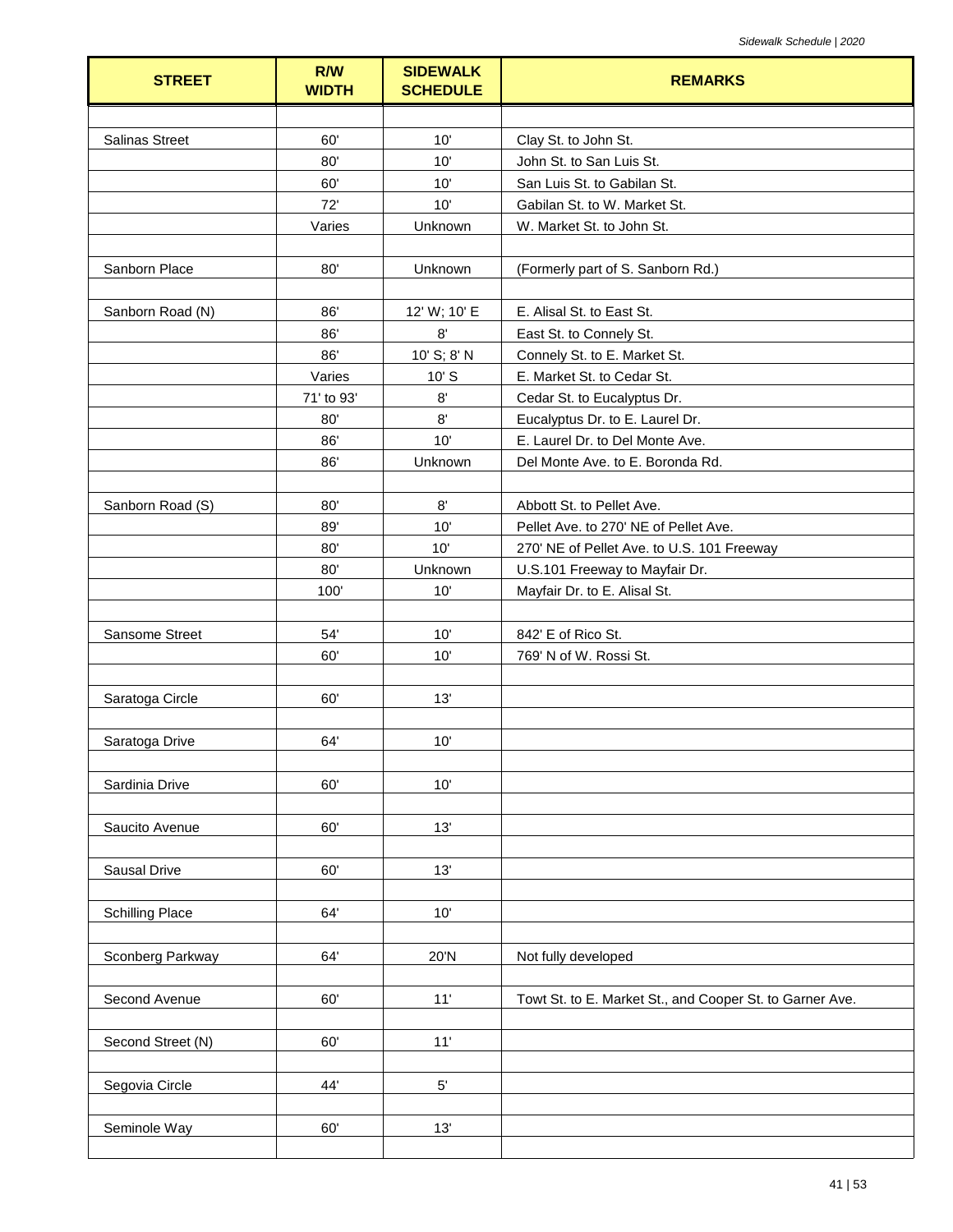| STREET | R/W WIDTH | SIDEWALK SCHEDULE | REMARKS |
|---|---|---|---|
| | | | |
| Salinas Street | 60' | 10' | Clay St. to John St. |
| | 80' | 10' | John St. to San Luis St. |
| | 60' | 10' | San Luis St. to Gabilan St. |
| | 72' | 10' | Gabilan St. to W. Market St. |
| | Varies | Unknown | W. Market St. to John St. |
| | | | |
| Sanborn Place | 80' | Unknown | (Formerly part of S. Sanborn Rd.) |
| | | | |
| Sanborn Road (N) | 86' | 12' W; 10' E | E. Alisal St. to East St. |
| | 86' | 8' | East St. to Connely St. |
| | 86' | 10' S; 8' N | Connely St. to E. Market St. |
| | Varies | 10' S | E. Market St. to Cedar St. |
| | 71' to 93' | 8' | Cedar St. to Eucalyptus Dr. |
| | 80' | 8' | Eucalyptus Dr. to E. Laurel Dr. |
| | 86' | 10' | E. Laurel Dr. to Del Monte Ave. |
| | 86' | Unknown | Del Monte Ave. to E. Boronda Rd. |
| | | | |
| Sanborn Road (S) | 80' | 8' | Abbott St. to Pellet Ave. |
| | 89' | 10' | Pellet Ave. to 270' NE of Pellet Ave. |
| | 80' | 10' | 270' NE of Pellet Ave. to U.S. 101 Freeway |
| | 80' | Unknown | U.S.101 Freeway to Mayfair Dr. |
| | 100' | 10' | Mayfair Dr. to E. Alisal St. |
| | | | |
| Sansome Street | 54' | 10' | 842' E of Rico St. |
| | 60' | 10' | 769' N of W. Rossi St. |
| | | | |
| Saratoga Circle | 60' | 13' | |
| | | | |
| Saratoga Drive | 64' | 10' | |
| | | | |
| Sardinia Drive | 60' | 10' | |
| | | | |
| Saucito Avenue | 60' | 13' | |
| | | | |
| Sausal Drive | 60' | 13' | |
| | | | |
| Schilling Place | 64' | 10' | |
| | | | |
| Sconberg Parkway | 64' | 20'N | Not fully developed |
| | | | |
| Second Avenue | 60' | 11' | Towt St. to E. Market St., and Cooper St. to Garner Ave. |
| | | | |
| Second Street (N) | 60' | 11' | |
| | | | |
| Segovia Circle | 44' | 5' | |
| | | | |
| Seminole Way | 60' | 13' | |
| | | | |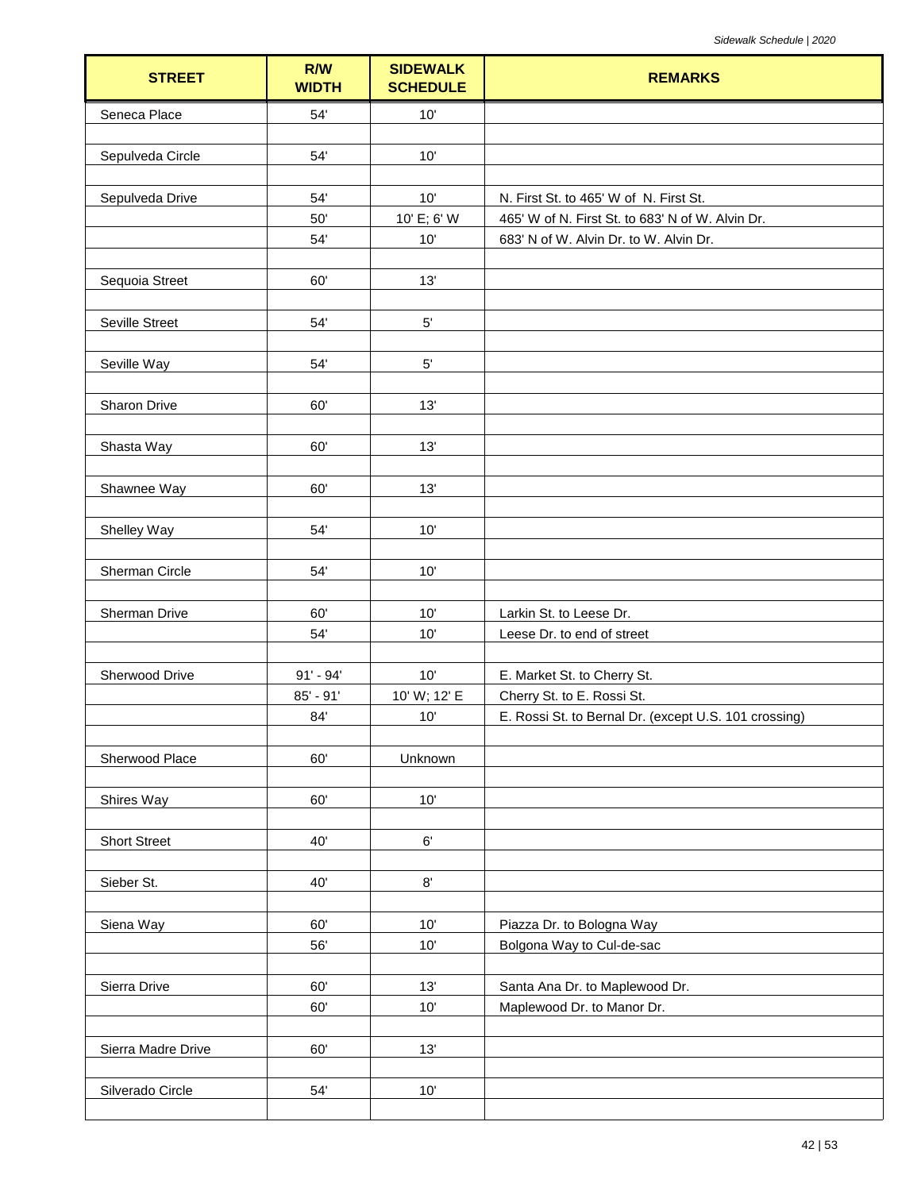| STREET | R/W WIDTH | SIDEWALK SCHEDULE | REMARKS |
|---|---|---|---|
| Seneca Place | 54' | 10' | |
| | | | |
| Sepulveda Circle | 54' | 10' | |
| | | | |
| Sepulveda Drive | 54' | 10' | N. First St. to 465' W of N. First St. |
| | 50' | 10' E; 6' W | 465' W of N. First St. to 683' N of W. Alvin Dr. |
| | 54' | 10' | 683' N of W. Alvin Dr. to W. Alvin Dr. |
| | | | |
| Sequoia Street | 60' | 13' | |
| | | | |
| Seville Street | 54' | 5' | |
| | | | |
| Seville Way | 54' | 5' | |
| | | | |
| Sharon Drive | 60' | 13' | |
| | | | |
| Shasta Way | 60' | 13' | |
| | | | |
| Shawnee Way | 60' | 13' | |
| | | | |
| Shelley Way | 54' | 10' | |
| | | | |
| Sherman Circle | 54' | 10' | |
| | | | |
| Sherman Drive | 60' | 10' | Larkin St. to Leese Dr. |
| | 54' | 10' | Leese Dr. to end of street |
| | | | |
| Sherwood Drive | 91' - 94' | 10' | E. Market St. to Cherry St. |
| | 85' - 91' | 10' W; 12' E | Cherry St. to E. Rossi St. |
| | 84' | 10' | E. Rossi St. to Bernal Dr. (except U.S. 101 crossing) |
| | | | |
| Sherwood Place | 60' | Unknown | |
| | | | |
| Shires Way | 60' | 10' | |
| | | | |
| Short Street | 40' | 6' | |
| | | | |
| Sieber St. | 40' | 8' | |
| | | | |
| Siena Way | 60' | 10' | Piazza Dr. to Bologna Way |
| | 56' | 10' | Bolgona Way to Cul-de-sac |
| | | | |
| Sierra Drive | 60' | 13' | Santa Ana Dr. to Maplewood Dr. |
| | 60' | 10' | Maplewood Dr. to Manor Dr. |
| | | | |
| Sierra Madre Drive | 60' | 13' | |
| | | | |
| Silverado Circle | 54' | 10' | |
| | | | |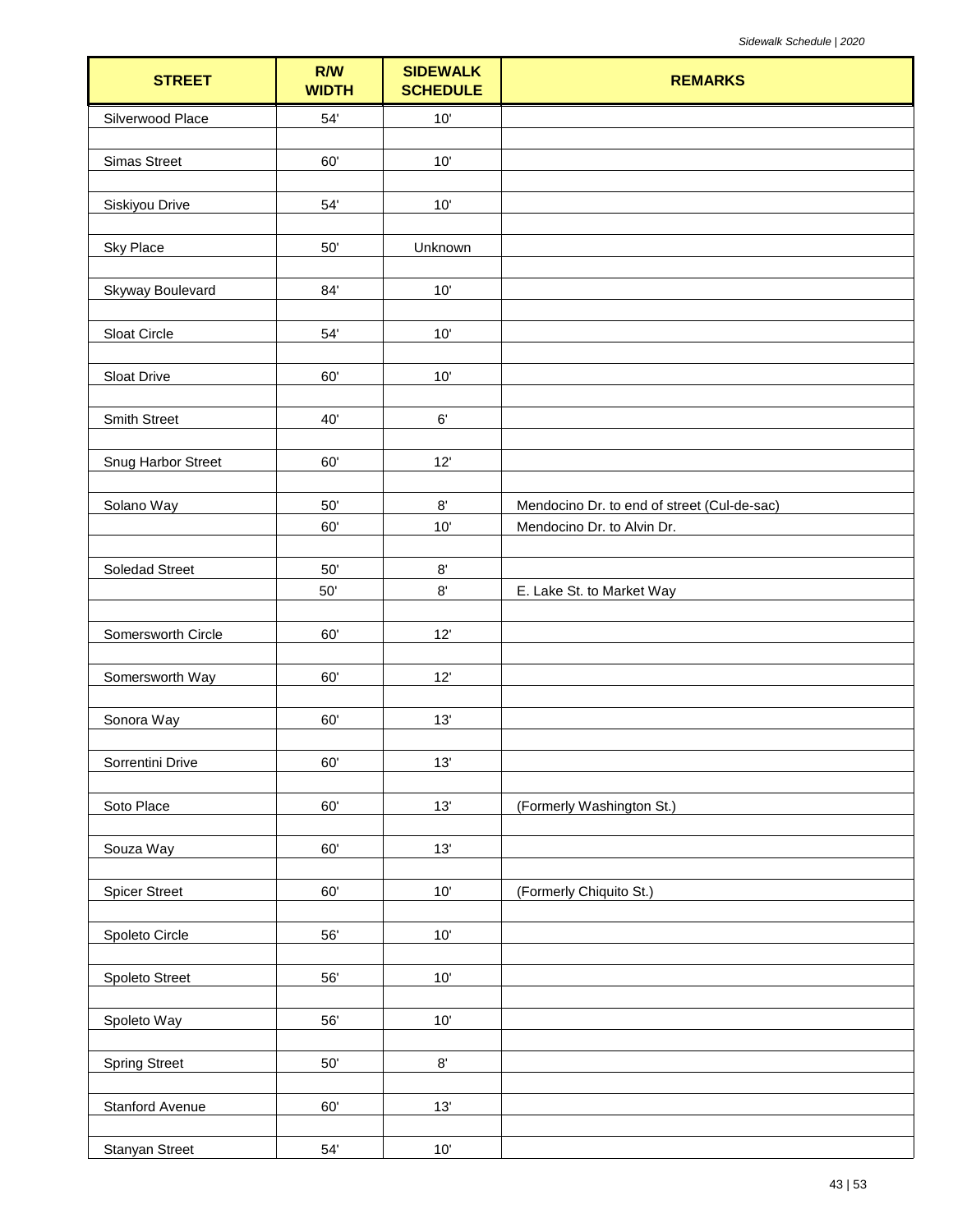| STREET | R/W WIDTH | SIDEWALK SCHEDULE | REMARKS |
|---|---|---|---|
| Silverwood Place | 54' | 10' | |
| Simas Street | 60' | 10' | |
| Siskiyou Drive | 54' | 10' | |
| Sky Place | 50' | Unknown | |
| Skyway Boulevard | 84' | 10' | |
| Sloat Circle | 54' | 10' | |
| Sloat Drive | 60' | 10' | |
| Smith Street | 40' | 6' | |
| Snug Harbor Street | 60' | 12' | |
| Solano Way | 50' | 8' | Mendocino Dr. to end of street (Cul-de-sac) |
| | 60' | 10' | Mendocino Dr. to Alvin Dr. |
| Soledad Street | 50' | 8' | |
| | 50' | 8' | E. Lake St. to Market Way |
| Somersworth Circle | 60' | 12' | |
| Somersworth Way | 60' | 12' | |
| Sonora Way | 60' | 13' | |
| Sorrentini Drive | 60' | 13' | |
| Soto Place | 60' | 13' | (Formerly Washington St.) |
| Souza Way | 60' | 13' | |
| Spicer Street | 60' | 10' | (Formerly Chiquito St.) |
| Spoleto Circle | 56' | 10' | |
| Spoleto Street | 56' | 10' | |
| Spoleto Way | 56' | 10' | |
| Spring Street | 50' | 8' | |
| Stanford Avenue | 60' | 13' | |
| Stanyan Street | 54' | 10' | |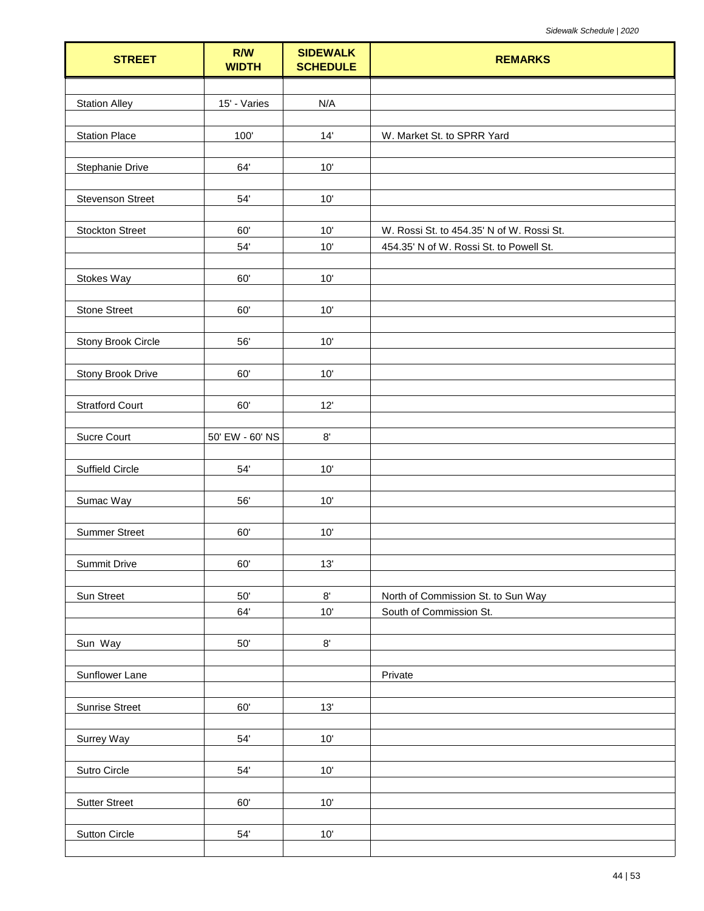| STREET | R/W WIDTH | SIDEWALK SCHEDULE | REMARKS |
|---|---|---|---|
| Station Alley | 15' - Varies | N/A | |
| Station Place | 100' | 14' | W. Market St. to SPRR Yard |
| Stephanie Drive | 64' | 10' | |
| Stevenson Street | 54' | 10' | |
| Stockton Street | 60' | 10' | W. Rossi St. to 454.35' N of W. Rossi St. |
| | 54' | 10' | 454.35' N of W. Rossi St. to Powell St. |
| Stokes Way | 60' | 10' | |
| Stone Street | 60' | 10' | |
| Stony Brook Circle | 56' | 10' | |
| Stony Brook Drive | 60' | 10' | |
| Stratford Court | 60' | 12' | |
| Sucre Court | 50' EW - 60' NS | 8' | |
| Suffield Circle | 54' | 10' | |
| Sumac Way | 56' | 10' | |
| Summer Street | 60' | 10' | |
| Summit Drive | 60' | 13' | |
| Sun Street | 50' | 8' | North of Commission St. to Sun Way |
| | 64' | 10' | South of Commission St. |
| Sun Way | 50' | 8' | |
| Sunflower Lane | | | Private |
| Sunrise Street | 60' | 13' | |
| Surrey Way | 54' | 10' | |
| Sutro Circle | 54' | 10' | |
| Sutter Street | 60' | 10' | |
| Sutton Circle | 54' | 10' | |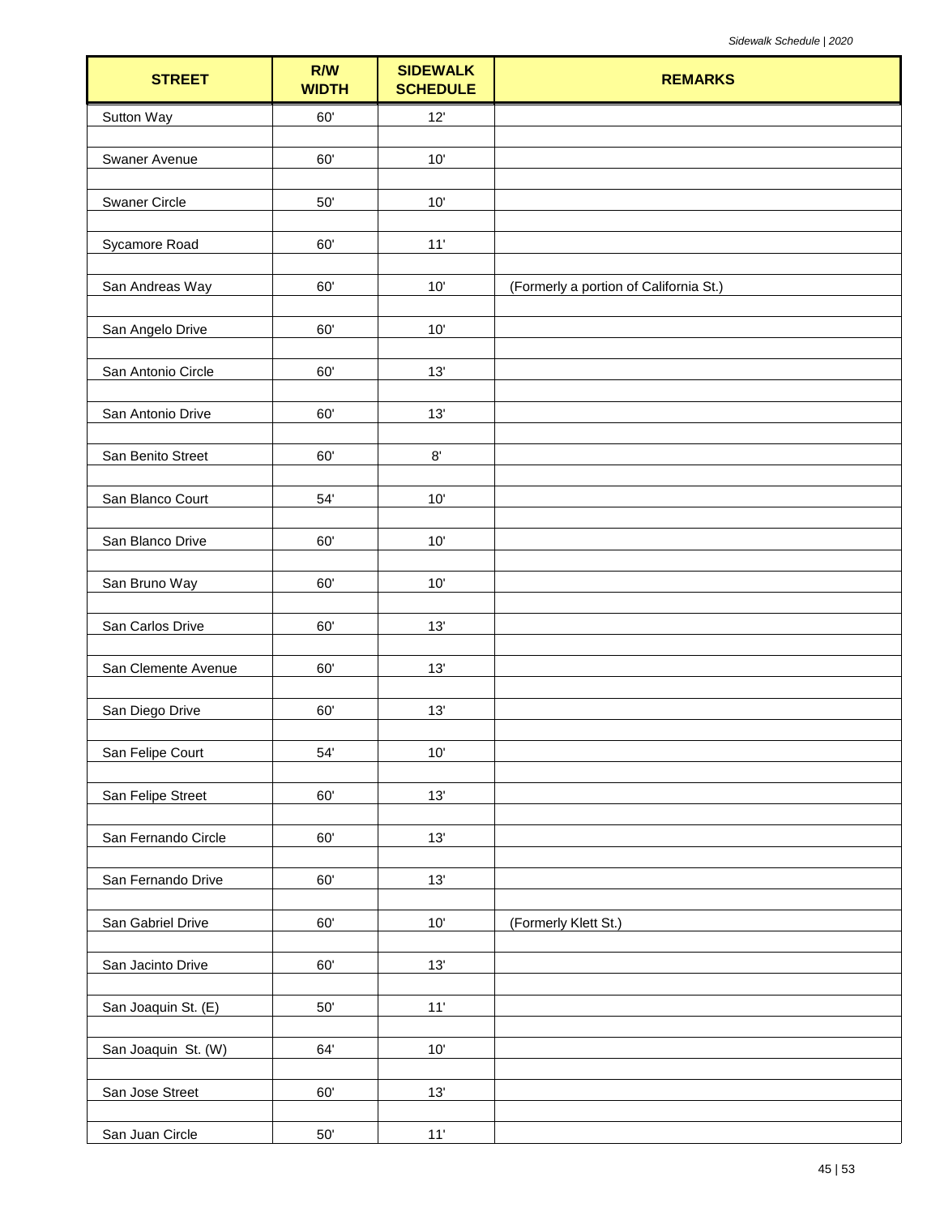| STREET | R/W WIDTH | SIDEWALK SCHEDULE | REMARKS |
|---|---|---|---|
| Sutton Way | 60' | 12' | |
| Swaner Avenue | 60' | 10' | |
| Swaner Circle | 50' | 10' | |
| Sycamore Road | 60' | 11' | |
| San Andreas Way | 60' | 10' | (Formerly a portion of California St.) |
| San Angelo Drive | 60' | 10' | |
| San Antonio Circle | 60' | 13' | |
| San Antonio Drive | 60' | 13' | |
| San Benito Street | 60' | 8' | |
| San Blanco Court | 54' | 10' | |
| San Blanco Drive | 60' | 10' | |
| San Bruno Way | 60' | 10' | |
| San Carlos Drive | 60' | 13' | |
| San Clemente Avenue | 60' | 13' | |
| San Diego Drive | 60' | 13' | |
| San Felipe Court | 54' | 10' | |
| San Felipe Street | 60' | 13' | |
| San Fernando Circle | 60' | 13' | |
| San Fernando Drive | 60' | 13' | |
| San Gabriel Drive | 60' | 10' | (Formerly Klett St.) |
| San Jacinto Drive | 60' | 13' | |
| San Joaquin St. (E) | 50' | 11' | |
| San Joaquin St. (W) | 64' | 10' | |
| San Jose Street | 60' | 13' | |
| San Juan Circle | 50' | 11' | |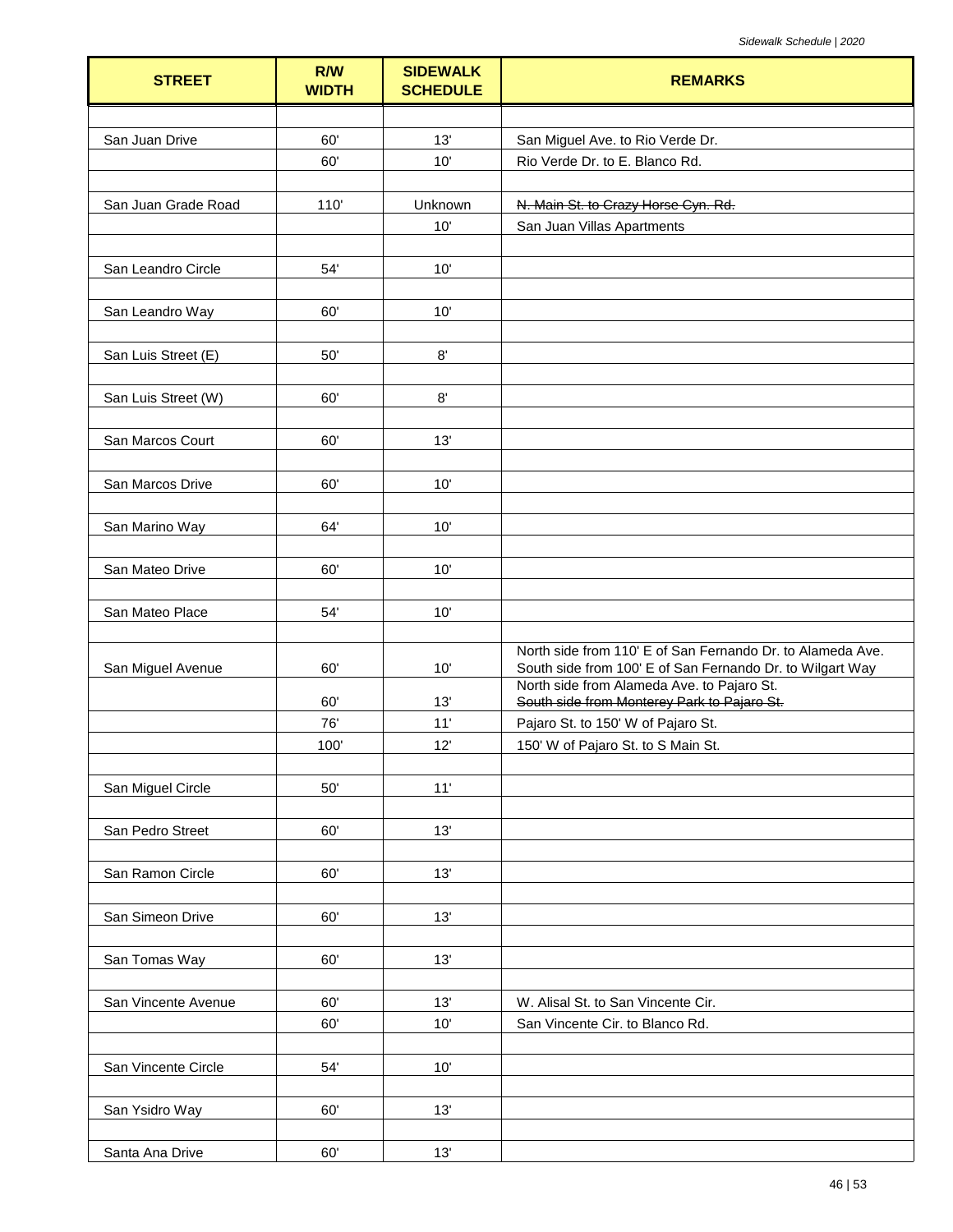| STREET | R/W WIDTH | SIDEWALK SCHEDULE | REMARKS |
|---|---|---|---|
| | | | |
| San Juan Drive | 60' | 13' | San Miguel Ave. to Rio Verde Dr. |
| | 60' | 10' | Rio Verde Dr. to E. Blanco Rd. |
| | | | |
| San Juan Grade Road | 110' | Unknown | ~~N. Main St. to Crazy Horse Cyn. Rd.~~ |
| | | 10' | San Juan Villas Apartments |
| | | | |
| San Leandro Circle | 54' | 10' | |
| | | | |
| San Leandro Way | 60' | 10' | |
| | | | |
| San Luis Street (E) | 50' | 8' | |
| | | | |
| San Luis Street (W) | 60' | 8' | |
| | | | |
| San Marcos Court | 60' | 13' | |
| | | | |
| San Marcos Drive | 60' | 10' | |
| | | | |
| San Marino Way | 64' | 10' | |
| | | | |
| San Mateo Drive | 60' | 10' | |
| | | | |
| San Mateo Place | 54' | 10' | |
| | | | |
| San Miguel Avenue | 60' | 10' | North side from 110' E of San Fernando Dr. to Alameda Ave. South side from 100' E of San Fernando Dr. to Wilgart Way |
| | 60' | 13' | North side from Alameda Ave. to Pajaro St. ~~South side from Monterey Park to Pajaro St.~~ |
| | 76' | 11' | Pajaro St. to 150' W of Pajaro St. |
| | 100' | 12' | 150' W of Pajaro St. to S Main St. |
| | | | |
| San Miguel Circle | 50' | 11' | |
| | | | |
| San Pedro Street | 60' | 13' | |
| | | | |
| San Ramon Circle | 60' | 13' | |
| | | | |
| San Simeon Drive | 60' | 13' | |
| | | | |
| San Tomas Way | 60' | 13' | |
| | | | |
| San Vincente Avenue | 60' | 13' | W. Alisal St. to San Vincente Cir. |
| | 60' | 10' | San Vincente Cir. to Blanco Rd. |
| | | | |
| San Vincente Circle | 54' | 10' | |
| | | | |
| San Ysidro Way | 60' | 13' | |
| | | | |
| Santa Ana Drive | 60' | 13' | |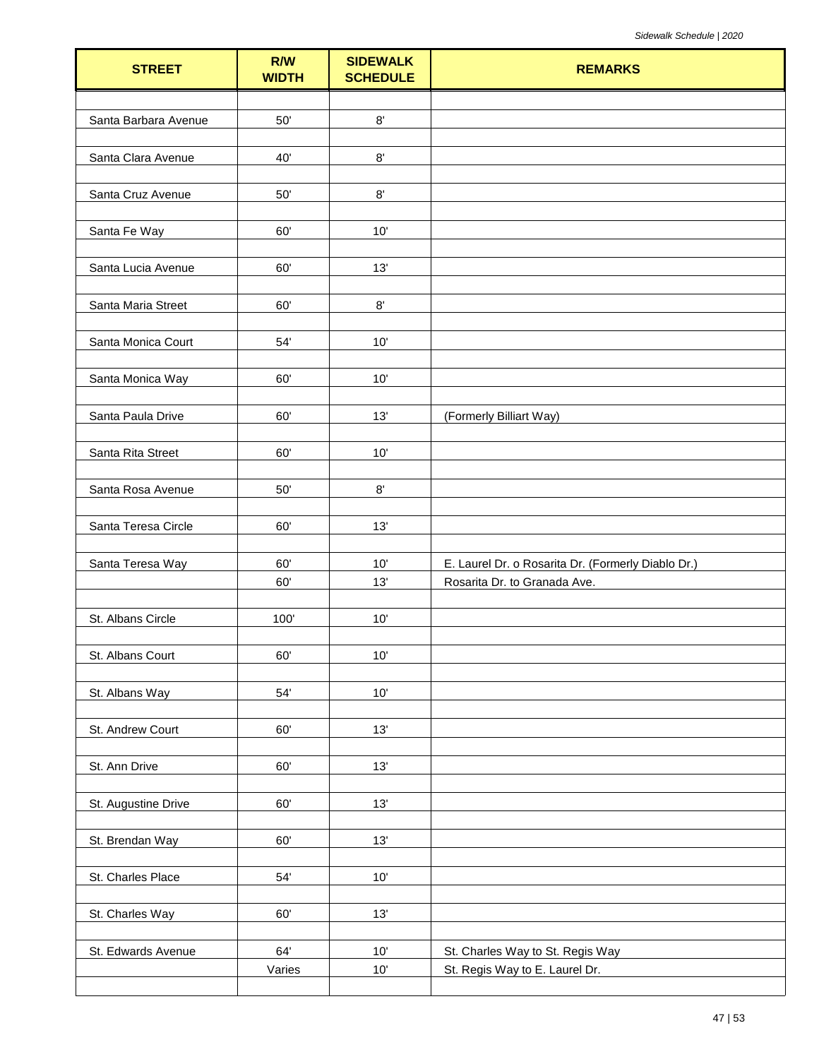| STREET | R/W WIDTH | SIDEWALK SCHEDULE | REMARKS |
|---|---|---|---|
| Santa Barbara Avenue | 50' | 8' | |
| Santa Clara Avenue | 40' | 8' | |
| Santa Cruz Avenue | 50' | 8' | |
| Santa Fe Way | 60' | 10' | |
| Santa Lucia Avenue | 60' | 13' | |
| Santa Maria Street | 60' | 8' | |
| Santa Monica Court | 54' | 10' | |
| Santa Monica Way | 60' | 10' | |
| Santa Paula Drive | 60' | 13' | (Formerly Billiart Way) |
| Santa Rita Street | 60' | 10' | |
| Santa Rosa Avenue | 50' | 8' | |
| Santa Teresa Circle | 60' | 13' | |
| Santa Teresa Way | 60' | 10' | E. Laurel Dr. o Rosarita Dr. (Formerly Diablo Dr.) |
| | 60' | 13' | Rosarita Dr. to Granada Ave. |
| St. Albans Circle | 100' | 10' | |
| St. Albans Court | 60' | 10' | |
| St. Albans Way | 54' | 10' | |
| St. Andrew Court | 60' | 13' | |
| St. Ann Drive | 60' | 13' | |
| St. Augustine Drive | 60' | 13' | |
| St. Brendan Way | 60' | 13' | |
| St. Charles Place | 54' | 10' | |
| St. Charles Way | 60' | 13' | |
| St. Edwards Avenue | 64' | 10' | St. Charles Way to St. Regis Way |
| | Varies | 10' | St. Regis Way to E. Laurel Dr. |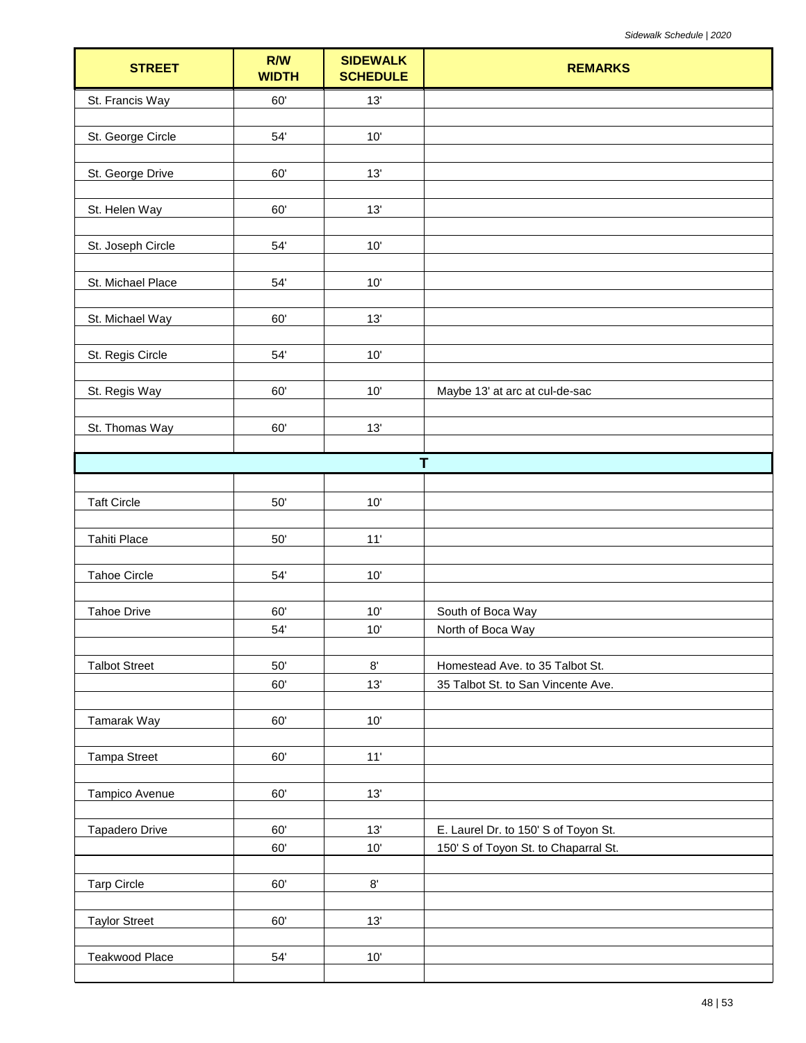| STREET | R/W WIDTH | SIDEWALK SCHEDULE | REMARKS |
|---|---|---|---|
| St. Francis Way | 60' | 13' | |
| St. George Circle | 54' | 10' | |
| St. George Drive | 60' | 13' | |
| St. Helen Way | 60' | 13' | |
| St. Joseph Circle | 54' | 10' | |
| St. Michael Place | 54' | 10' | |
| St. Michael Way | 60' | 13' | |
| St. Regis Circle | 54' | 10' | |
| St. Regis Way | 60' | 10' | Maybe 13' at arc at cul-de-sac |
| St. Thomas Way | 60' | 13' | |
| **T** | | | |
| Taft Circle | 50' | 10' | |
| Tahiti Place | 50' | 11' | |
| Tahoe Circle | 54' | 10' | |
| Tahoe Drive | 60' | 10' | South of Boca Way |
| | 54' | 10' | North of Boca Way |
| Talbot Street | 50' | 8' | Homestead Ave. to 35 Talbot St. |
| | 60' | 13' | 35 Talbot St. to San Vincente Ave. |
| Tamarak Way | 60' | 10' | |
| Tampa Street | 60' | 11' | |
| Tampico Avenue | 60' | 13' | |
| Tapadero Drive | 60' | 13' | E. Laurel Dr. to 150' S of Toyon St. |
| | 60' | 10' | 150' S of Toyon St. to Chaparral St. |
| Tarp Circle | 60' | 8' | |
| Taylor Street | 60' | 13' | |
| Teakwood Place | 54' | 10' | |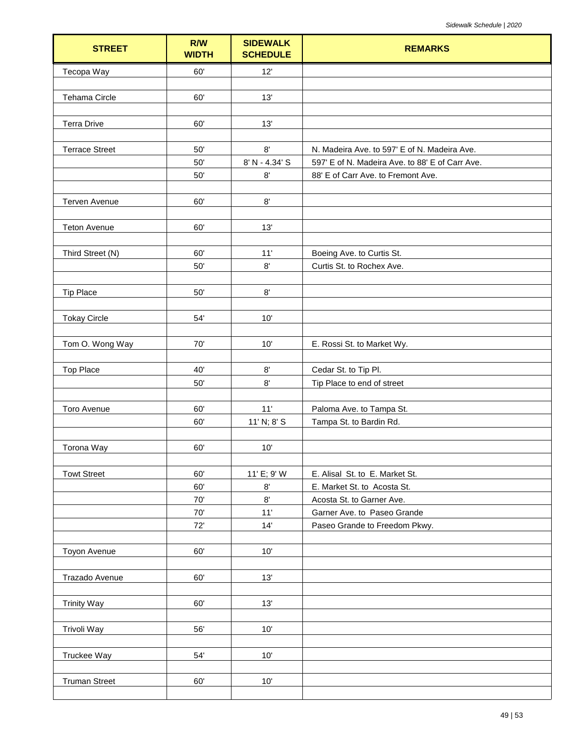| STREET | R/W WIDTH | SIDEWALK SCHEDULE | REMARKS |
|---|---|---|---|
| Tecopa Way | 60' | 12' | |
| | | | |
| Tehama Circle | 60' | 13' | |
| | | | |
| Terra Drive | 60' | 13' | |
| | | | |
| Terrace Street | 50' | 8' | N. Madeira Ave. to 597' E of N. Madeira Ave. |
| | 50' | 8' N - 4.34' S | 597' E of N. Madeira Ave. to 88' E of Carr Ave. |
| | 50' | 8' | 88' E of Carr Ave. to Fremont Ave. |
| | | | |
| Terven Avenue | 60' | 8' | |
| | | | |
| Teton Avenue | 60' | 13' | |
| | | | |
| Third Street (N) | 60' | 11' | Boeing Ave. to Curtis St. |
| | 50' | 8' | Curtis St. to Rochex Ave. |
| | | | |
| Tip Place | 50' | 8' | |
| | | | |
| Tokay Circle | 54' | 10' | |
| | | | |
| Tom O. Wong Way | 70' | 10' | E. Rossi St. to Market Wy. |
| | | | |
| Top Place | 40' | 8' | Cedar St. to Tip Pl. |
| | 50' | 8' | Tip Place to end of street |
| | | | |
| Toro Avenue | 60' | 11' | Paloma Ave. to Tampa St. |
| | 60' | 11' N; 8' S | Tampa St. to Bardin Rd. |
| | | | |
| Torona Way | 60' | 10' | |
| | | | |
| Towt Street | 60' | 11' E; 9' W | E. Alisal St. to E. Market St. |
| | 60' | 8' | E. Market St. to Acosta St. |
| | 70' | 8' | Acosta St. to Garner Ave. |
| | 70' | 11' | Garner Ave. to Paseo Grande |
| | 72' | 14' | Paseo Grande to Freedom Pkwy. |
| | | | |
| Toyon Avenue | 60' | 10' | |
| | | | |
| Trazado Avenue | 60' | 13' | |
| | | | |
| Trinity Way | 60' | 13' | |
| | | | |
| Trivoli Way | 56' | 10' | |
| | | | |
| Truckee Way | 54' | 10' | |
| | | | |
| Truman Street | 60' | 10' | |
| | | | |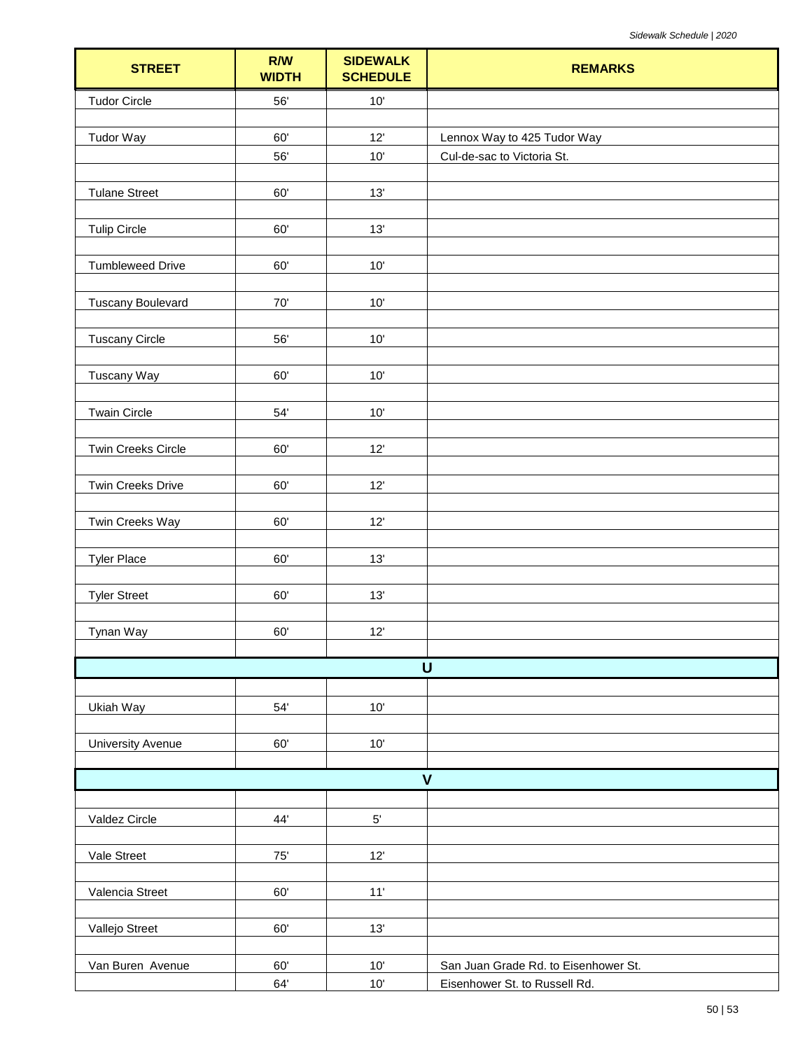| STREET | R/W WIDTH | SIDEWALK SCHEDULE | REMARKS |
|---|---|---|---|
| Tudor Circle | 56' | 10' | |
| | | | |
| Tudor Way | 60' | 12' | Lennox Way to 425 Tudor Way |
| | 56' | 10' | Cul-de-sac to Victoria St. |
| | | | |
| Tulane Street | 60' | 13' | |
| | | | |
| Tulip Circle | 60' | 13' | |
| | | | |
| Tumbleweed Drive | 60' | 10' | |
| | | | |
| Tuscany Boulevard | 70' | 10' | |
| | | | |
| Tuscany Circle | 56' | 10' | |
| | | | |
| Tuscany Way | 60' | 10' | |
| | | | |
| Twain Circle | 54' | 10' | |
| | | | |
| Twin Creeks Circle | 60' | 12' | |
| | | | |
| Twin Creeks Drive | 60' | 12' | |
| | | | |
| Twin Creeks Way | 60' | 12' | |
| | | | |
| Tyler Place | 60' | 13' | |
| | | | |
| Tyler Street | 60' | 13' | |
| | | | |
| Tynan Way | 60' | 12' | |
| | | | |
| **U** | | | |
| | | | |
| Ukiah Way | 54' | 10' | |
| | | | |
| University Avenue | 60' | 10' | |
| | | | |
| **V** | | | |
| | | | |
| Valdez Circle | 44' | 5' | |
| | | | |
| Vale Street | 75' | 12' | |
| | | | |
| Valencia Street | 60' | 11' | |
| | | | |
| Vallejo Street | 60' | 13' | |
| | | | |
| Van Buren Avenue | 60' | 10' | San Juan Grade Rd. to Eisenhower St. |
| | 64' | 10' | Eisenhower St. to Russell Rd. |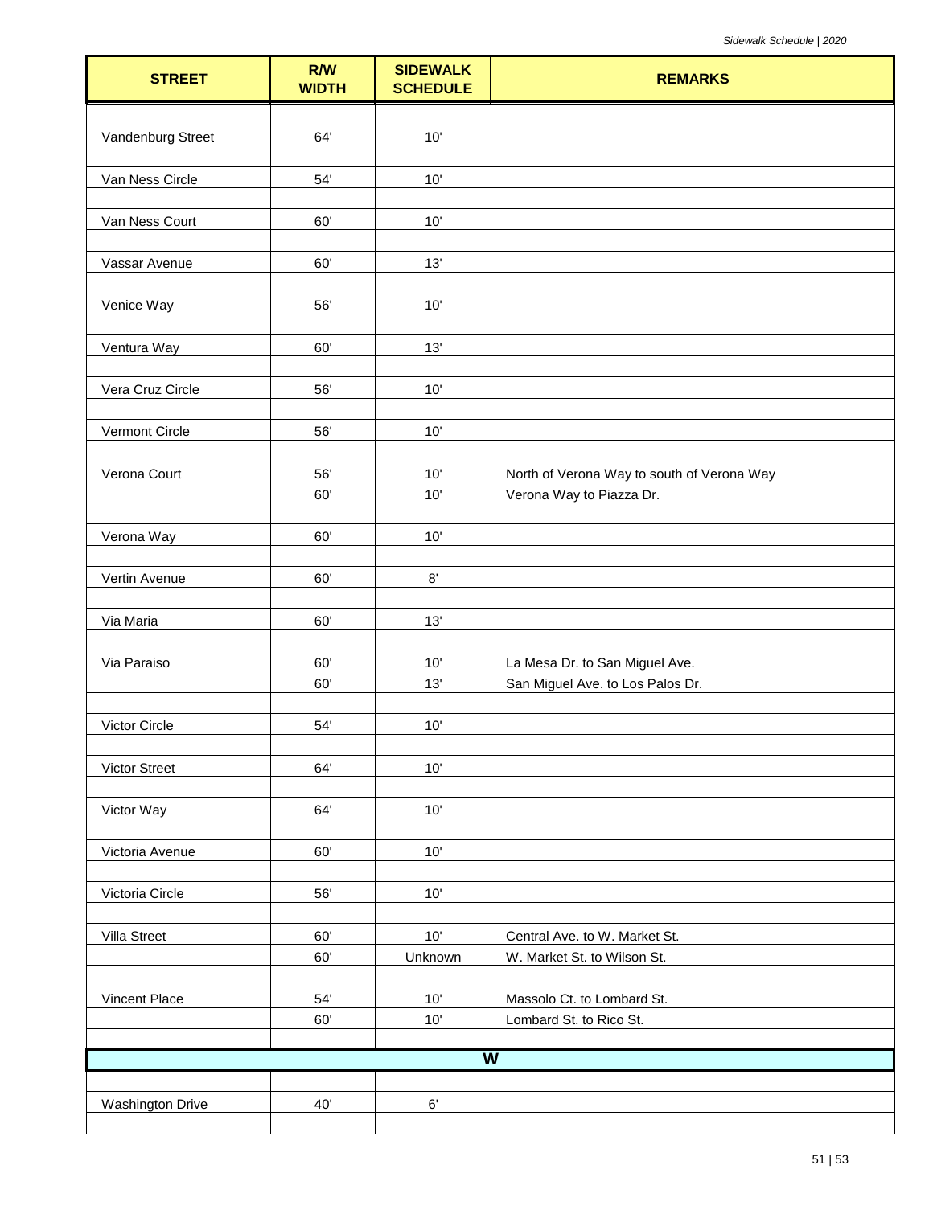| STREET | R/W WIDTH | SIDEWALK SCHEDULE | REMARKS |
|---|---|---|---|
| Vandenburg Street | 64' | 10' | |
| Van Ness Circle | 54' | 10' | |
| Van Ness Court | 60' | 10' | |
| Vassar Avenue | 60' | 13' | |
| Venice Way | 56' | 10' | |
| Ventura Way | 60' | 13' | |
| Vera Cruz Circle | 56' | 10' | |
| Vermont Circle | 56' | 10' | |
| Verona Court | 56' | 10' | North of Verona Way to south of Verona Way |
| | 60' | 10' | Verona Way to Piazza Dr. |
| Verona Way | 60' | 10' | |
| Vertin Avenue | 60' | 8' | |
| Via Maria | 60' | 13' | |
| Via Paraiso | 60' | 10' | La Mesa Dr. to San Miguel Ave. |
| | 60' | 13' | San Miguel Ave. to Los Palos Dr. |
| Victor Circle | 54' | 10' | |
| Victor Street | 64' | 10' | |
| Victor Way | 64' | 10' | |
| Victoria Avenue | 60' | 10' | |
| Victoria Circle | 56' | 10' | |
| Villa Street | 60' | 10' | Central Ave. to W. Market St. |
| | 60' | Unknown | W. Market St. to Wilson St. |
| Vincent Place | 54' | 10' | Massolo Ct. to Lombard St. |
| | 60' | 10' | Lombard St. to Rico St. |
| **W** | | | |
| Washington Drive | 40' | 6' | |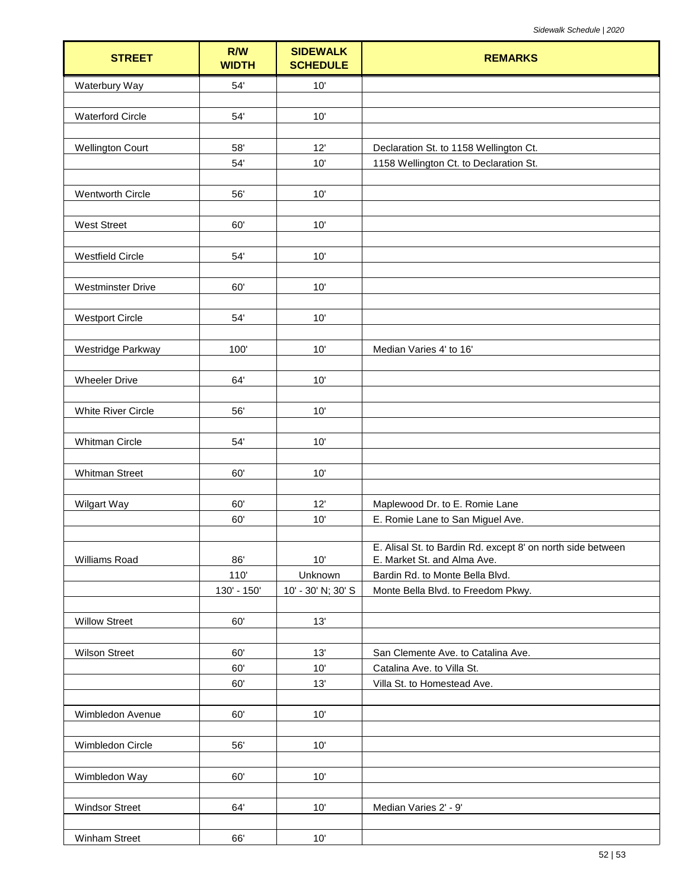| STREET | R/W WIDTH | SIDEWALK SCHEDULE | REMARKS |
|---|---|---|---|
| Waterbury Way | 54' | 10' | |
| | | | |
| Waterford Circle | 54' | 10' | |
| | | | |
| Wellington Court | 58' | 12' | Declaration St. to 1158 Wellington Ct. |
| | 54' | 10' | 1158 Wellington Ct. to Declaration St. |
| | | | |
| Wentworth Circle | 56' | 10' | |
| | | | |
| West Street | 60' | 10' | |
| | | | |
| Westfield Circle | 54' | 10' | |
| | | | |
| Westminster Drive | 60' | 10' | |
| | | | |
| Westport Circle | 54' | 10' | |
| | | | |
| Westridge Parkway | 100' | 10' | Median Varies 4' to 16' |
| | | | |
| Wheeler Drive | 64' | 10' | |
| | | | |
| White River Circle | 56' | 10' | |
| | | | |
| Whitman Circle | 54' | 10' | |
| | | | |
| Whitman Street | 60' | 10' | |
| | | | |
| Wilgart Way | 60' | 12' | Maplewood Dr. to E. Romie Lane |
| | 60' | 10' | E. Romie Lane to San Miguel Ave. |
| | | | |
| Williams Road | 86' | 10' | E. Alisal St. to Bardin Rd. except 8' on north side between E. Market St. and Alma Ave. |
| | 110' | Unknown | Bardin Rd. to Monte Bella Blvd. |
| | 130' - 150' | 10' - 30' N; 30' S | Monte Bella Blvd. to Freedom Pkwy. |
| | | | |
| Willow Street | 60' | 13' | |
| | | | |
| Wilson Street | 60' | 13' | San Clemente Ave. to Catalina Ave. |
| | 60' | 10' | Catalina Ave. to Villa St. |
| | 60' | 13' | Villa St. to Homestead Ave. |
| | | | |
| Wimbledon Avenue | 60' | 10' | |
| | | | |
| Wimbledon Circle | 56' | 10' | |
| | | | |
| Wimbledon Way | 60' | 10' | |
| | | | |
| Windsor Street | 64' | 10' | Median Varies 2' - 9' |
| | | | |
| Winham Street | 66' | 10' | |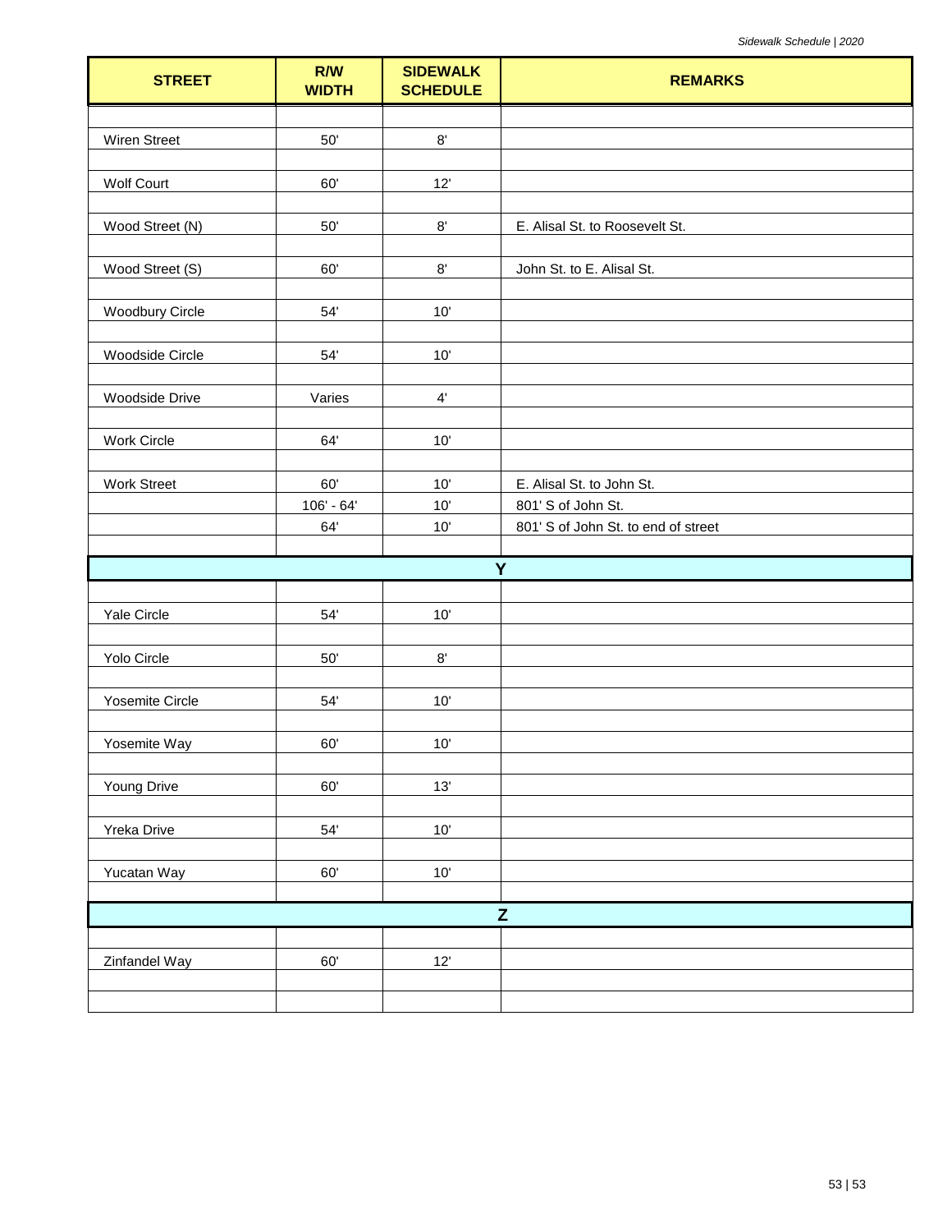| STREET | R/W WIDTH | SIDEWALK SCHEDULE | REMARKS |
|---|---|---|---|
| Wiren Street | 50' | 8' | |
| Wolf Court | 60' | 12' | |
| Wood Street (N) | 50' | 8' | E. Alisal St. to Roosevelt St. |
| Wood Street (S) | 60' | 8' | John St. to E. Alisal St. |
| Woodbury Circle | 54' | 10' | |
| Woodside Circle | 54' | 10' | |
| Woodside Drive | Varies | 4' | |
| Work Circle | 64' | 10' | |
| Work Street | 60' | 10' | E. Alisal St. to John St. |
| | 106' - 64' | 10' | 801' S of John St. |
| | 64' | 10' | 801' S of John St. to end of street |
| **Y** | | | |
| Yale Circle | 54' | 10' | |
| Yolo Circle | 50' | 8' | |
| Yosemite Circle | 54' | 10' | |
| Yosemite Way | 60' | 10' | |
| Young Drive | 60' | 13' | |
| Yreka Drive | 54' | 10' | |
| Yucatan Way | 60' | 10' | |
| **Z** | | | |
| Zinfandel Way | 60' | 12' | |